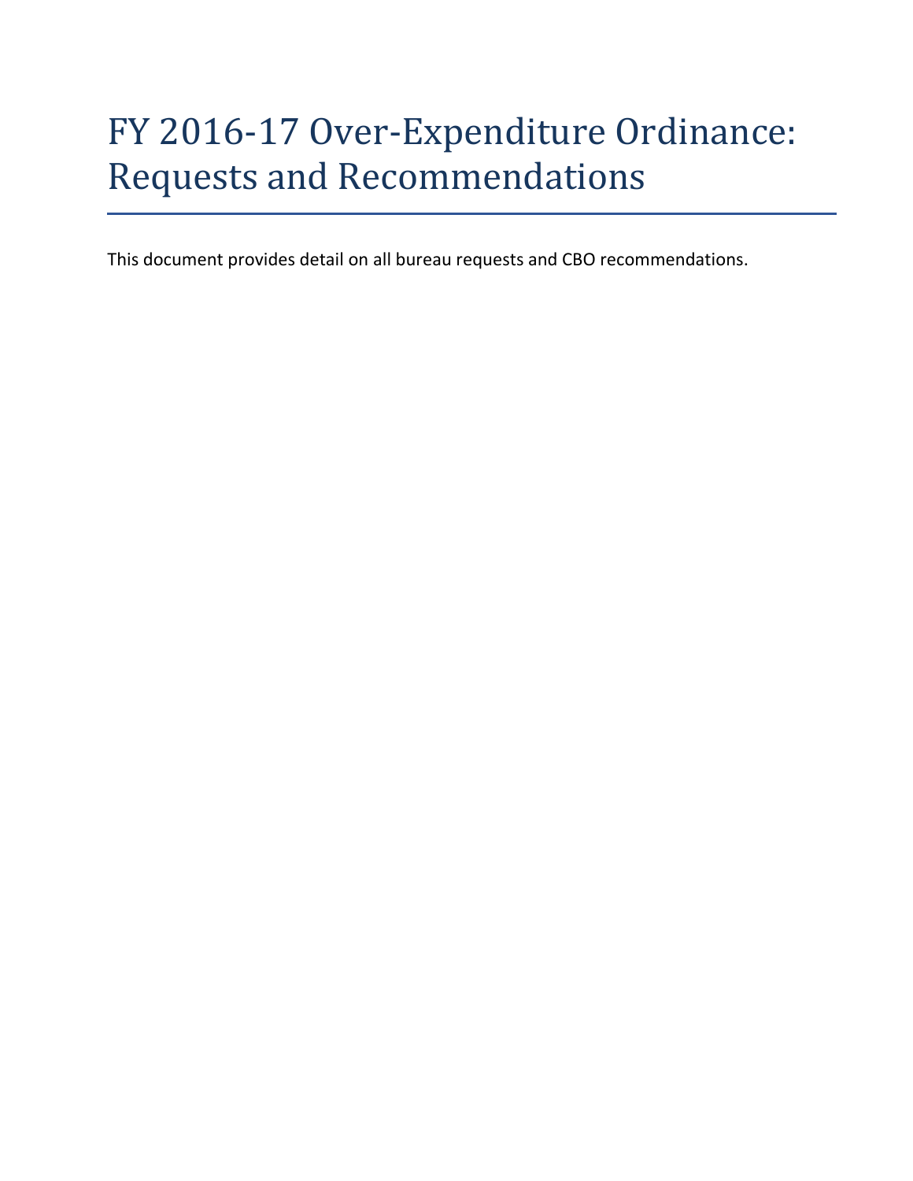# FY 2016-17 Over-Expenditure Ordinance: Requests and Recommendations

This document provides detail on all bureau requests and CBO recommendations.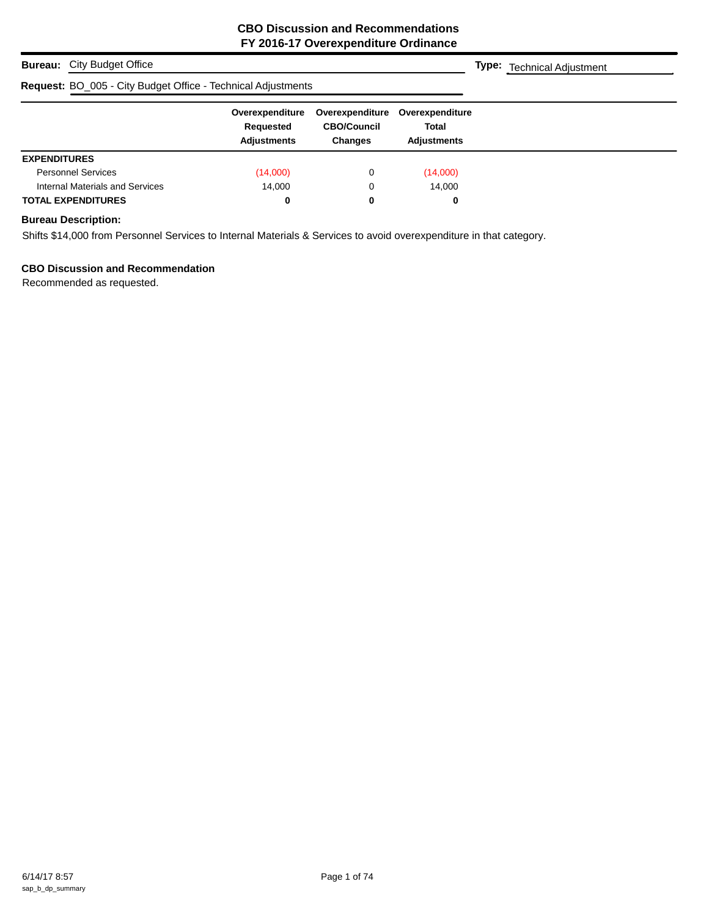## CBO Discussion and Recommendations
## FY 2016-17 Overexpenditure Ordinance

**Bureau:** City Budget Office **Type:** Technical Adjustment

**Request:** BO_005 - City Budget Office - Technical Adjustments

| | Overexpenditure Requested Adjustments | Overexpenditure CBO/Council Changes | Overexpenditure Total Adjustments |
|---|---|---|---|
| **EXPENDITURES** | | | |
| Personnel Services | (14,000) | 0 | (14,000) |
| Internal Materials and Services | 14,000 | 0 | 14,000 |
| **TOTAL EXPENDITURES** | **0** | **0** | **0** |

**Bureau Description:**

Shifts $14,000 from Personnel Services to Internal Materials & Services to avoid overexpenditure in that category.

**CBO Discussion and Recommendation**

Recommended as requested.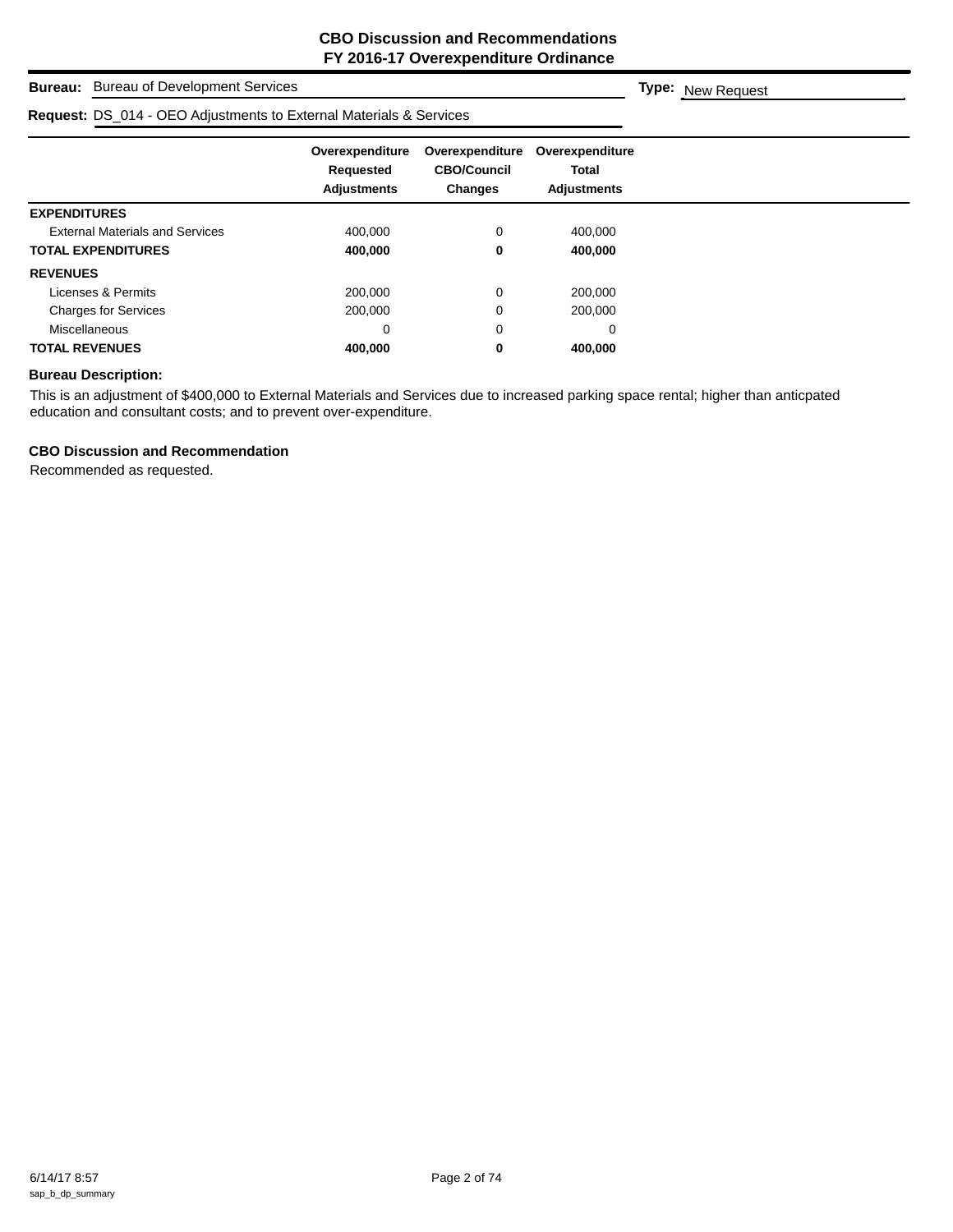# CBO Discussion and Recommendations
## FY 2016-17 Overexpenditure Ordinance

**Bureau:** Bureau of Development Services **Type:** New Request

**Request:** DS_014 - OEO Adjustments to External Materials & Services

| | Overexpenditure Requested Adjustments | Overexpenditure CBO/Council Changes | Overexpenditure Total Adjustments |
|---|---|---|---|
| **EXPENDITURES** | | | |
| External Materials and Services | 400,000 | 0 | 400,000 |
| **TOTAL EXPENDITURES** | **400,000** | **0** | **400,000** |
| **REVENUES** | | | |
| Licenses & Permits | 200,000 | 0 | 200,000 |
| Charges for Services | 200,000 | 0 | 200,000 |
| Miscellaneous | 0 | 0 | 0 |
| **TOTAL REVENUES** | **400,000** | **0** | **400,000** |

**Bureau Description:**

This is an adjustment of $400,000 to External Materials and Services due to increased parking space rental; higher than anticpated education and consultant costs; and to prevent over-expenditure.

**CBO Discussion and Recommendation**

Recommended as requested.

6/14/17 8:57
sap_b_dp_summary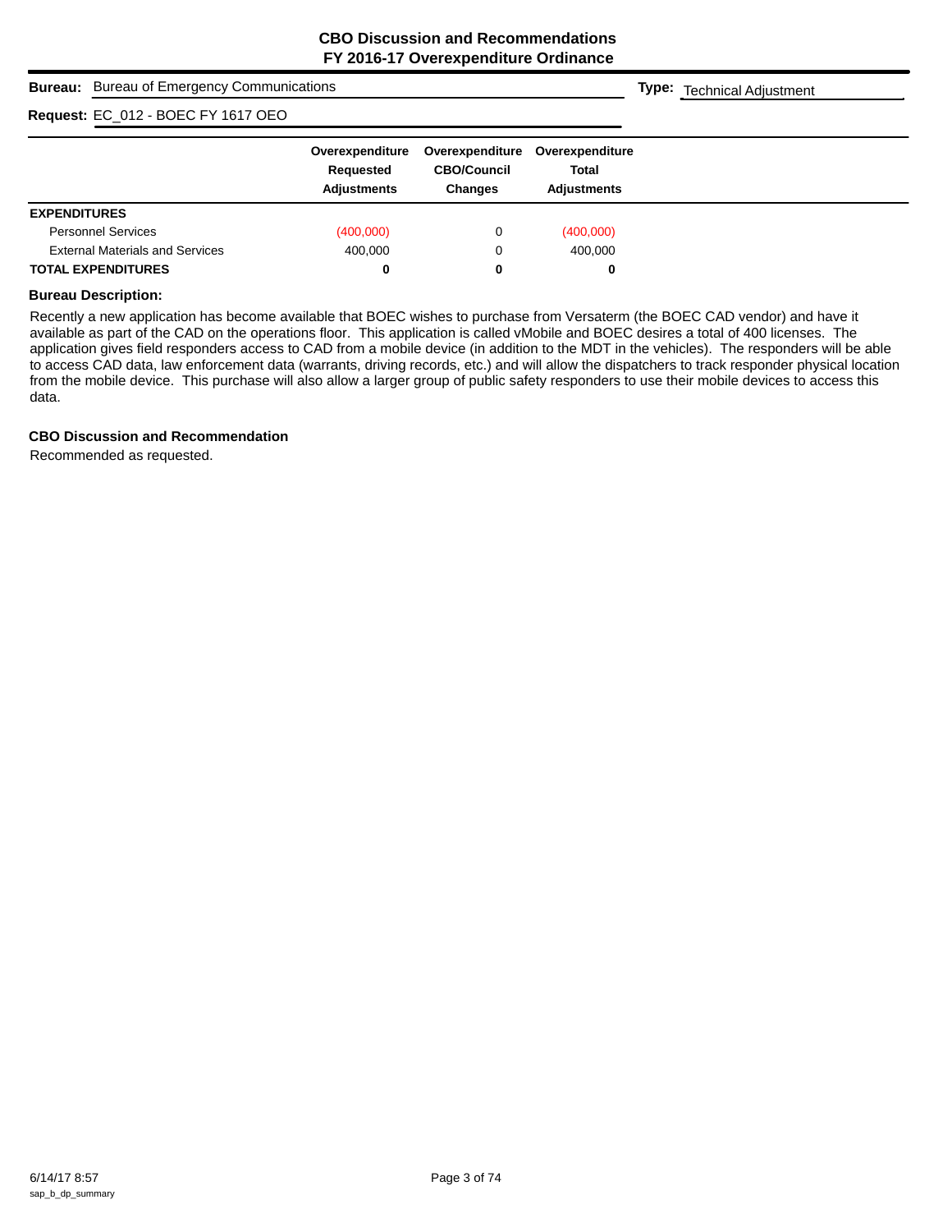# CBO Discussion and Recommendations
## FY 2016-17 Overexpenditure Ordinance

**Bureau:** Bureau of Emergency Communications

**Type:** Technical Adjustment

**Request:** EC_012 - BOEC FY 1617 OEO

| | Overexpenditure Requested Adjustments | Overexpenditure CBO/Council Changes | Overexpenditure Total Adjustments |
|---|---|---|---|
| **EXPENDITURES** | | | |
| Personnel Services | (400,000) | 0 | (400,000) |
| External Materials and Services | 400,000 | 0 | 400,000 |
| **TOTAL EXPENDITURES** | **0** | **0** | **0** |

**Bureau Description:**

Recently a new application has become available that BOEC wishes to purchase from Versaterm (the BOEC CAD vendor) and have it available as part of the CAD on the operations floor. This application is called vMobile and BOEC desires a total of 400 licenses. The application gives field responders access to CAD from a mobile device (in addition to the MDT in the vehicles). The responders will be able to access CAD data, law enforcement data (warrants, driving records, etc.) and will allow the dispatchers to track responder physical location from the mobile device. This purchase will also allow a larger group of public safety responders to use their mobile devices to access this data.

**CBO Discussion and Recommendation**

Recommended as requested.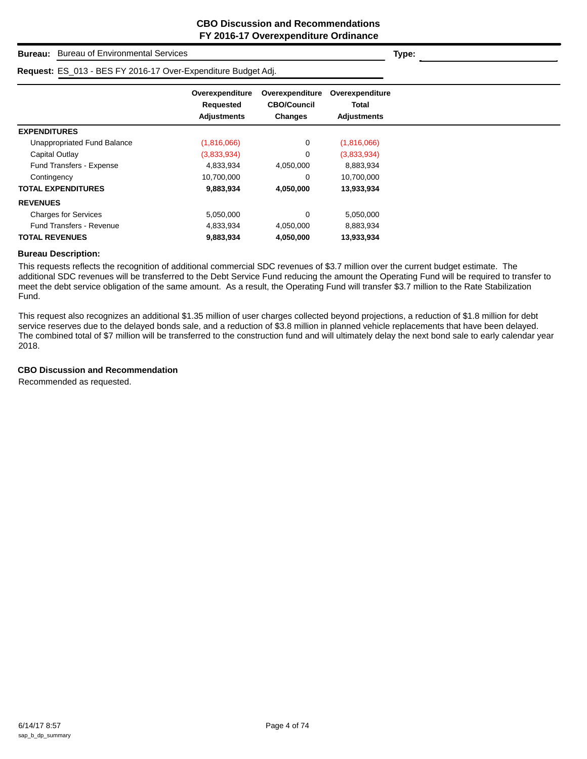# CBO Discussion and Recommendations
## FY 2016-17 Overexpenditure Ordinance

**Bureau:** Bureau of Environmental Services **Type:**

**Request:** ES_013 - BES FY 2016-17 Over-Expenditure Budget Adj.

| | Overexpenditure Requested Adjustments | Overexpenditure CBO/Council Changes | Overexpenditure Total Adjustments |
|---|---|---|---|
| **EXPENDITURES** | | | |
| Unappropriated Fund Balance | (1,816,066) | 0 | (1,816,066) |
| Capital Outlay | (3,833,934) | 0 | (3,833,934) |
| Fund Transfers - Expense | 4,833,934 | 4,050,000 | 8,883,934 |
| Contingency | 10,700,000 | 0 | 10,700,000 |
| **TOTAL EXPENDITURES** | **9,883,934** | **4,050,000** | **13,933,934** |
| **REVENUES** | | | |
| Charges for Services | 5,050,000 | 0 | 5,050,000 |
| Fund Transfers - Revenue | 4,833,934 | 4,050,000 | 8,883,934 |
| **TOTAL REVENUES** | **9,883,934** | **4,050,000** | **13,933,934** |

### Bureau Description:

This requests reflects the recognition of additional commercial SDC revenues of $3.7 million over the current budget estimate. The additional SDC revenues will be transferred to the Debt Service Fund reducing the amount the Operating Fund will be required to transfer to meet the debt service obligation of the same amount. As a result, the Operating Fund will transfer $3.7 million to the Rate Stabilization Fund.

This request also recognizes an additional $1.35 million of user charges collected beyond projections, a reduction of $1.8 million for debt service reserves due to the delayed bonds sale, and a reduction of $3.8 million in planned vehicle replacements that have been delayed. The combined total of $7 million will be transferred to the construction fund and will ultimately delay the next bond sale to early calendar year 2018.

### CBO Discussion and Recommendation

Recommended as requested.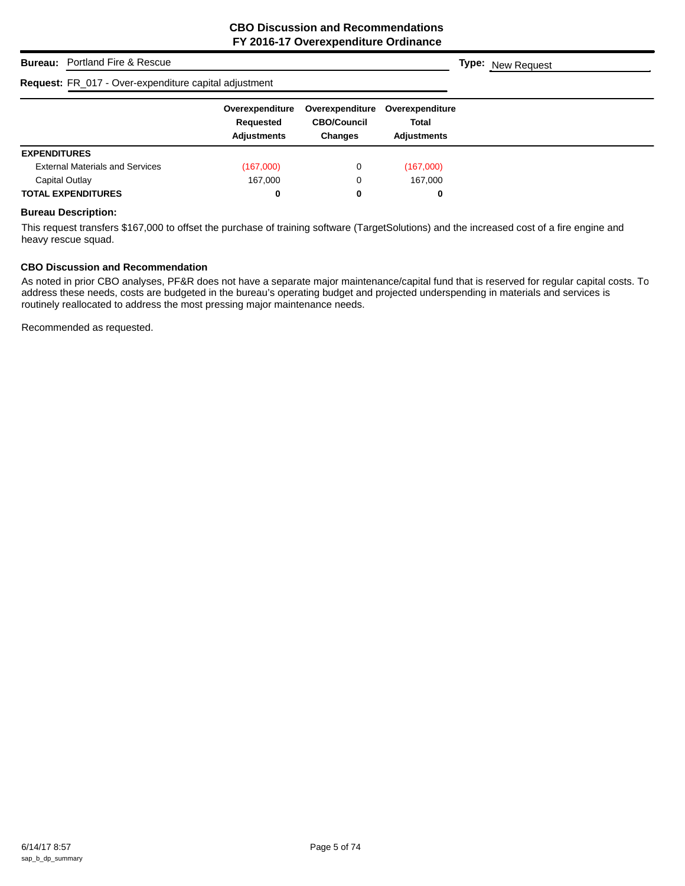# CBO Discussion and Recommendations
## FY 2016-17 Overexpenditure Ordinance

**Bureau:** Portland Fire & Rescue

**Type:** New Request

**Request:** FR_017 - Over-expenditure capital adjustment

| | Overexpenditure Requested Adjustments | Overexpenditure CBO/Council Changes | Overexpenditure Total Adjustments |
|---|---|---|---|
| **EXPENDITURES** | | | |
| External Materials and Services | (167,000) | 0 | (167,000) |
| Capital Outlay | 167,000 | 0 | 167,000 |
| **TOTAL EXPENDITURES** | **0** | **0** | **0** |

### Bureau Description:

This request transfers $167,000 to offset the purchase of training software (TargetSolutions) and the increased cost of a fire engine and heavy rescue squad.

### CBO Discussion and Recommendation

As noted in prior CBO analyses, PF&R does not have a separate major maintenance/capital fund that is reserved for regular capital costs. To address these needs, costs are budgeted in the bureau's operating budget and projected underspending in materials and services is routinely reallocated to address the most pressing major maintenance needs.

Recommended as requested.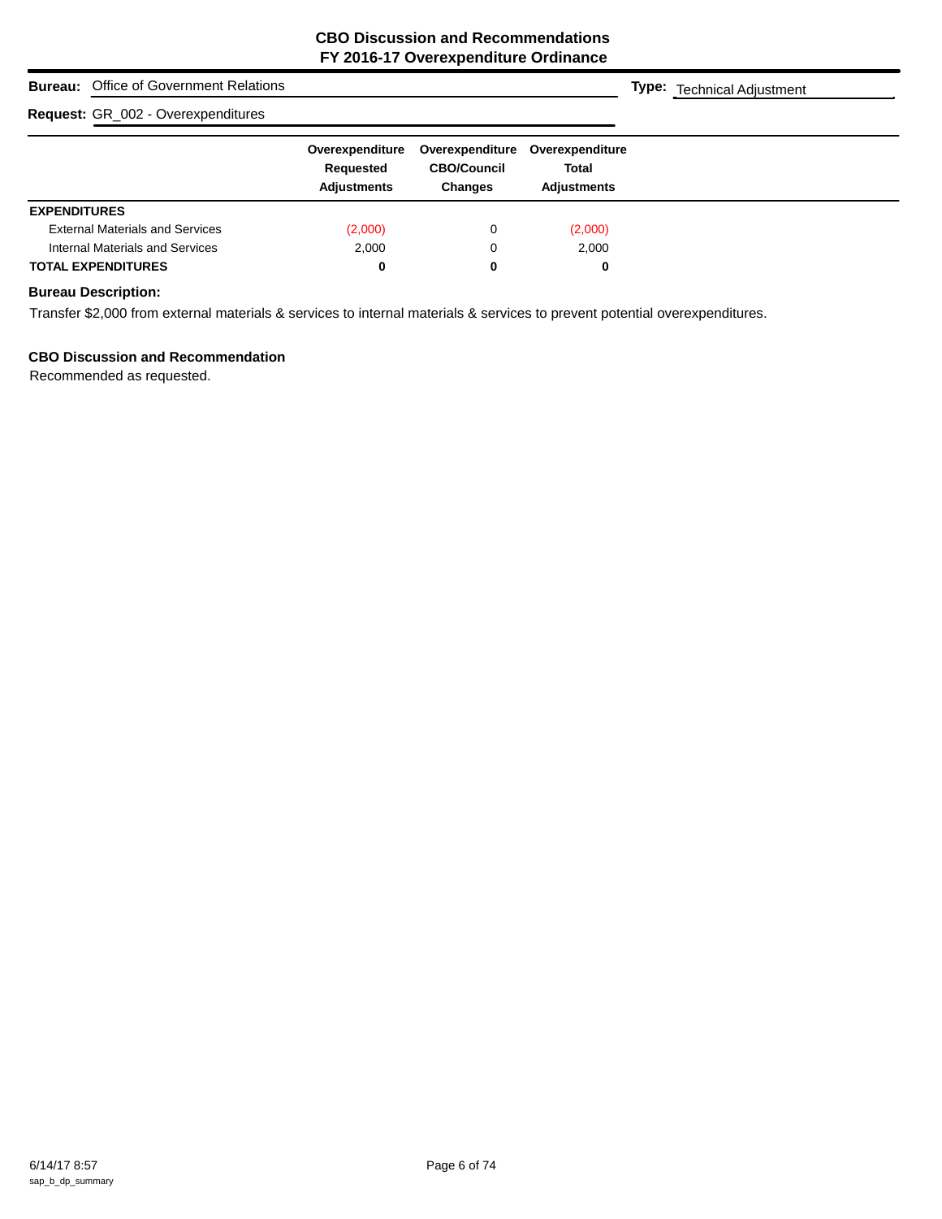# CBO Discussion and Recommendations
## FY 2016-17 Overexpenditure Ordinance

**Bureau:** Office of Government Relations

**Type:** Technical Adjustment

**Request:** GR_002 - Overexpenditures

| | Overexpenditure Requested Adjustments | Overexpenditure CBO/Council Changes | Overexpenditure Total Adjustments |
|---|---|---|---|
| **EXPENDITURES** | | | |
| External Materials and Services | (2,000) | 0 | (2,000) |
| Internal Materials and Services | 2,000 | 0 | 2,000 |
| **TOTAL EXPENDITURES** | **0** | **0** | **0** |

**Bureau Description:**

Transfer $2,000 from external materials & services to internal materials & services to prevent potential overexpenditures.

**CBO Discussion and Recommendation**

Recommended as requested.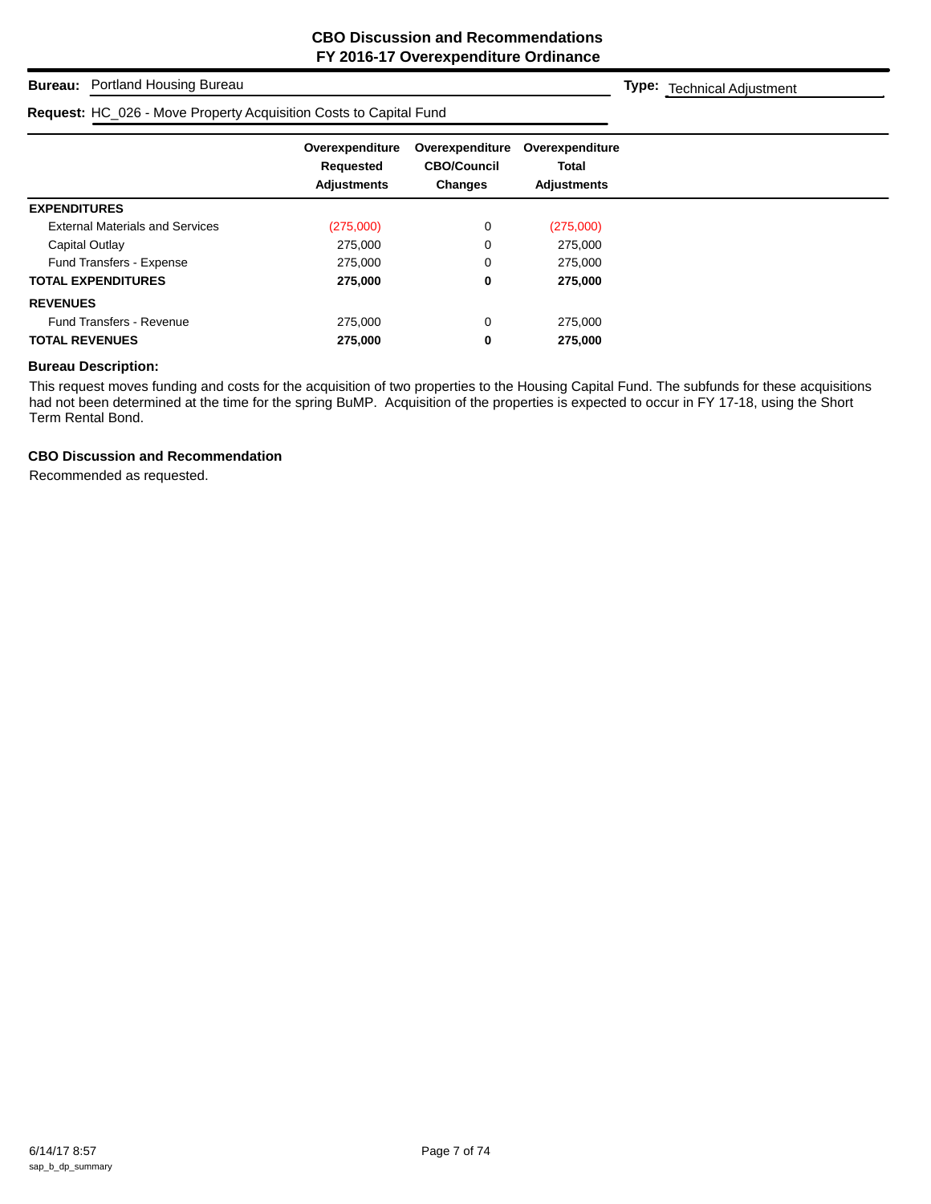# CBO Discussion and Recommendations
## FY 2016-17 Overexpenditure Ordinance

**Bureau:** Portland Housing Bureau **Type:** Technical Adjustment

**Request:** HC_026 - Move Property Acquisition Costs to Capital Fund

| | Overexpenditure Requested Adjustments | Overexpenditure CBO/Council Changes | Overexpenditure Total Adjustments |
|---|---|---|---|
| **EXPENDITURES** | | | |
| External Materials and Services | (275,000) | 0 | (275,000) |
| Capital Outlay | 275,000 | 0 | 275,000 |
| Fund Transfers - Expense | 275,000 | 0 | 275,000 |
| **TOTAL EXPENDITURES** | **275,000** | **0** | **275,000** |
| **REVENUES** | | | |
| Fund Transfers - Revenue | 275,000 | 0 | 275,000 |
| **TOTAL REVENUES** | **275,000** | **0** | **275,000** |

**Bureau Description:**

This request moves funding and costs for the acquisition of two properties to the Housing Capital Fund. The subfunds for these acquisitions had not been determined at the time for the spring BuMP. Acquisition of the properties is expected to occur in FY 17-18, using the Short Term Rental Bond.

**CBO Discussion and Recommendation**

Recommended as requested.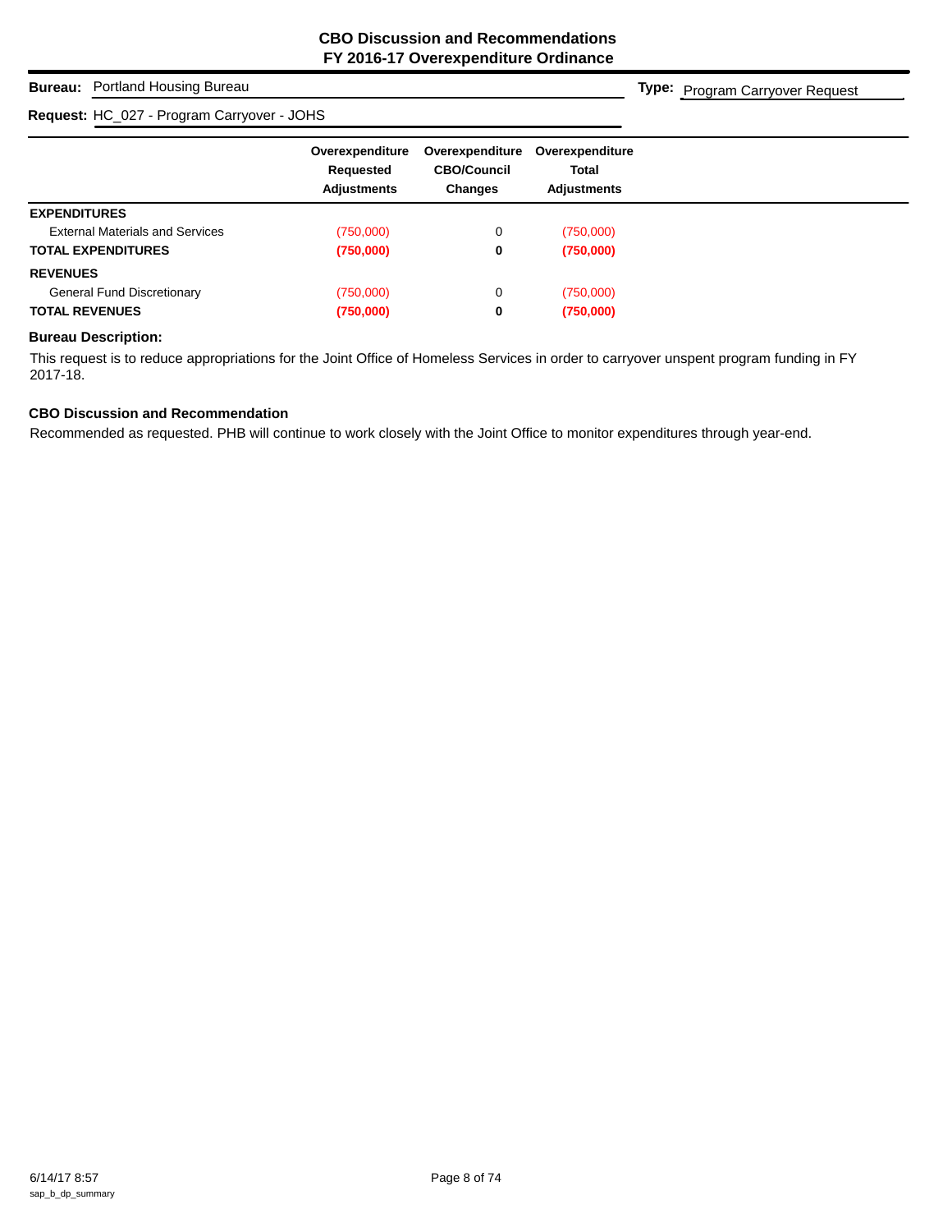# CBO Discussion and Recommendations
## FY 2016-17 Overexpenditure Ordinance

**Bureau:** Portland Housing Bureau

**Type:** Program Carryover Request

**Request:** HC_027 - Program Carryover - JOHS

| | Overexpenditure Requested Adjustments | Overexpenditure CBO/Council Changes | Overexpenditure Total Adjustments |
|---|---|---|---|
| **EXPENDITURES** | | | |
| External Materials and Services | (750,000) | 0 | (750,000) |
| **TOTAL EXPENDITURES** | **(750,000)** | **0** | **(750,000)** |
| **REVENUES** | | | |
| General Fund Discretionary | (750,000) | 0 | (750,000) |
| **TOTAL REVENUES** | **(750,000)** | **0** | **(750,000)** |

### Bureau Description:

This request is to reduce appropriations for the Joint Office of Homeless Services in order to carryover unspent program funding in FY 2017-18.

### CBO Discussion and Recommendation

Recommended as requested. PHB will continue to work closely with the Joint Office to monitor expenditures through year-end.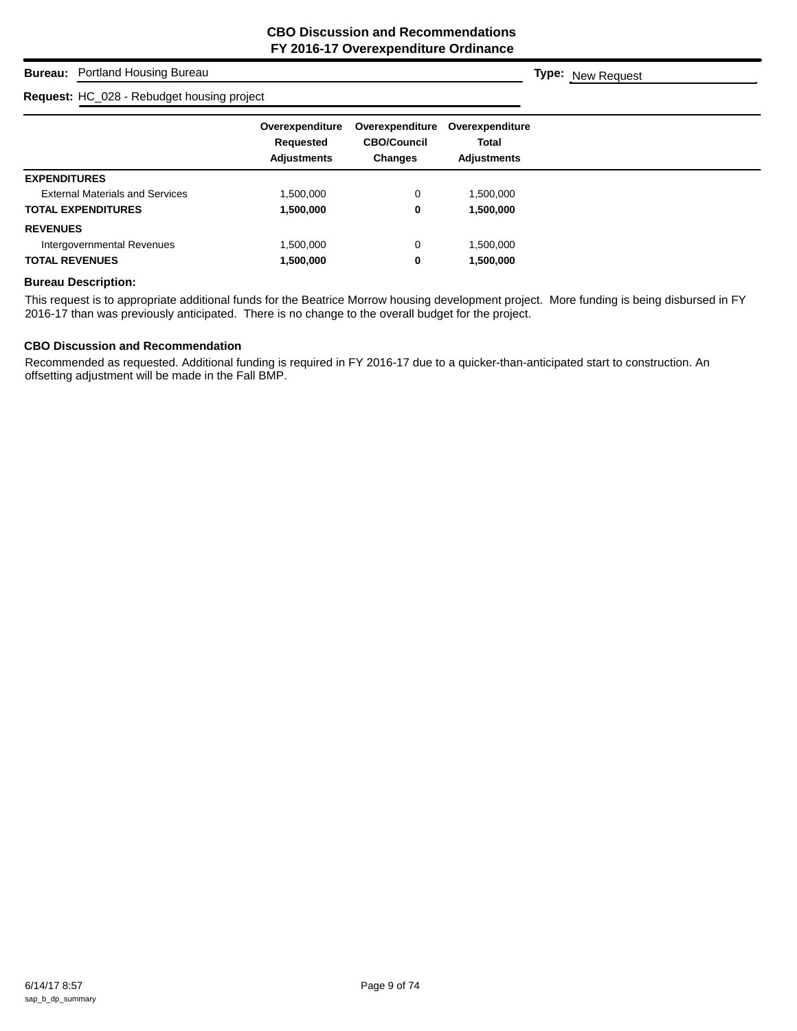# CBO Discussion and Recommendations
## FY 2016-17 Overexpenditure Ordinance

**Bureau:** Portland Housing Bureau

**Type:** New Request

**Request:** HC_028 - Rebudget housing project

| | Overexpenditure Requested Adjustments | Overexpenditure CBO/Council Changes | Overexpenditure Total Adjustments |
|---|---|---|---|
| **EXPENDITURES** | | | |
| External Materials and Services | 1,500,000 | 0 | 1,500,000 |
| **TOTAL EXPENDITURES** | **1,500,000** | **0** | **1,500,000** |
| **REVENUES** | | | |
| Intergovernmental Revenues | 1,500,000 | 0 | 1,500,000 |
| **TOTAL REVENUES** | **1,500,000** | **0** | **1,500,000** |

**Bureau Description:**

This request is to appropriate additional funds for the Beatrice Morrow housing development project. More funding is being disbursed in FY 2016-17 than was previously anticipated. There is no change to the overall budget for the project.

**CBO Discussion and Recommendation**

Recommended as requested. Additional funding is required in FY 2016-17 due to a quicker-than-anticipated start to construction. An offsetting adjustment will be made in the Fall BMP.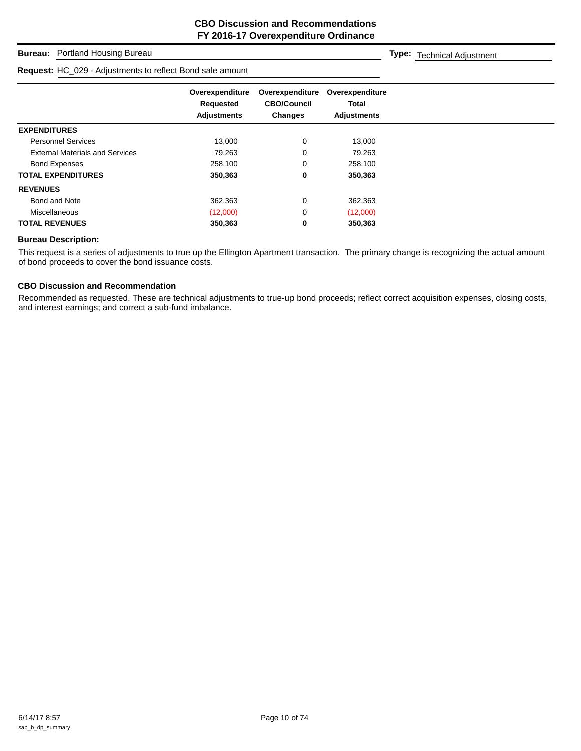# CBO Discussion and Recommendations
## FY 2016-17 Overexpenditure Ordinance

**Bureau:** Portland Housing Bureau **Type:** Technical Adjustment

**Request:** HC_029 - Adjustments to reflect Bond sale amount

| | Overexpenditure Requested Adjustments | Overexpenditure CBO/Council Changes | Overexpenditure Total Adjustments |
|---|---|---|---|
| **EXPENDITURES** | | | |
| Personnel Services | 13,000 | 0 | 13,000 |
| External Materials and Services | 79,263 | 0 | 79,263 |
| Bond Expenses | 258,100 | 0 | 258,100 |
| **TOTAL EXPENDITURES** | **350,363** | **0** | **350,363** |
| **REVENUES** | | | |
| Bond and Note | 362,363 | 0 | 362,363 |
| Miscellaneous | (12,000) | 0 | (12,000) |
| **TOTAL REVENUES** | **350,363** | **0** | **350,363** |

### Bureau Description:

This request is a series of adjustments to true up the Ellington Apartment transaction. The primary change is recognizing the actual amount of bond proceeds to cover the bond issuance costs.

### CBO Discussion and Recommendation

Recommended as requested. These are technical adjustments to true-up bond proceeds; reflect correct acquisition expenses, closing costs, and interest earnings; and correct a sub-fund imbalance.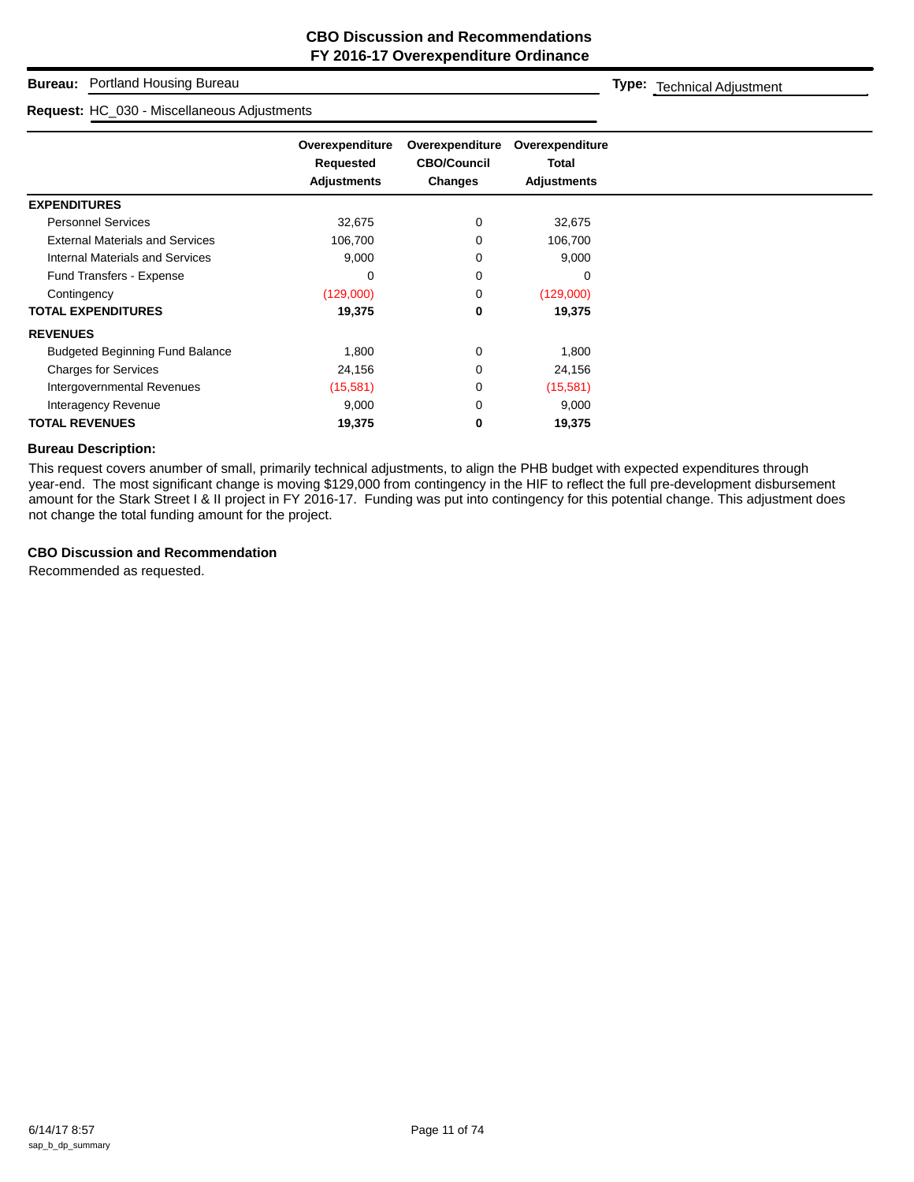# CBO Discussion and Recommendations
## FY 2016-17 Overexpenditure Ordinance

**Bureau:** Portland Housing Bureau

**Type:** Technical Adjustment

**Request:** HC_030 - Miscellaneous Adjustments

| | Overexpenditure Requested Adjustments | Overexpenditure CBO/Council Changes | Overexpenditure Total Adjustments |
|---|---|---|---|
| **EXPENDITURES** | | | |
| Personnel Services | 32,675 | 0 | 32,675 |
| External Materials and Services | 106,700 | 0 | 106,700 |
| Internal Materials and Services | 9,000 | 0 | 9,000 |
| Fund Transfers - Expense | 0 | 0 | 0 |
| Contingency | (129,000) | 0 | (129,000) |
| **TOTAL EXPENDITURES** | **19,375** | **0** | **19,375** |
| **REVENUES** | | | |
| Budgeted Beginning Fund Balance | 1,800 | 0 | 1,800 |
| Charges for Services | 24,156 | 0 | 24,156 |
| Intergovernmental Revenues | (15,581) | 0 | (15,581) |
| Interagency Revenue | 9,000 | 0 | 9,000 |
| **TOTAL REVENUES** | **19,375** | **0** | **19,375** |

### Bureau Description:

This request covers anumber of small, primarily technical adjustments, to align the PHB budget with expected expenditures through year-end. The most significant change is moving $129,000 from contingency in the HIF to reflect the full pre-development disbursement amount for the Stark Street I & II project in FY 2016-17. Funding was put into contingency for this potential change. This adjustment does not change the total funding amount for the project.

### CBO Discussion and Recommendation

Recommended as requested.

6/14/17 8:57
sap_b_dp_summary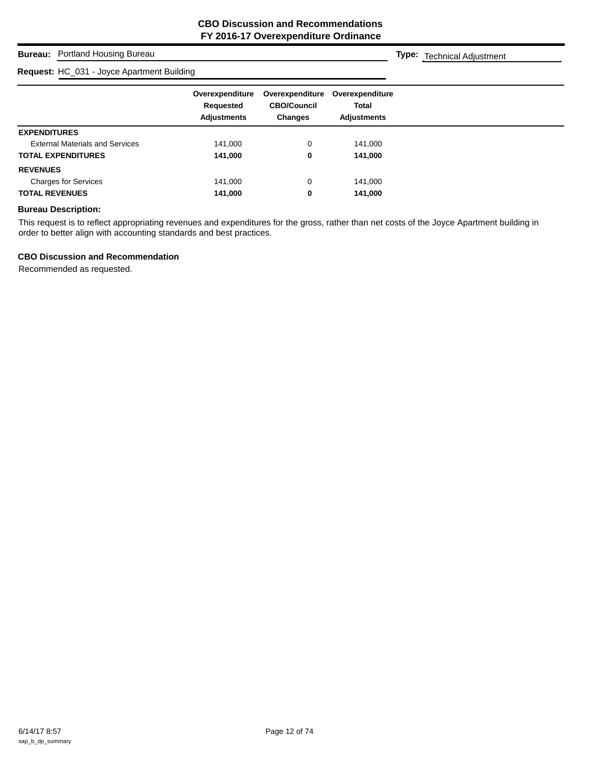**CBO Discussion and Recommendations**
**FY 2016-17 Overexpenditure Ordinance**

**Bureau:** Portland Housing Bureau

**Type:** Technical Adjustment

**Request:** HC_031 - Joyce Apartment Building

| | Overexpenditure Requested Adjustments | Overexpenditure CBO/Council Changes | Overexpenditure Total Adjustments |
|---|---|---|---|
| **EXPENDITURES** | | | |
| External Materials and Services | 141,000 | 0 | 141,000 |
| **TOTAL EXPENDITURES** | **141,000** | **0** | **141,000** |
| **REVENUES** | | | |
| Charges for Services | 141,000 | 0 | 141,000 |
| **TOTAL REVENUES** | **141,000** | **0** | **141,000** |

**Bureau Description:**

This request is to reflect appropriating revenues and expenditures for the gross, rather than net costs of the Joyce Apartment building in order to better align with accounting standards and best practices.

**CBO Discussion and Recommendation**

Recommended as requested.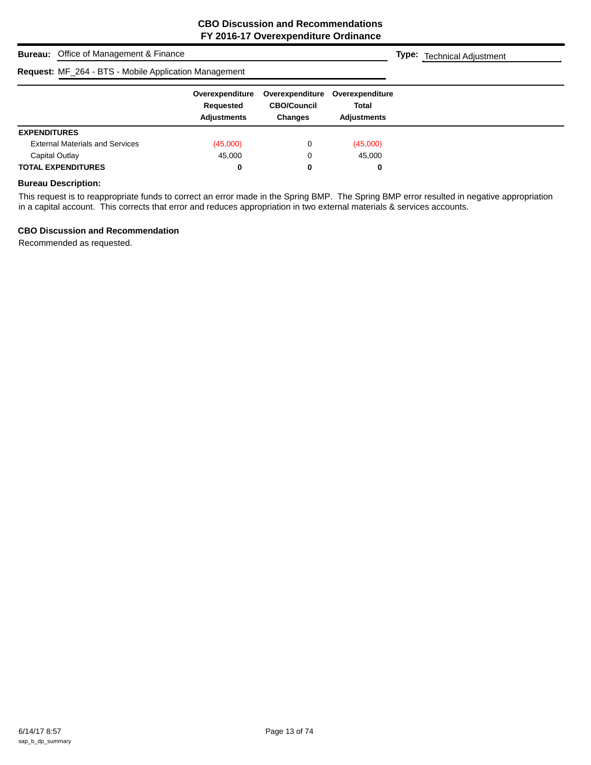# CBO Discussion and Recommendations
## FY 2016-17 Overexpenditure Ordinance

**Bureau:** Office of Management & Finance

**Type:** Technical Adjustment

**Request:** MF_264 - BTS - Mobile Application Management

| | Overexpenditure Requested Adjustments | Overexpenditure CBO/Council Changes | Overexpenditure Total Adjustments |
|---|---|---|---|
| **EXPENDITURES** | | | |
| External Materials and Services | (45,000) | 0 | (45,000) |
| Capital Outlay | 45,000 | 0 | 45,000 |
| **TOTAL EXPENDITURES** | **0** | **0** | **0** |

### Bureau Description:

This request is to reappropriate funds to correct an error made in the Spring BMP. The Spring BMP error resulted in negative appropriation in a capital account. This corrects that error and reduces appropriation in two external materials & services accounts.

### CBO Discussion and Recommendation

Recommended as requested.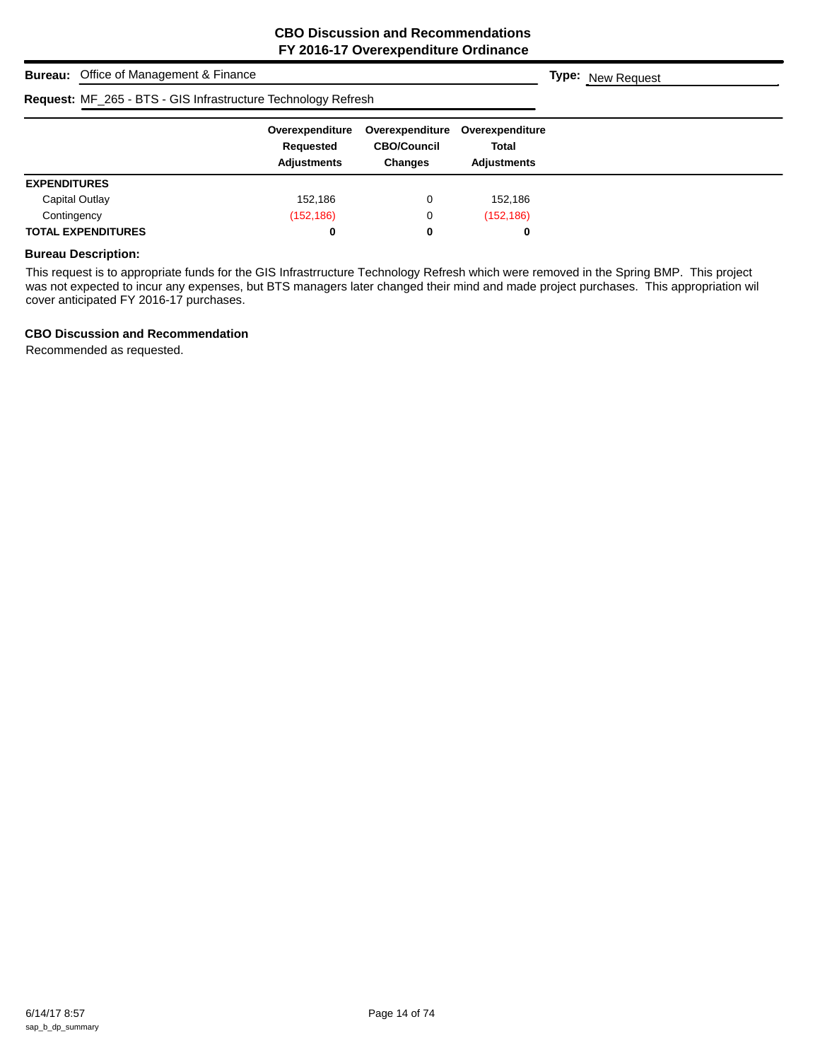**CBO Discussion and Recommendations**
**FY 2016-17 Overexpenditure Ordinance**

**Bureau:** Office of Management & Finance **Type:** New Request

**Request:** MF_265 - BTS - GIS Infrastructure Technology Refresh

| | Overexpenditure Requested Adjustments | Overexpenditure CBO/Council Changes | Overexpenditure Total Adjustments |
|---|---|---|---|
| **EXPENDITURES** | | | |
| Capital Outlay | 152,186 | 0 | 152,186 |
| Contingency | (152,186) | 0 | (152,186) |
| **TOTAL EXPENDITURES** | **0** | **0** | **0** |

**Bureau Description:**

This request is to appropriate funds for the GIS Infrastrructure Technology Refresh which were removed in the Spring BMP. This project was not expected to incur any expenses, but BTS managers later changed their mind and made project purchases. This appropriation wil cover anticipated FY 2016-17 purchases.

**CBO Discussion and Recommendation**

Recommended as requested.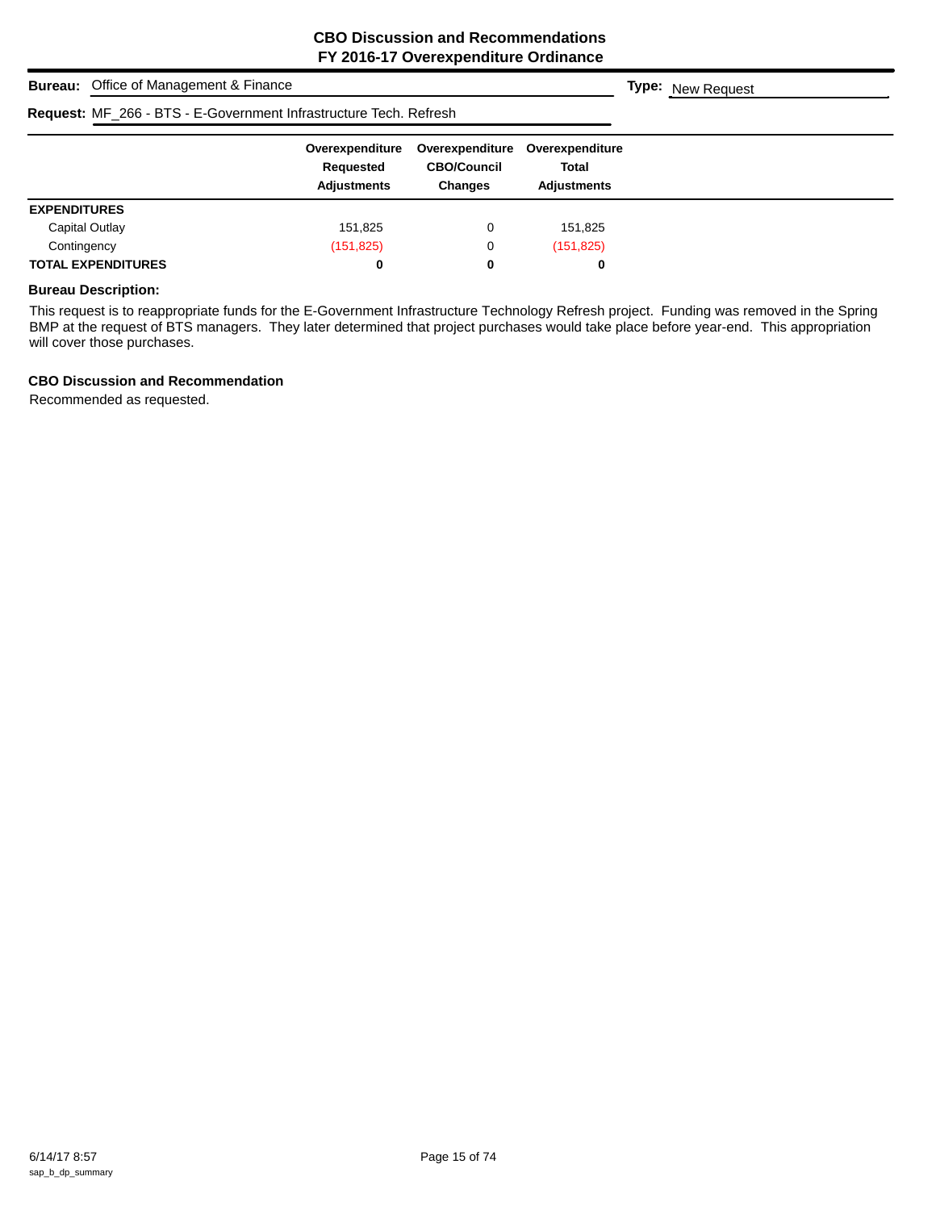# CBO Discussion and Recommendations
## FY 2016-17 Overexpenditure Ordinance

**Bureau:** Office of Management & Finance

**Type:** New Request

**Request:** MF_266 - BTS - E-Government Infrastructure Tech. Refresh

| | Overexpenditure Requested Adjustments | Overexpenditure CBO/Council Changes | Overexpenditure Total Adjustments |
|---|---|---|---|
| **EXPENDITURES** | | | |
| Capital Outlay | 151,825 | 0 | 151,825 |
| Contingency | (151,825) | 0 | (151,825) |
| **TOTAL EXPENDITURES** | **0** | **0** | **0** |

### Bureau Description:

This request is to reappropriate funds for the E-Government Infrastructure Technology Refresh project. Funding was removed in the Spring BMP at the request of BTS managers. They later determined that project purchases would take place before year-end. This appropriation will cover those purchases.

### CBO Discussion and Recommendation

Recommended as requested.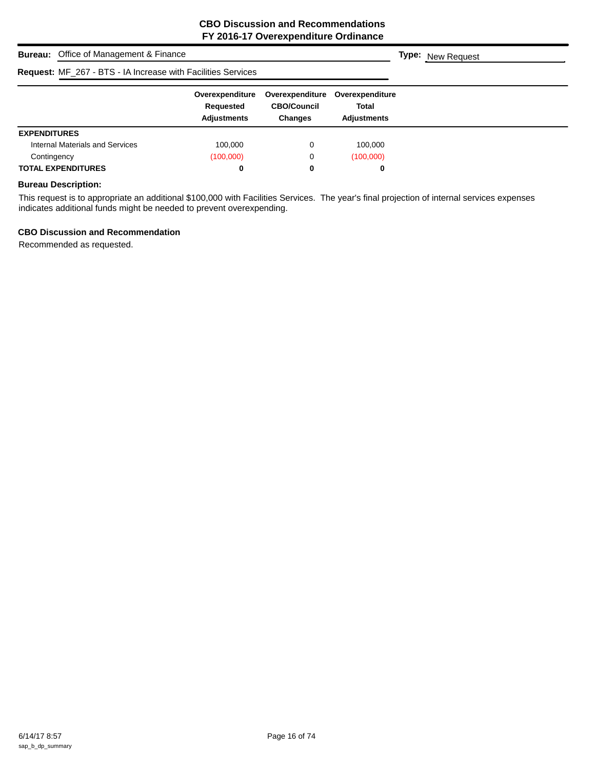## CBO Discussion and Recommendations
## FY 2016-17 Overexpenditure Ordinance

**Bureau:** Office of Management & Finance **Type:** New Request

**Request:** MF_267 - BTS - IA Increase with Facilities Services

| | Overexpenditure Requested Adjustments | Overexpenditure CBO/Council Changes | Overexpenditure Total Adjustments |
|---|---|---|---|
| **EXPENDITURES** | | | |
| Internal Materials and Services | 100,000 | 0 | 100,000 |
| Contingency | (100,000) | 0 | (100,000) |
| **TOTAL EXPENDITURES** | **0** | **0** | **0** |

**Bureau Description:**

This request is to appropriate an additional $100,000 with Facilities Services. The year's final projection of internal services expenses indicates additional funds might be needed to prevent overexpending.

**CBO Discussion and Recommendation**

Recommended as requested.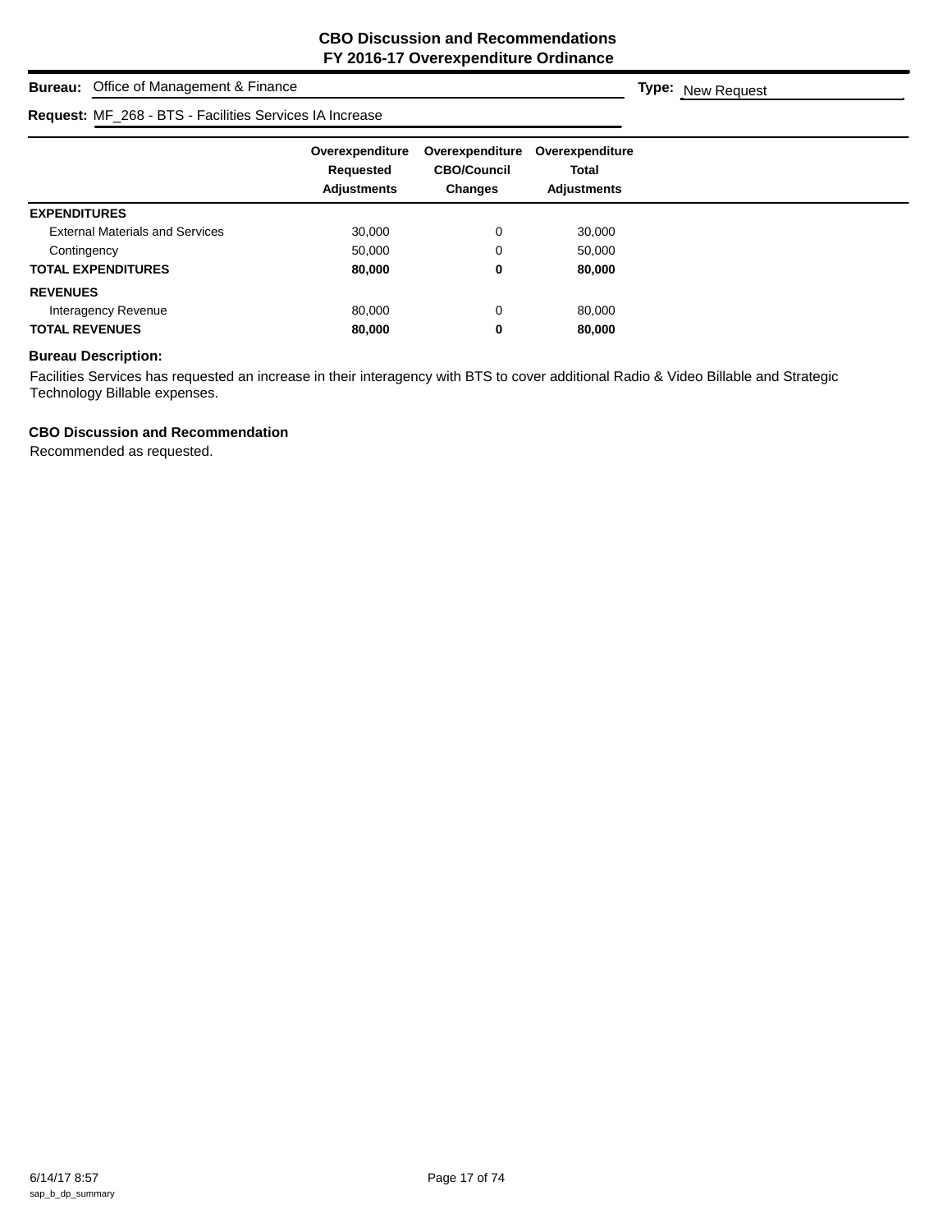**CBO Discussion and Recommendations**
**FY 2016-17 Overexpenditure Ordinance**

**Bureau:** Office of Management & Finance **Type:** New Request

**Request:** MF_268 - BTS - Facilities Services IA Increase

| | Overexpenditure Requested Adjustments | Overexpenditure CBO/Council Changes | Overexpenditure Total Adjustments |
|---|---|---|---|
| **EXPENDITURES** | | | |
| External Materials and Services | 30,000 | 0 | 30,000 |
| Contingency | 50,000 | 0 | 50,000 |
| **TOTAL EXPENDITURES** | **80,000** | **0** | **80,000** |
| **REVENUES** | | | |
| Interagency Revenue | 80,000 | 0 | 80,000 |
| **TOTAL REVENUES** | **80,000** | **0** | **80,000** |

**Bureau Description:**

Facilities Services has requested an increase in their interagency with BTS to cover additional Radio & Video Billable and Strategic Technology Billable expenses.

**CBO Discussion and Recommendation**

Recommended as requested.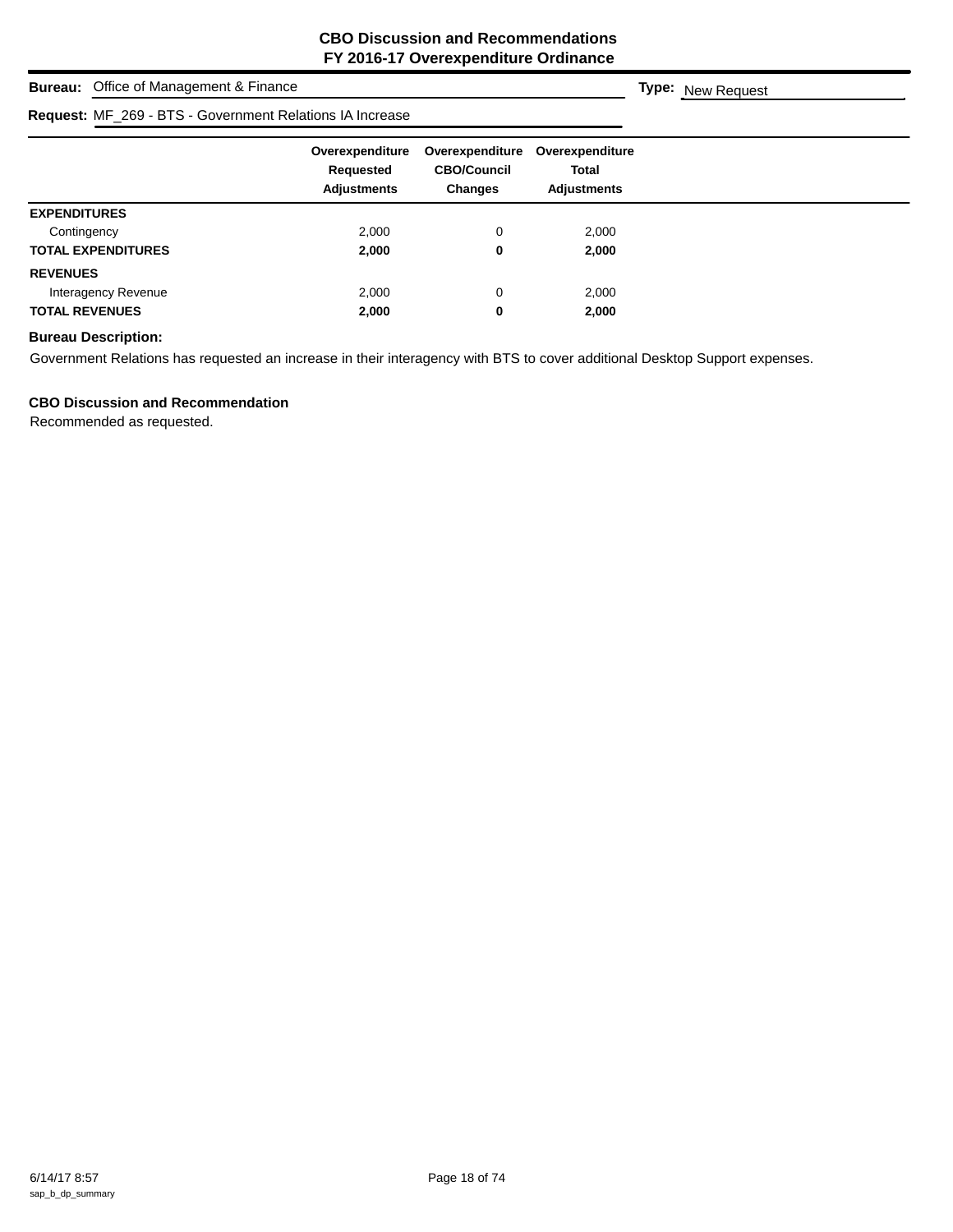# CBO Discussion and Recommendations
## FY 2016-17 Overexpenditure Ordinance

**Bureau:** Office of Management & Finance **Type:** New Request

**Request:** MF_269 - BTS - Government Relations IA Increase

| | Overexpenditure Requested Adjustments | Overexpenditure CBO/Council Changes | Overexpenditure Total Adjustments |
|---|---|---|---|
| **EXPENDITURES** | | | |
| Contingency | 2,000 | 0 | 2,000 |
| **TOTAL EXPENDITURES** | **2,000** | **0** | **2,000** |
| **REVENUES** | | | |
| Interagency Revenue | 2,000 | 0 | 2,000 |
| **TOTAL REVENUES** | **2,000** | **0** | **2,000** |

**Bureau Description:**

Government Relations has requested an increase in their interagency with BTS to cover additional Desktop Support expenses.

**CBO Discussion and Recommendation**

Recommended as requested.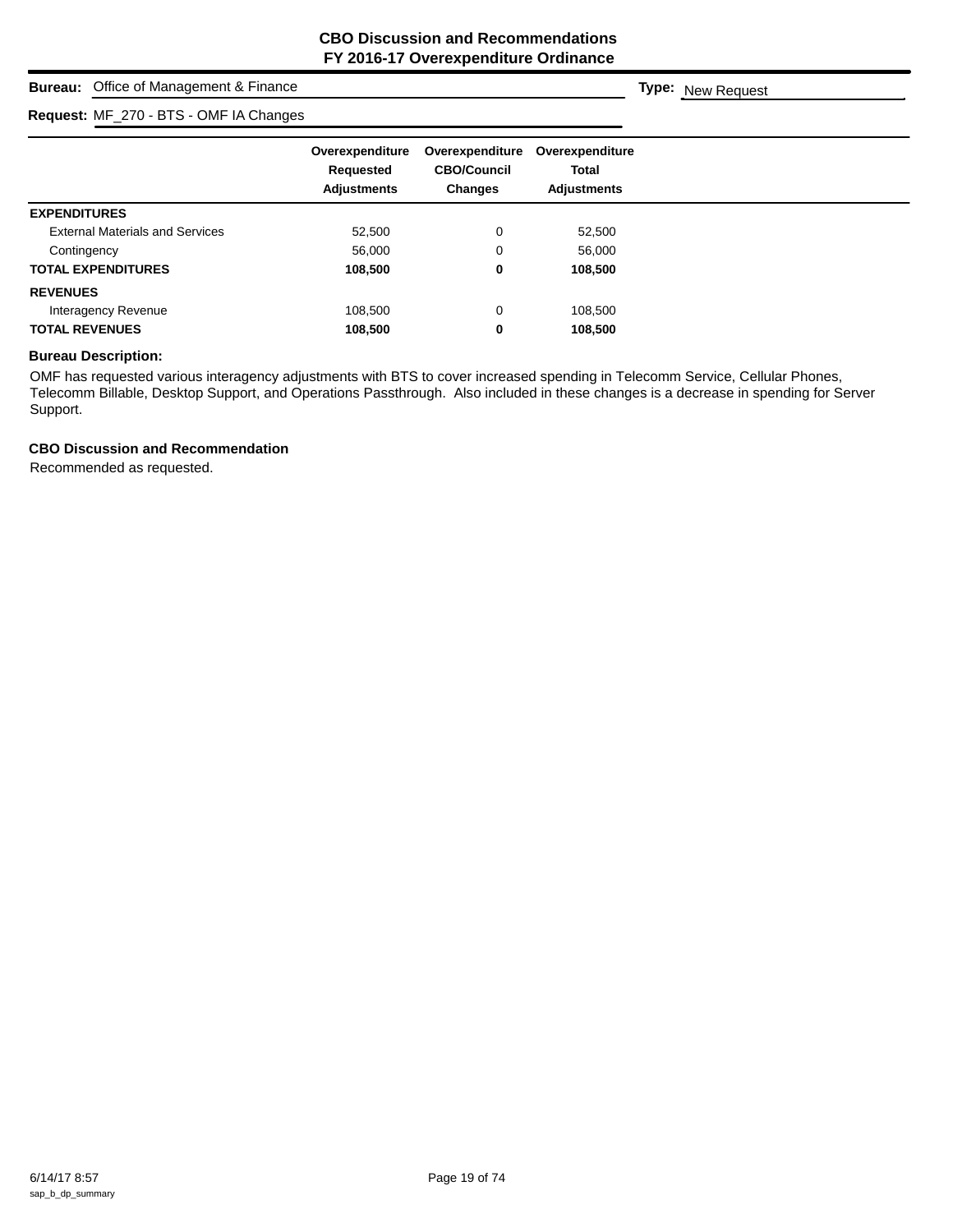# CBO Discussion and Recommendations
## FY 2016-17 Overexpenditure Ordinance

**Bureau:** Office of Management & Finance **Type:** New Request

**Request:** MF_270 - BTS - OMF IA Changes

| | Overexpenditure Requested Adjustments | Overexpenditure CBO/Council Changes | Overexpenditure Total Adjustments |
|---|---|---|---|
| **EXPENDITURES** | | | |
| External Materials and Services | 52,500 | 0 | 52,500 |
| Contingency | 56,000 | 0 | 56,000 |
| **TOTAL EXPENDITURES** | **108,500** | **0** | **108,500** |
| **REVENUES** | | | |
| Interagency Revenue | 108,500 | 0 | 108,500 |
| **TOTAL REVENUES** | **108,500** | **0** | **108,500** |

### Bureau Description:

OMF has requested various interagency adjustments with BTS to cover increased spending in Telecomm Service, Cellular Phones, Telecomm Billable, Desktop Support, and Operations Passthrough. Also included in these changes is a decrease in spending for Server Support.

### CBO Discussion and Recommendation

Recommended as requested.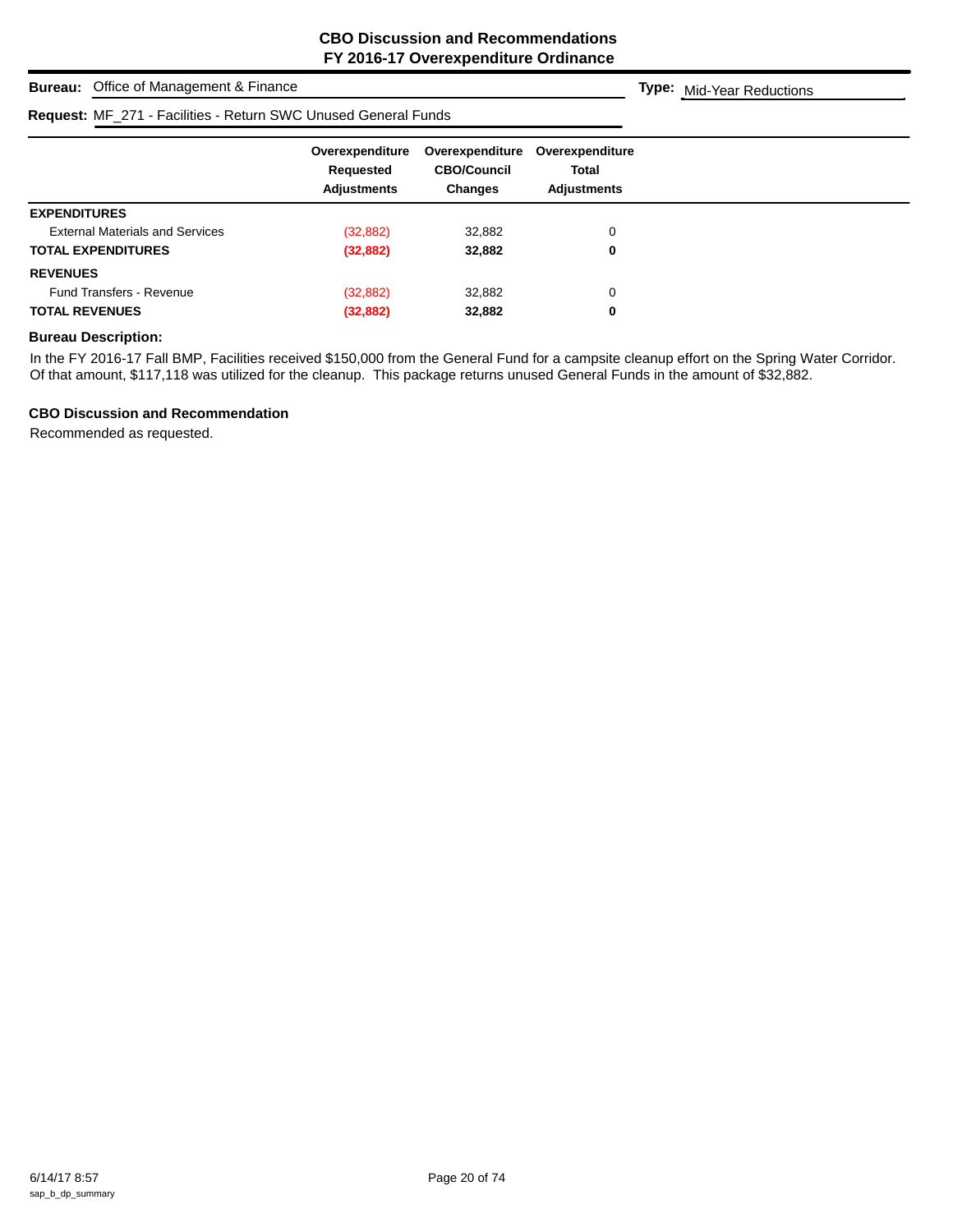# CBO Discussion and Recommendations
## FY 2016-17 Overexpenditure Ordinance

**Bureau:** Office of Management & Finance

**Type:** Mid-Year Reductions

**Request:** MF_271 - Facilities - Return SWC Unused General Funds

| | Overexpenditure Requested Adjustments | Overexpenditure CBO/Council Changes | Overexpenditure Total Adjustments |
|---|---|---|---|
| **EXPENDITURES** | | | |
| External Materials and Services | (32,882) | 32,882 | 0 |
| **TOTAL EXPENDITURES** | **(32,882)** | **32,882** | **0** |
| **REVENUES** | | | |
| Fund Transfers - Revenue | (32,882) | 32,882 | 0 |
| **TOTAL REVENUES** | **(32,882)** | **32,882** | **0** |

### Bureau Description:

In the FY 2016-17 Fall BMP, Facilities received $150,000 from the General Fund for a campsite cleanup effort on the Spring Water Corridor. Of that amount, $117,118 was utilized for the cleanup. This package returns unused General Funds in the amount of $32,882.

### CBO Discussion and Recommendation

Recommended as requested.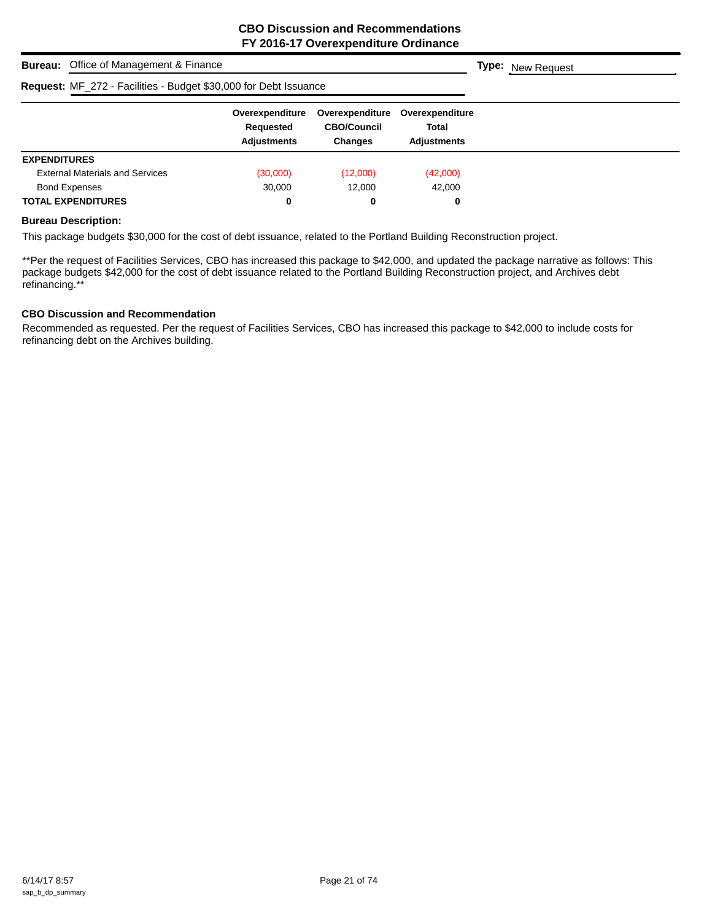## CBO Discussion and Recommendations
## FY 2016-17 Overexpenditure Ordinance

**Bureau:** Office of Management & Finance

**Type:** New Request

**Request:** MF_272 - Facilities - Budget $30,000 for Debt Issuance

| | Overexpenditure Requested Adjustments | Overexpenditure CBO/Council Changes | Overexpenditure Total Adjustments |
|---|---|---|---|
| **EXPENDITURES** | | | |
| External Materials and Services | (30,000) | (12,000) | (42,000) |
| Bond Expenses | 30,000 | 12,000 | 42,000 |
| **TOTAL EXPENDITURES** | **0** | **0** | **0** |

**Bureau Description:**

This package budgets $30,000 for the cost of debt issuance, related to the Portland Building Reconstruction project.

**Per the request of Facilities Services, CBO has increased this package to $42,000, and updated the package narrative as follows: This package budgets $42,000 for the cost of debt issuance related to the Portland Building Reconstruction project, and Archives debt refinancing.**

**CBO Discussion and Recommendation**

Recommended as requested. Per the request of Facilities Services, CBO has increased this package to $42,000 to include costs for refinancing debt on the Archives building.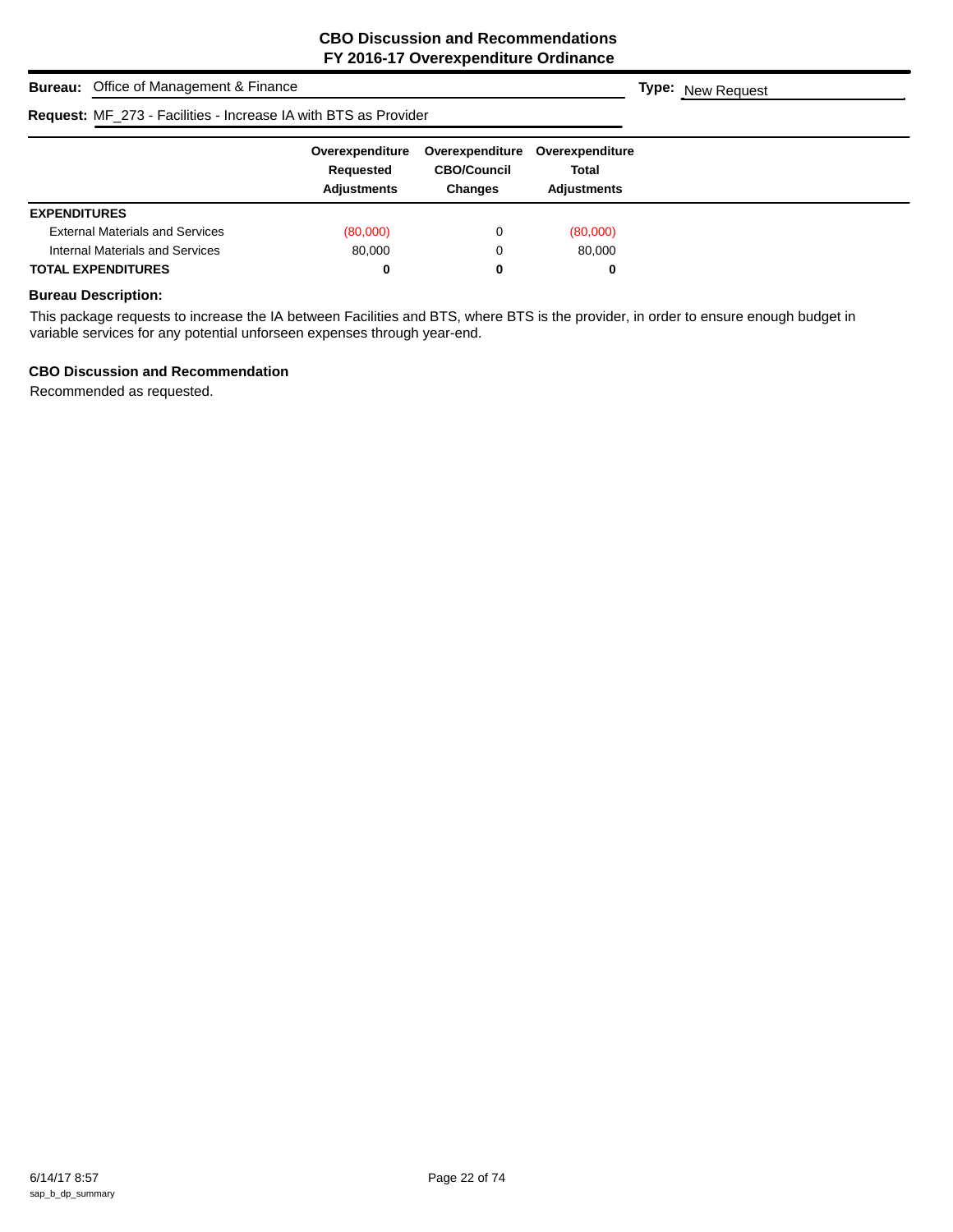# CBO Discussion and Recommendations
## FY 2016-17 Overexpenditure Ordinance

**Bureau:** Office of Management & Finance **Type:** New Request

**Request:** MF_273 - Facilities - Increase IA with BTS as Provider

| | Overexpenditure Requested Adjustments | Overexpenditure CBO/Council Changes | Overexpenditure Total Adjustments |
|---|---|---|---|
| **EXPENDITURES** | | | |
| External Materials and Services | (80,000) | 0 | (80,000) |
| Internal Materials and Services | 80,000 | 0 | 80,000 |
| **TOTAL EXPENDITURES** | **0** | **0** | **0** |

### Bureau Description:

This package requests to increase the IA between Facilities and BTS, where BTS is the provider, in order to ensure enough budget in variable services for any potential unforseen expenses through year-end.

### CBO Discussion and Recommendation

Recommended as requested.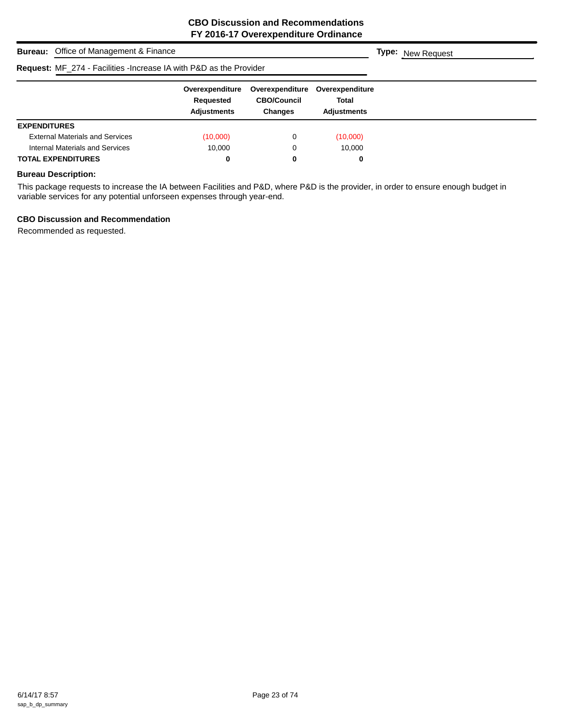# CBO Discussion and Recommendations
## FY 2016-17 Overexpenditure Ordinance

**Bureau:** Office of Management & Finance

**Type:** New Request

**Request:** MF_274 - Facilities -Increase IA with P&D as the Provider

| | Overexpenditure Requested Adjustments | Overexpenditure CBO/Council Changes | Overexpenditure Total Adjustments |
|---|---|---|---|
| **EXPENDITURES** | | | |
| External Materials and Services | (10,000) | 0 | (10,000) |
| Internal Materials and Services | 10,000 | 0 | 10,000 |
| **TOTAL EXPENDITURES** | **0** | **0** | **0** |

**Bureau Description:**

This package requests to increase the IA between Facilities and P&D, where P&D is the provider, in order to ensure enough budget in variable services for any potential unforseen expenses through year-end.

**CBO Discussion and Recommendation**

Recommended as requested.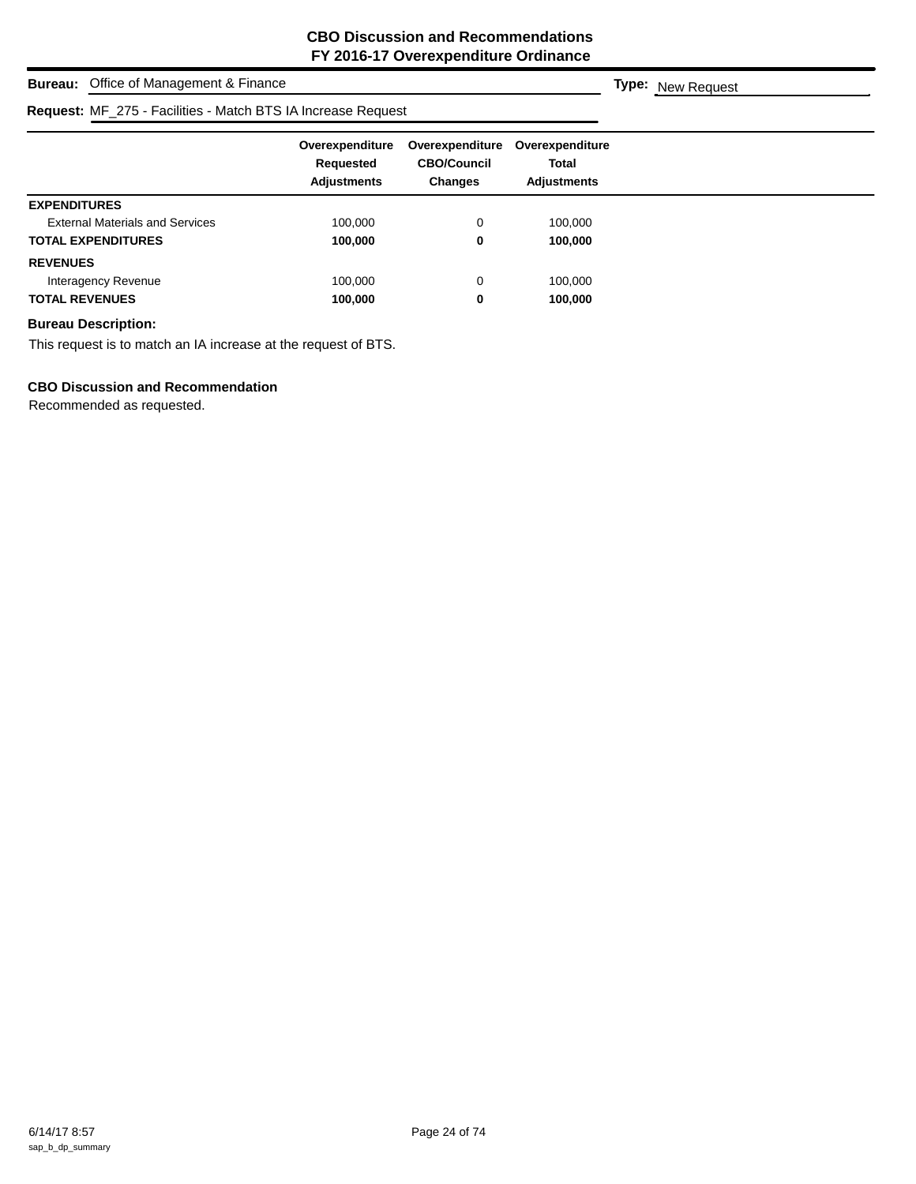## CBO Discussion and Recommendations
## FY 2016-17 Overexpenditure Ordinance

**Bureau:** Office of Management & Finance **Type:** New Request

**Request:** MF_275 - Facilities - Match BTS IA Increase Request

| | Overexpenditure Requested Adjustments | Overexpenditure CBO/Council Changes | Overexpenditure Total Adjustments |
|---|---|---|---|
| **EXPENDITURES** | | | |
| External Materials and Services | 100,000 | 0 | 100,000 |
| **TOTAL EXPENDITURES** | **100,000** | **0** | **100,000** |
| **REVENUES** | | | |
| Interagency Revenue | 100,000 | 0 | 100,000 |
| **TOTAL REVENUES** | **100,000** | **0** | **100,000** |

**Bureau Description:**

This request is to match an IA increase at the request of BTS.

**CBO Discussion and Recommendation**

Recommended as requested.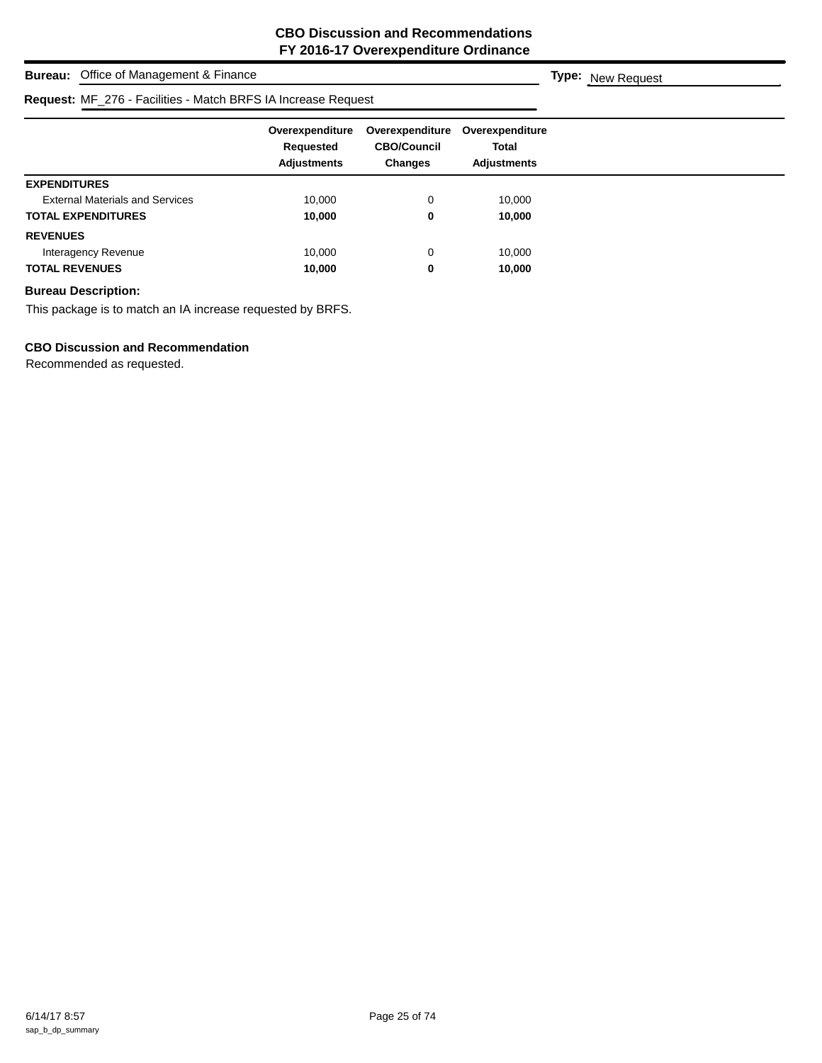**CBO Discussion and Recommendations**
**FY 2016-17 Overexpenditure Ordinance**

**Bureau:** Office of Management & Finance **Type:** New Request

**Request:** MF_276 - Facilities - Match BRFS IA Increase Request

| | Overexpenditure Requested Adjustments | Overexpenditure CBO/Council Changes | Overexpenditure Total Adjustments |
|---|---|---|---|
| **EXPENDITURES** | | | |
| External Materials and Services | 10,000 | 0 | 10,000 |
| **TOTAL EXPENDITURES** | **10,000** | **0** | **10,000** |
| **REVENUES** | | | |
| Interagency Revenue | 10,000 | 0 | 10,000 |
| **TOTAL REVENUES** | **10,000** | **0** | **10,000** |

**Bureau Description:**

This package is to match an IA increase requested by BRFS.

**CBO Discussion and Recommendation**

Recommended as requested.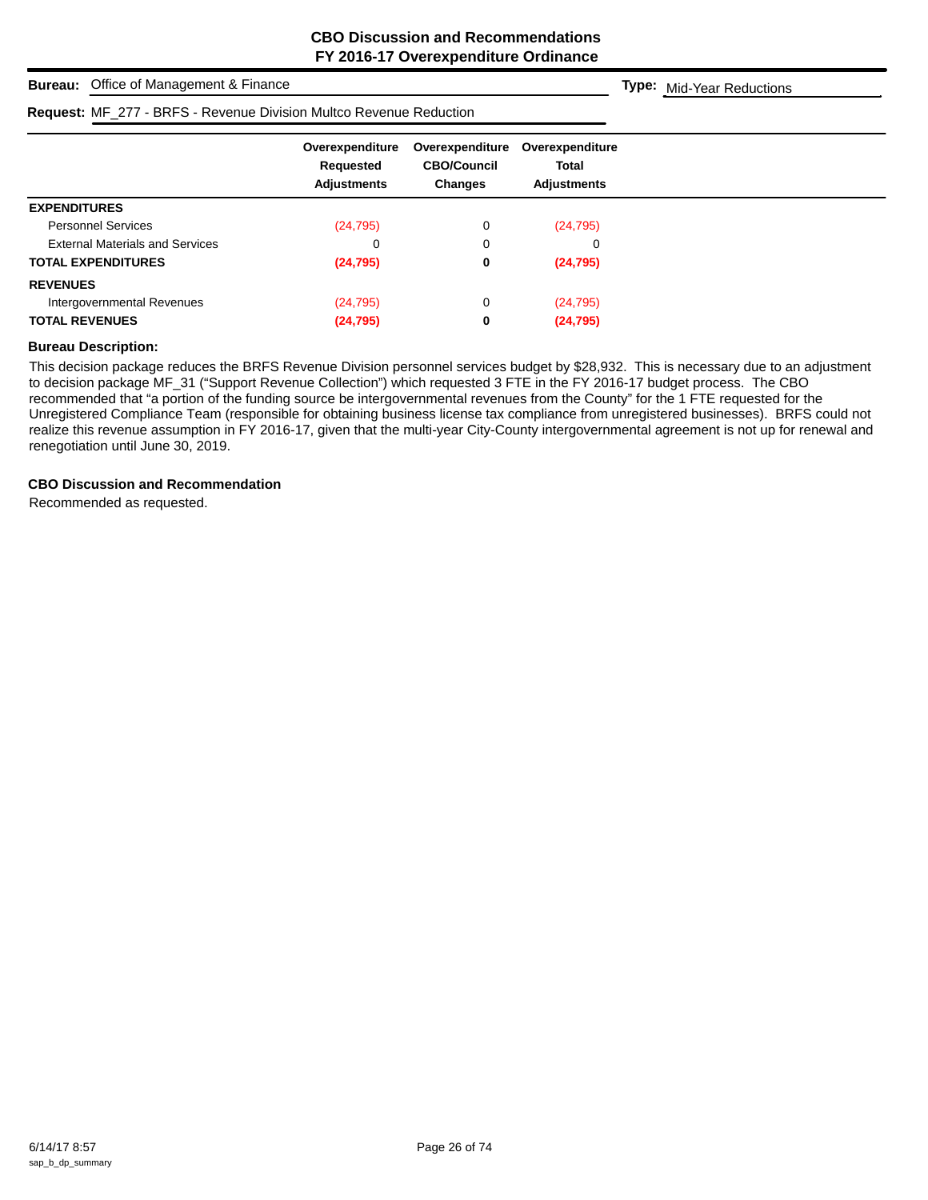**CBO Discussion and Recommendations**
**FY 2016-17 Overexpenditure Ordinance**

**Bureau:** Office of Management & Finance

**Type:** Mid-Year Reductions

**Request:** MF_277 - BRFS - Revenue Division Multco Revenue Reduction

| | Overexpenditure Requested Adjustments | Overexpenditure CBO/Council Changes | Overexpenditure Total Adjustments |
|---|---|---|---|
| **EXPENDITURES** | | | |
| Personnel Services | (24,795) | 0 | (24,795) |
| External Materials and Services | 0 | 0 | 0 |
| **TOTAL EXPENDITURES** | **(24,795)** | **0** | **(24,795)** |
| **REVENUES** | | | |
| Intergovernmental Revenues | (24,795) | 0 | (24,795) |
| **TOTAL REVENUES** | **(24,795)** | **0** | **(24,795)** |

**Bureau Description:**

This decision package reduces the BRFS Revenue Division personnel services budget by $28,932. This is necessary due to an adjustment to decision package MF_31 ("Support Revenue Collection") which requested 3 FTE in the FY 2016-17 budget process. The CBO recommended that "a portion of the funding source be intergovernmental revenues from the County" for the 1 FTE requested for the Unregistered Compliance Team (responsible for obtaining business license tax compliance from unregistered businesses). BRFS could not realize this revenue assumption in FY 2016-17, given that the multi-year City-County intergovernmental agreement is not up for renewal and renegotiation until June 30, 2019.

**CBO Discussion and Recommendation**

Recommended as requested.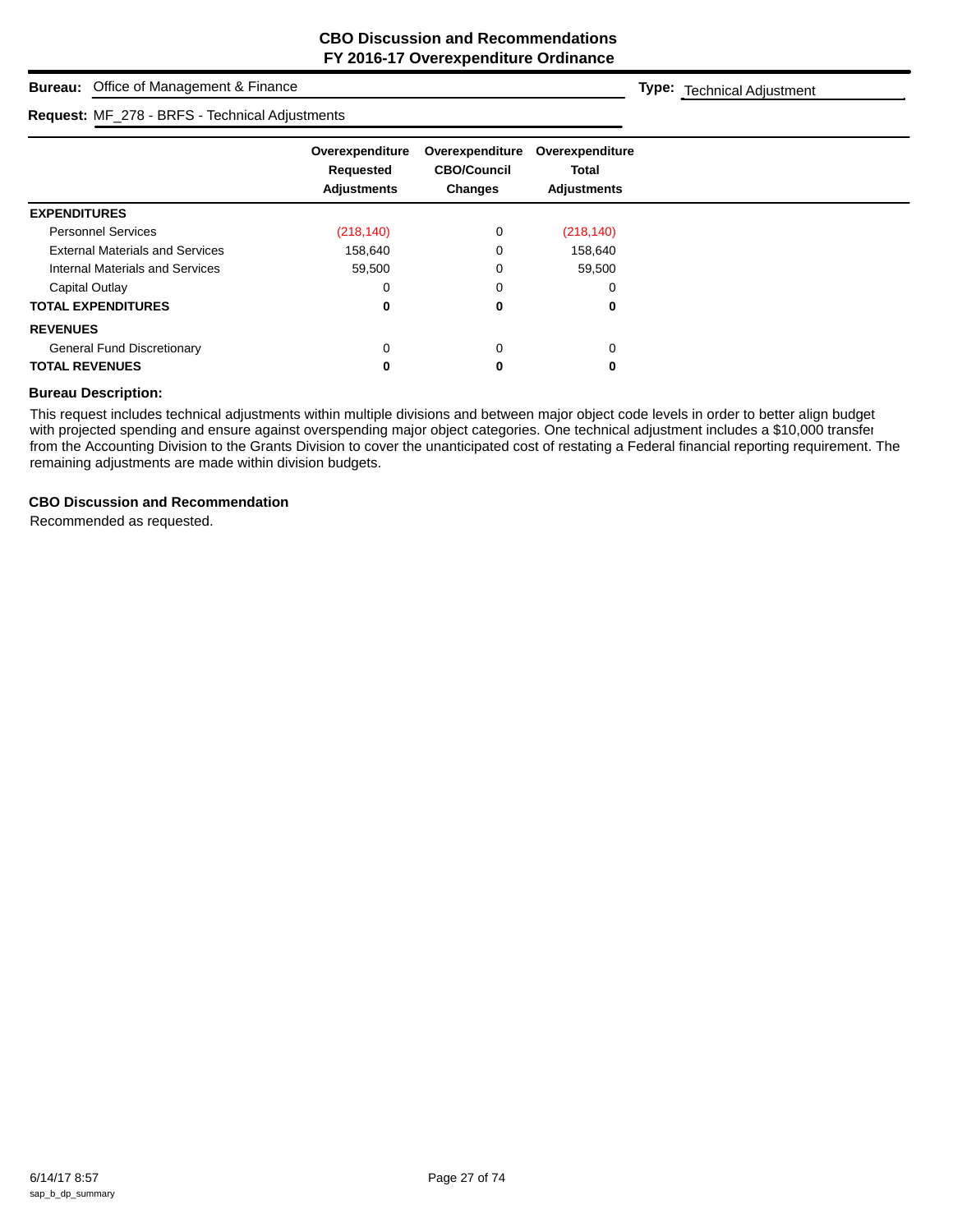## CBO Discussion and Recommendations
## FY 2016-17 Overexpenditure Ordinance

**Bureau:** Office of Management & Finance

**Type:** Technical Adjustment

**Request:** MF_278 - BRFS - Technical Adjustments

| | Overexpenditure Requested Adjustments | Overexpenditure CBO/Council Changes | Overexpenditure Total Adjustments |
|---|---|---|---|
| **EXPENDITURES** | | | |
| Personnel Services | (218,140) | 0 | (218,140) |
| External Materials and Services | 158,640 | 0 | 158,640 |
| Internal Materials and Services | 59,500 | 0 | 59,500 |
| Capital Outlay | 0 | 0 | 0 |
| **TOTAL EXPENDITURES** | **0** | **0** | **0** |
| **REVENUES** | | | |
| General Fund Discretionary | 0 | 0 | 0 |
| **TOTAL REVENUES** | **0** | **0** | **0** |

**Bureau Description:**

This request includes technical adjustments within multiple divisions and between major object code levels in order to better align budget with projected spending and ensure against overspending major object categories. One technical adjustment includes a $10,000 transfer from the Accounting Division to the Grants Division to cover the unanticipated cost of restating a Federal financial reporting requirement. The remaining adjustments are made within division budgets.

**CBO Discussion and Recommendation**

Recommended as requested.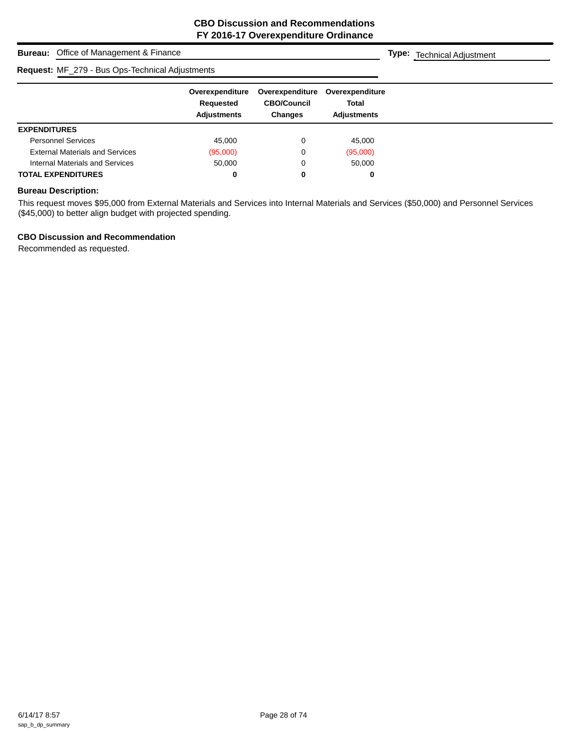# CBO Discussion and Recommendations
## FY 2016-17 Overexpenditure Ordinance

**Bureau:** Office of Management & Finance

**Type:** Technical Adjustment

**Request:** MF_279 - Bus Ops-Technical Adjustments

| | Overexpenditure Requested Adjustments | Overexpenditure CBO/Council Changes | Overexpenditure Total Adjustments |
|---|---|---|---|
| **EXPENDITURES** | | | |
| Personnel Services | 45,000 | 0 | 45,000 |
| External Materials and Services | (95,000) | 0 | (95,000) |
| Internal Materials and Services | 50,000 | 0 | 50,000 |
| **TOTAL EXPENDITURES** | **0** | **0** | **0** |

**Bureau Description:**

This request moves $95,000 from External Materials and Services into Internal Materials and Services ($50,000) and Personnel Services ($45,000) to better align budget with projected spending.

**CBO Discussion and Recommendation**

Recommended as requested.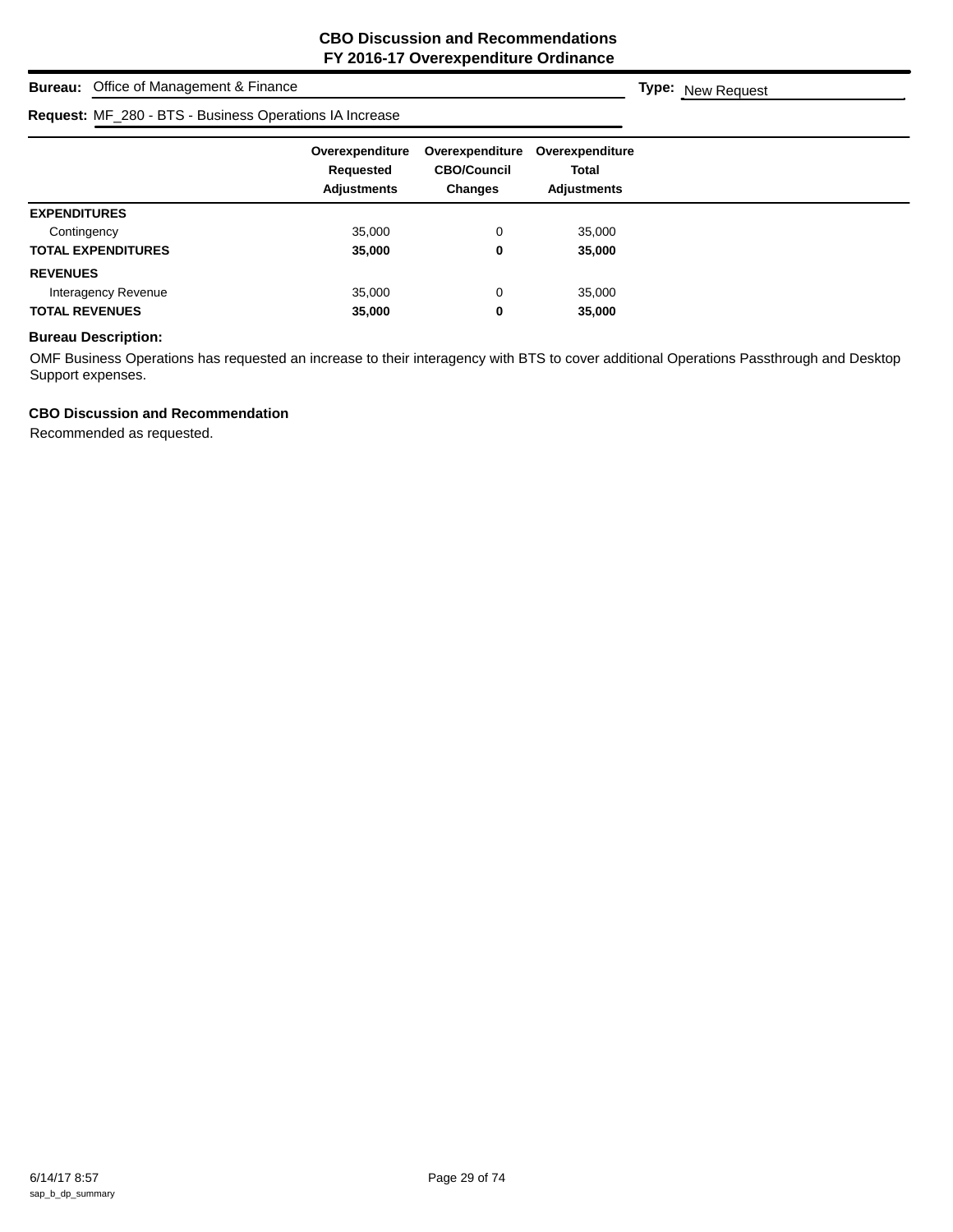**CBO Discussion and Recommendations**
**FY 2016-17 Overexpenditure Ordinance**

**Bureau:** Office of Management & Finance **Type:** New Request

**Request:** MF_280 - BTS - Business Operations IA Increase

| | Overexpenditure Requested Adjustments | Overexpenditure CBO/Council Changes | Overexpenditure Total Adjustments |
|---|---|---|---|
| **EXPENDITURES** | | | |
| Contingency | 35,000 | 0 | 35,000 |
| **TOTAL EXPENDITURES** | **35,000** | **0** | **35,000** |
| **REVENUES** | | | |
| Interagency Revenue | 35,000 | 0 | 35,000 |
| **TOTAL REVENUES** | **35,000** | **0** | **35,000** |

**Bureau Description:**

OMF Business Operations has requested an increase to their interagency with BTS to cover additional Operations Passthrough and Desktop Support expenses.

**CBO Discussion and Recommendation**

Recommended as requested.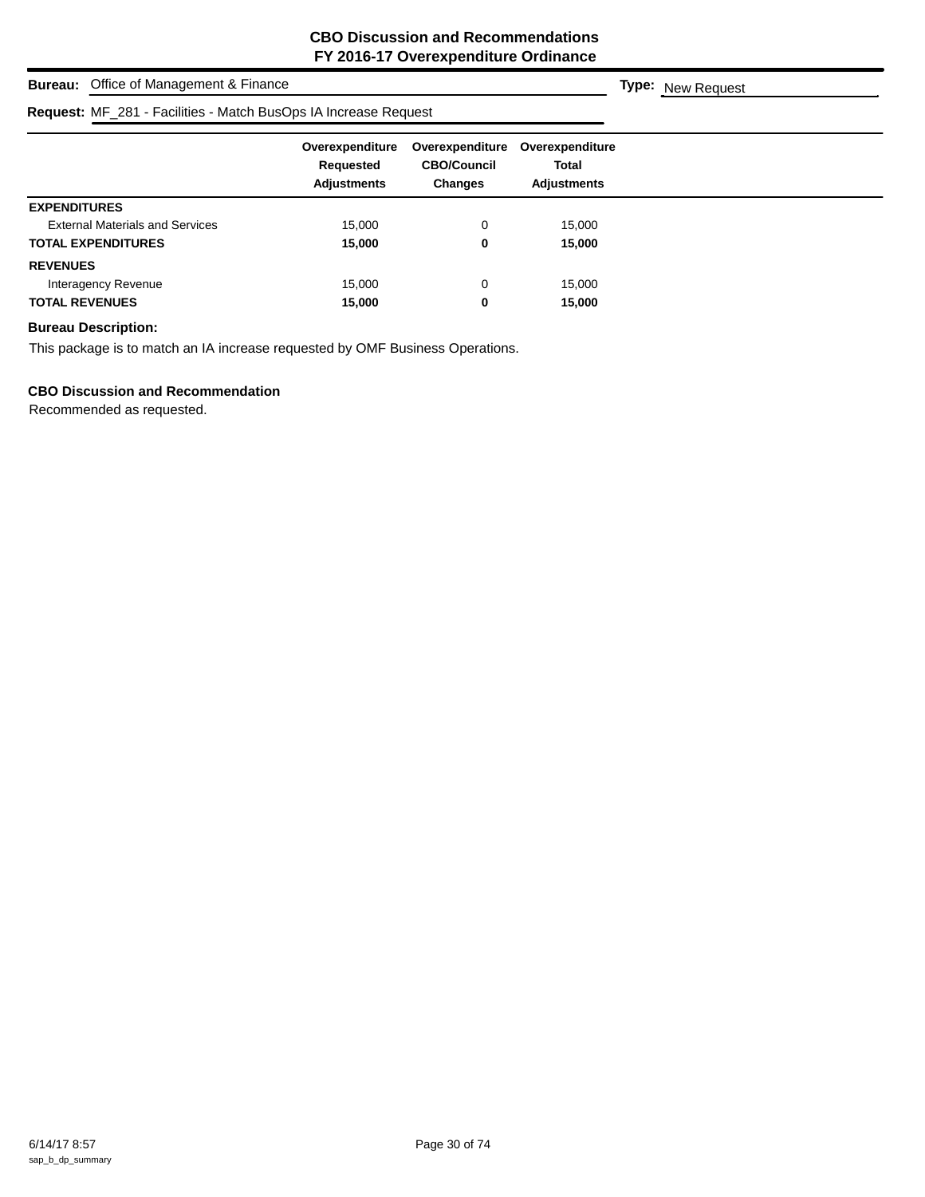**CBO Discussion and Recommendations**
**FY 2016-17 Overexpenditure Ordinance**

**Bureau:** Office of Management & Finance **Type:** New Request

**Request:** MF_281 - Facilities - Match BusOps IA Increase Request

| | Overexpenditure Requested Adjustments | Overexpenditure CBO/Council Changes | Overexpenditure Total Adjustments |
|---|---|---|---|
| **EXPENDITURES** | | | |
| External Materials and Services | 15,000 | 0 | 15,000 |
| **TOTAL EXPENDITURES** | **15,000** | **0** | **15,000** |
| **REVENUES** | | | |
| Interagency Revenue | 15,000 | 0 | 15,000 |
| **TOTAL REVENUES** | **15,000** | **0** | **15,000** |

**Bureau Description:**

This package is to match an IA increase requested by OMF Business Operations.

**CBO Discussion and Recommendation**

Recommended as requested.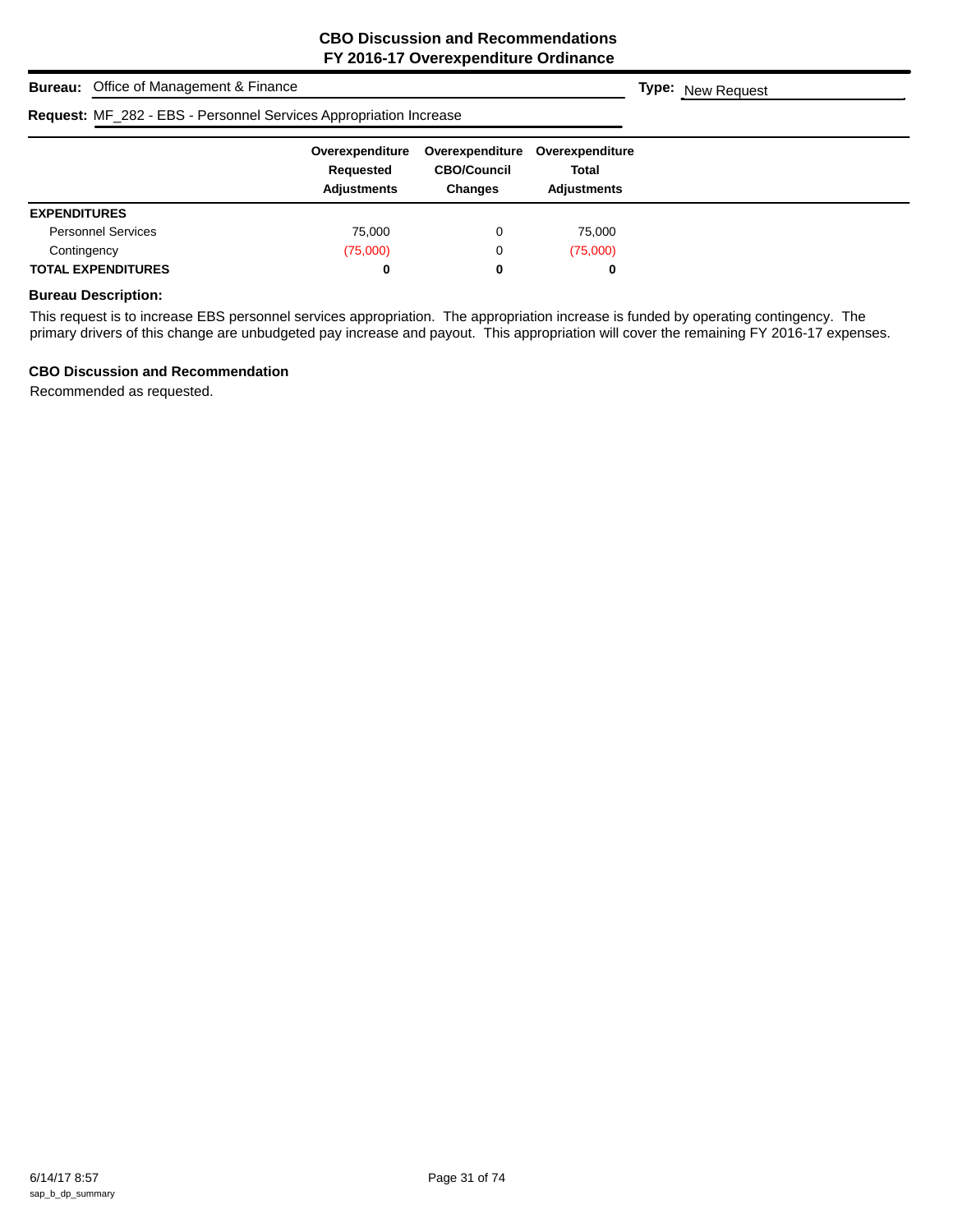**CBO Discussion and Recommendations**
**FY 2016-17 Overexpenditure Ordinance**

**Bureau:** Office of Management & Finance

**Type:** New Request

**Request:** MF_282 - EBS - Personnel Services Appropriation Increase

| | Overexpenditure Requested Adjustments | Overexpenditure CBO/Council Changes | Overexpenditure Total Adjustments |
|---|---|---|---|
| **EXPENDITURES** | | | |
| Personnel Services | 75,000 | 0 | 75,000 |
| Contingency | (75,000) | 0 | (75,000) |
| **TOTAL EXPENDITURES** | **0** | **0** | **0** |

**Bureau Description:**

This request is to increase EBS personnel services appropriation. The appropriation increase is funded by operating contingency. The primary drivers of this change are unbudgeted pay increase and payout. This appropriation will cover the remaining FY 2016-17 expenses.

**CBO Discussion and Recommendation**

Recommended as requested.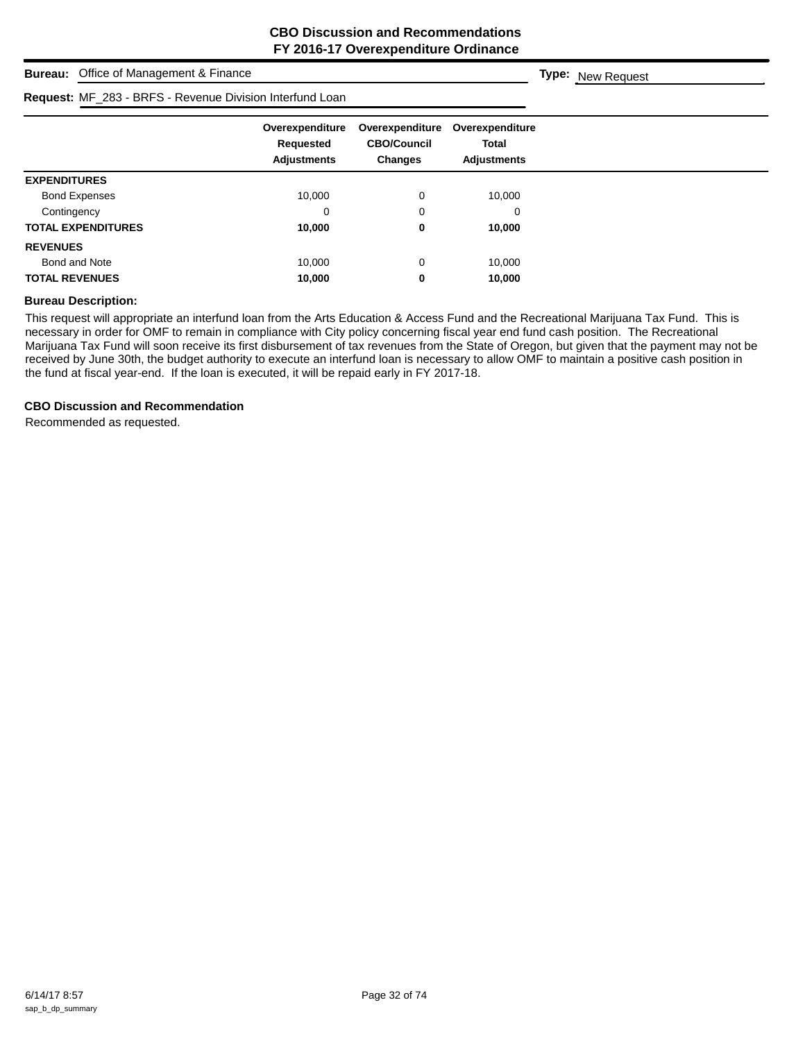# CBO Discussion and Recommendations
## FY 2016-17 Overexpenditure Ordinance

**Bureau:** Office of Management & Finance

**Type:** New Request

**Request:** MF_283 - BRFS - Revenue Division Interfund Loan

| | Overexpenditure Requested Adjustments | Overexpenditure CBO/Council Changes | Overexpenditure Total Adjustments |
|---|---|---|---|
| **EXPENDITURES** | | | |
| Bond Expenses | 10,000 | 0 | 10,000 |
| Contingency | 0 | 0 | 0 |
| **TOTAL EXPENDITURES** | **10,000** | **0** | **10,000** |
| **REVENUES** | | | |
| Bond and Note | 10,000 | 0 | 10,000 |
| **TOTAL REVENUES** | **10,000** | **0** | **10,000** |

### Bureau Description:

This request will appropriate an interfund loan from the Arts Education & Access Fund and the Recreational Marijuana Tax Fund. This is necessary in order for OMF to remain in compliance with City policy concerning fiscal year end fund cash position. The Recreational Marijuana Tax Fund will soon receive its first disbursement of tax revenues from the State of Oregon, but given that the payment may not be received by June 30th, the budget authority to execute an interfund loan is necessary to allow OMF to maintain a positive cash position in the fund at fiscal year-end. If the loan is executed, it will be repaid early in FY 2017-18.

### CBO Discussion and Recommendation

Recommended as requested.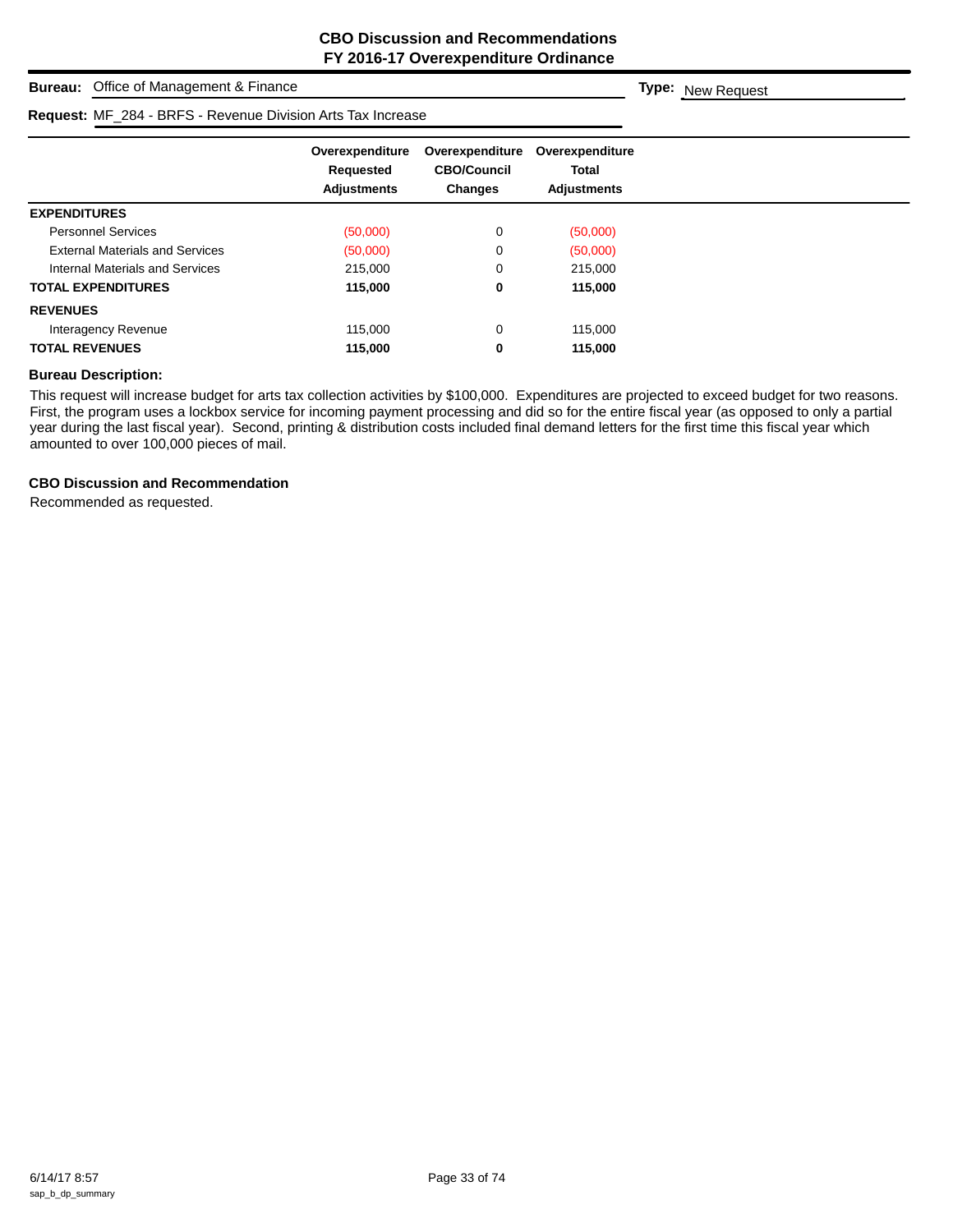# CBO Discussion and Recommendations
## FY 2016-17 Overexpenditure Ordinance

**Bureau:** Office of Management & Finance **Type:** New Request

**Request:** MF_284 - BRFS - Revenue Division Arts Tax Increase

| | Overexpenditure Requested Adjustments | Overexpenditure CBO/Council Changes | Overexpenditure Total Adjustments |
|---|---|---|---|
| **EXPENDITURES** | | | |
| Personnel Services | (50,000) | 0 | (50,000) |
| External Materials and Services | (50,000) | 0 | (50,000) |
| Internal Materials and Services | 215,000 | 0 | 215,000 |
| **TOTAL EXPENDITURES** | **115,000** | **0** | **115,000** |
| **REVENUES** | | | |
| Interagency Revenue | 115,000 | 0 | 115,000 |
| **TOTAL REVENUES** | **115,000** | **0** | **115,000** |

### Bureau Description:

This request will increase budget for arts tax collection activities by $100,000. Expenditures are projected to exceed budget for two reasons. First, the program uses a lockbox service for incoming payment processing and did so for the entire fiscal year (as opposed to only a partial year during the last fiscal year). Second, printing & distribution costs included final demand letters for the first time this fiscal year which amounted to over 100,000 pieces of mail.

### CBO Discussion and Recommendation

Recommended as requested.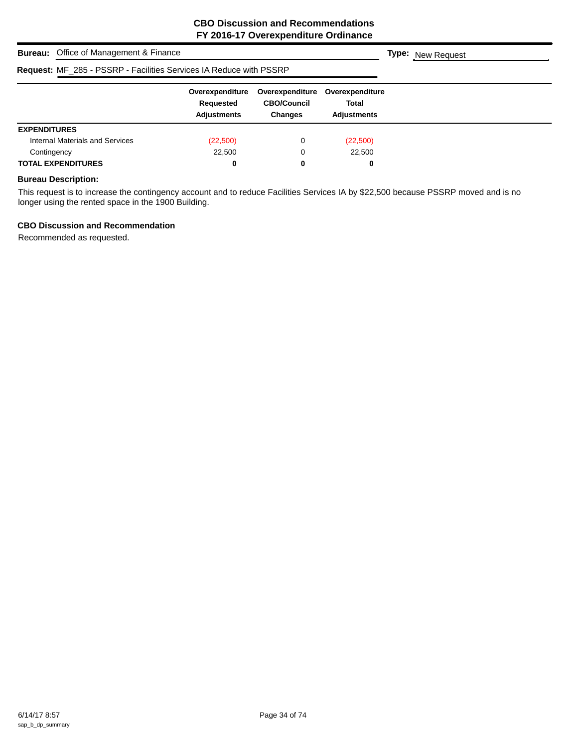# CBO Discussion and Recommendations
## FY 2016-17 Overexpenditure Ordinance

**Bureau:** Office of Management & Finance

**Type:** New Request

**Request:** MF_285 - PSSRP - Facilities Services IA Reduce with PSSRP

| | Overexpenditure Requested Adjustments | Overexpenditure CBO/Council Changes | Overexpenditure Total Adjustments |
|---|---|---|---|
| **EXPENDITURES** | | | |
| Internal Materials and Services | (22,500) | 0 | (22,500) |
| Contingency | 22,500 | 0 | 22,500 |
| **TOTAL EXPENDITURES** | **0** | **0** | **0** |

**Bureau Description:**

This request is to increase the contingency account and to reduce Facilities Services IA by $22,500 because PSSRP moved and is no longer using the rented space in the 1900 Building.

**CBO Discussion and Recommendation**

Recommended as requested.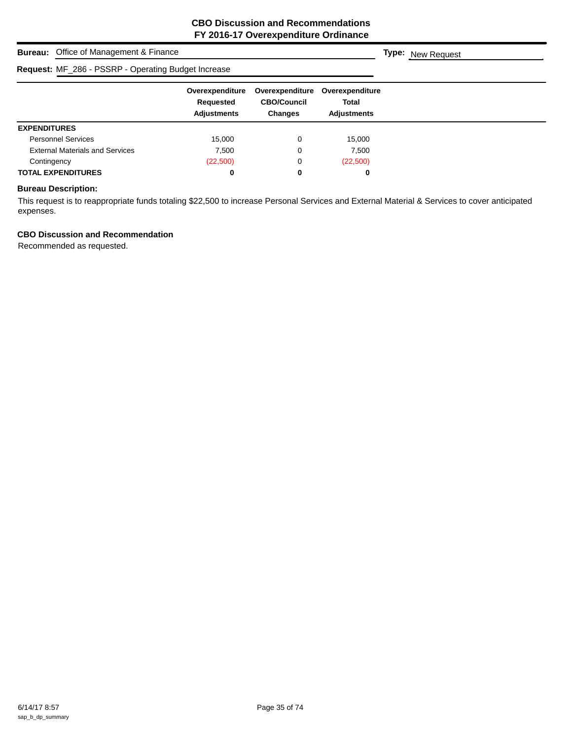# CBO Discussion and Recommendations
## FY 2016-17 Overexpenditure Ordinance

**Bureau:** Office of Management & Finance

**Type:** New Request

**Request:** MF_286 - PSSRP - Operating Budget Increase

| | Overexpenditure Requested Adjustments | Overexpenditure CBO/Council Changes | Overexpenditure Total Adjustments |
|---|---|---|---|
| **EXPENDITURES** | | | |
| Personnel Services | 15,000 | 0 | 15,000 |
| External Materials and Services | 7,500 | 0 | 7,500 |
| Contingency | (22,500) | 0 | (22,500) |
| **TOTAL EXPENDITURES** | **0** | **0** | **0** |

### Bureau Description:

This request is to reappropriate funds totaling $22,500 to increase Personal Services and External Material & Services to cover anticipated expenses.

### CBO Discussion and Recommendation

Recommended as requested.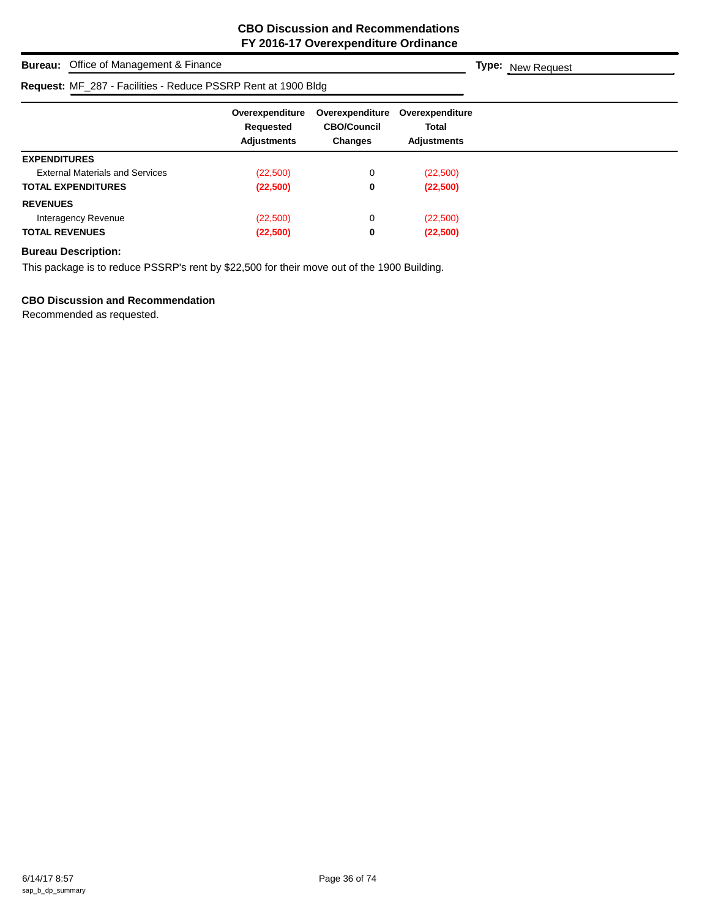# CBO Discussion and Recommendations
## FY 2016-17 Overexpenditure Ordinance

**Bureau:** Office of Management & Finance **Type:** New Request

**Request:** MF_287 - Facilities - Reduce PSSRP Rent at 1900 Bldg

| | Overexpenditure Requested Adjustments | Overexpenditure CBO/Council Changes | Overexpenditure Total Adjustments |
|---|---|---|---|
| **EXPENDITURES** | | | |
| External Materials and Services | (22,500) | 0 | (22,500) |
| **TOTAL EXPENDITURES** | **(22,500)** | **0** | **(22,500)** |
| **REVENUES** | | | |
| Interagency Revenue | (22,500) | 0 | (22,500) |
| **TOTAL REVENUES** | **(22,500)** | **0** | **(22,500)** |

**Bureau Description:**

This package is to reduce PSSRP's rent by $22,500 for their move out of the 1900 Building.

**CBO Discussion and Recommendation**

Recommended as requested.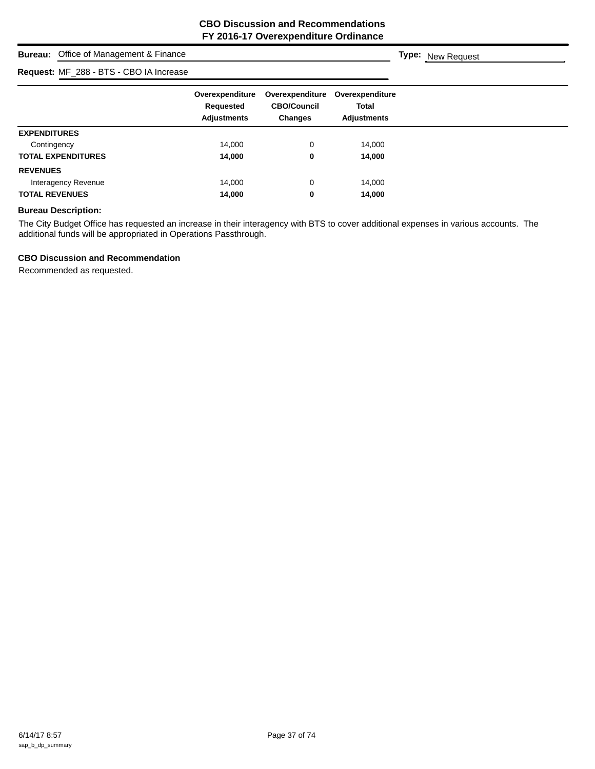## CBO Discussion and Recommendations
## FY 2016-17 Overexpenditure Ordinance

**Bureau:** Office of Management & Finance

**Type:** New Request

**Request:** MF_288 - BTS - CBO IA Increase

| | Overexpenditure Requested Adjustments | Overexpenditure CBO/Council Changes | Overexpenditure Total Adjustments |
|---|---|---|---|
| **EXPENDITURES** | | | |
| Contingency | 14,000 | 0 | 14,000 |
| **TOTAL EXPENDITURES** | **14,000** | **0** | **14,000** |
| **REVENUES** | | | |
| Interagency Revenue | 14,000 | 0 | 14,000 |
| **TOTAL REVENUES** | **14,000** | **0** | **14,000** |

**Bureau Description:**

The City Budget Office has requested an increase in their interagency with BTS to cover additional expenses in various accounts. The additional funds will be appropriated in Operations Passthrough.

**CBO Discussion and Recommendation**

Recommended as requested.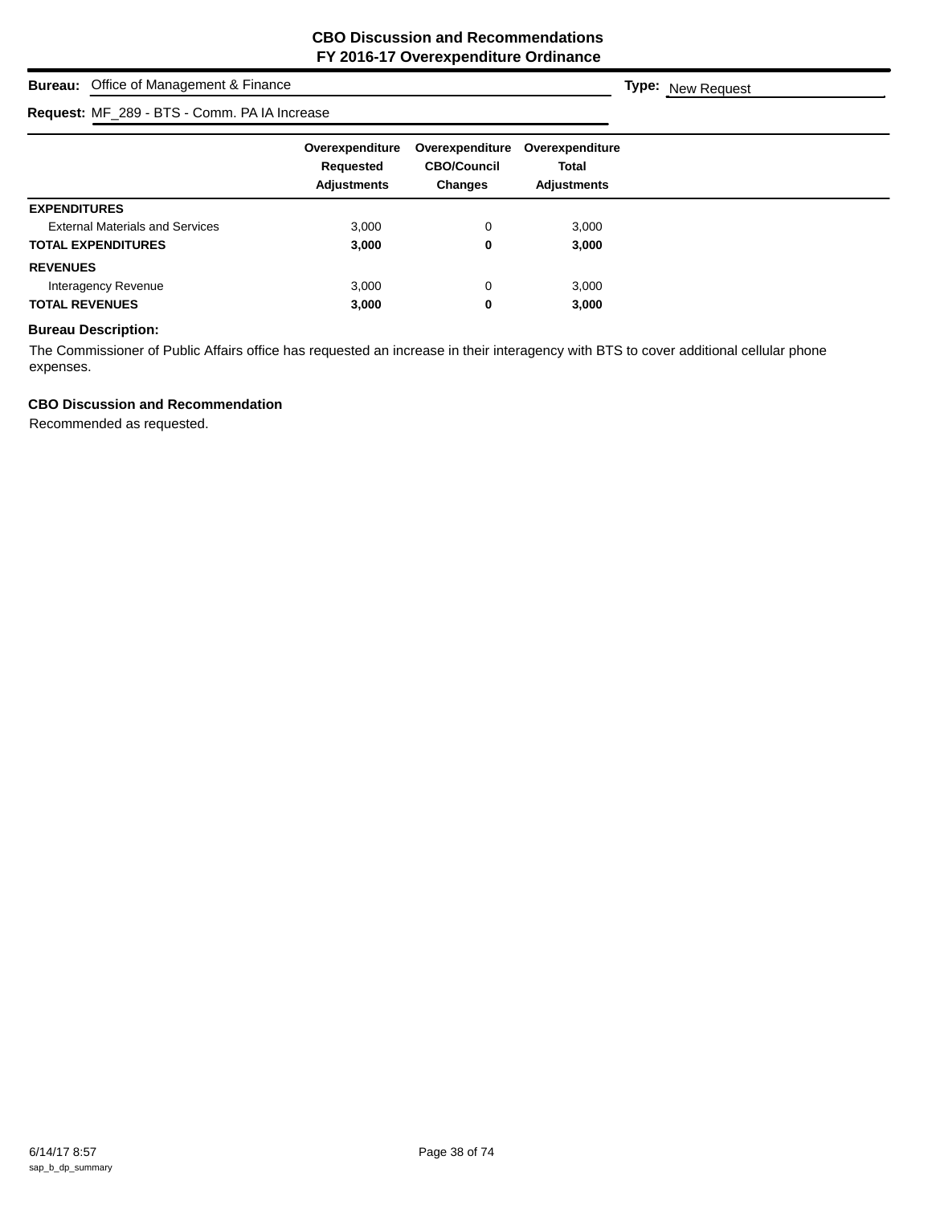# CBO Discussion and Recommendations
## FY 2016-17 Overexpenditure Ordinance

**Bureau:** Office of Management & Finance

**Type:** New Request

**Request:** MF_289 - BTS - Comm. PA IA Increase

| | Overexpenditure Requested Adjustments | Overexpenditure CBO/Council Changes | Overexpenditure Total Adjustments |
|---|---|---|---|
| **EXPENDITURES** | | | |
| External Materials and Services | 3,000 | 0 | 3,000 |
| **TOTAL EXPENDITURES** | **3,000** | **0** | **3,000** |
| **REVENUES** | | | |
| Interagency Revenue | 3,000 | 0 | 3,000 |
| **TOTAL REVENUES** | **3,000** | **0** | **3,000** |

**Bureau Description:**

The Commissioner of Public Affairs office has requested an increase in their interagency with BTS to cover additional cellular phone expenses.

**CBO Discussion and Recommendation**

Recommended as requested.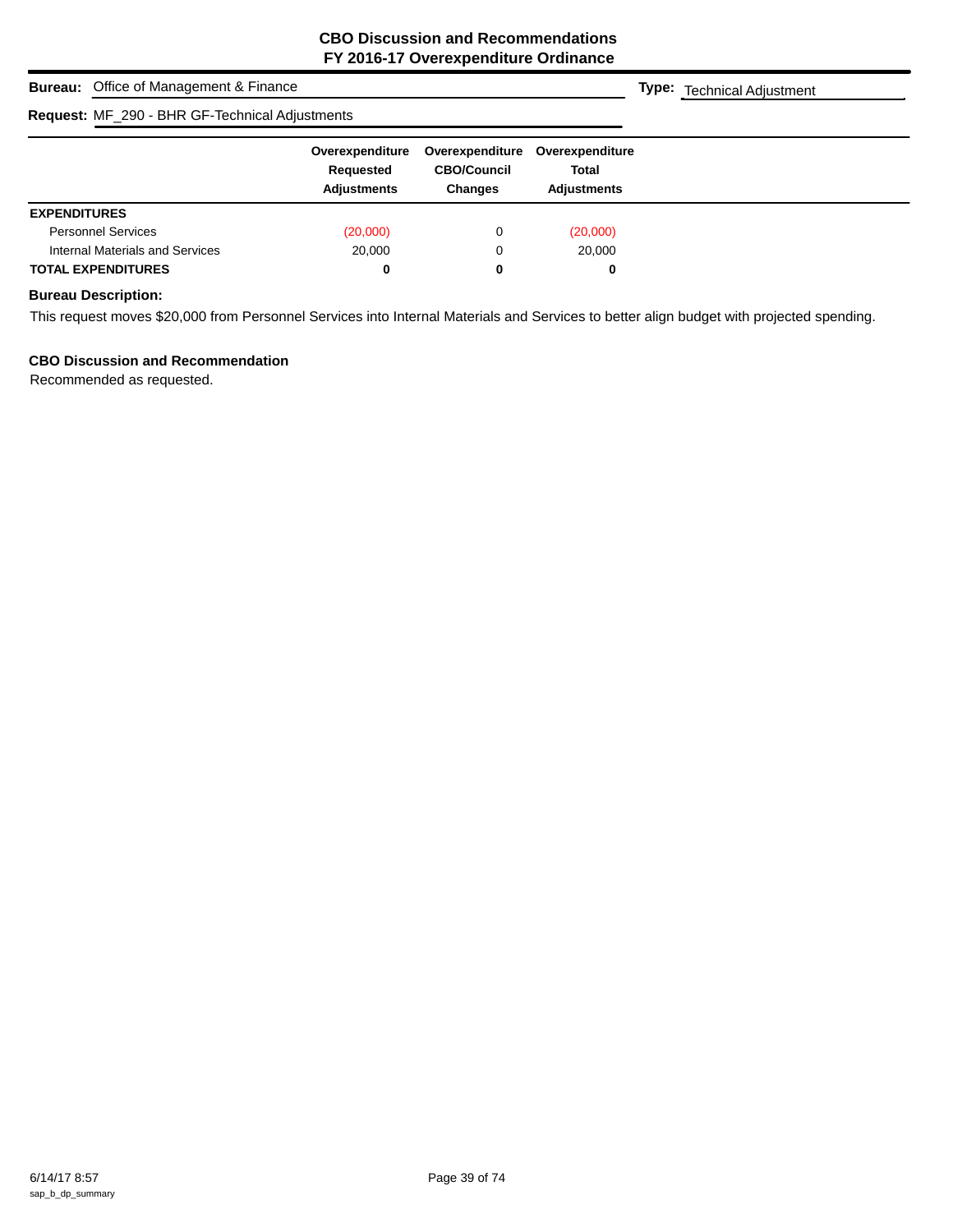## CBO Discussion and Recommendations
## FY 2016-17 Overexpenditure Ordinance

**Bureau:** Office of Management & Finance

**Type:** Technical Adjustment

**Request:** MF_290 - BHR GF-Technical Adjustments

| | Overexpenditure Requested Adjustments | Overexpenditure CBO/Council Changes | Overexpenditure Total Adjustments |
|---|---|---|---|
| **EXPENDITURES** | | | |
| Personnel Services | (20,000) | 0 | (20,000) |
| Internal Materials and Services | 20,000 | 0 | 20,000 |
| **TOTAL EXPENDITURES** | **0** | **0** | **0** |

**Bureau Description:**

This request moves $20,000 from Personnel Services into Internal Materials and Services to better align budget with projected spending.

**CBO Discussion and Recommendation**

Recommended as requested.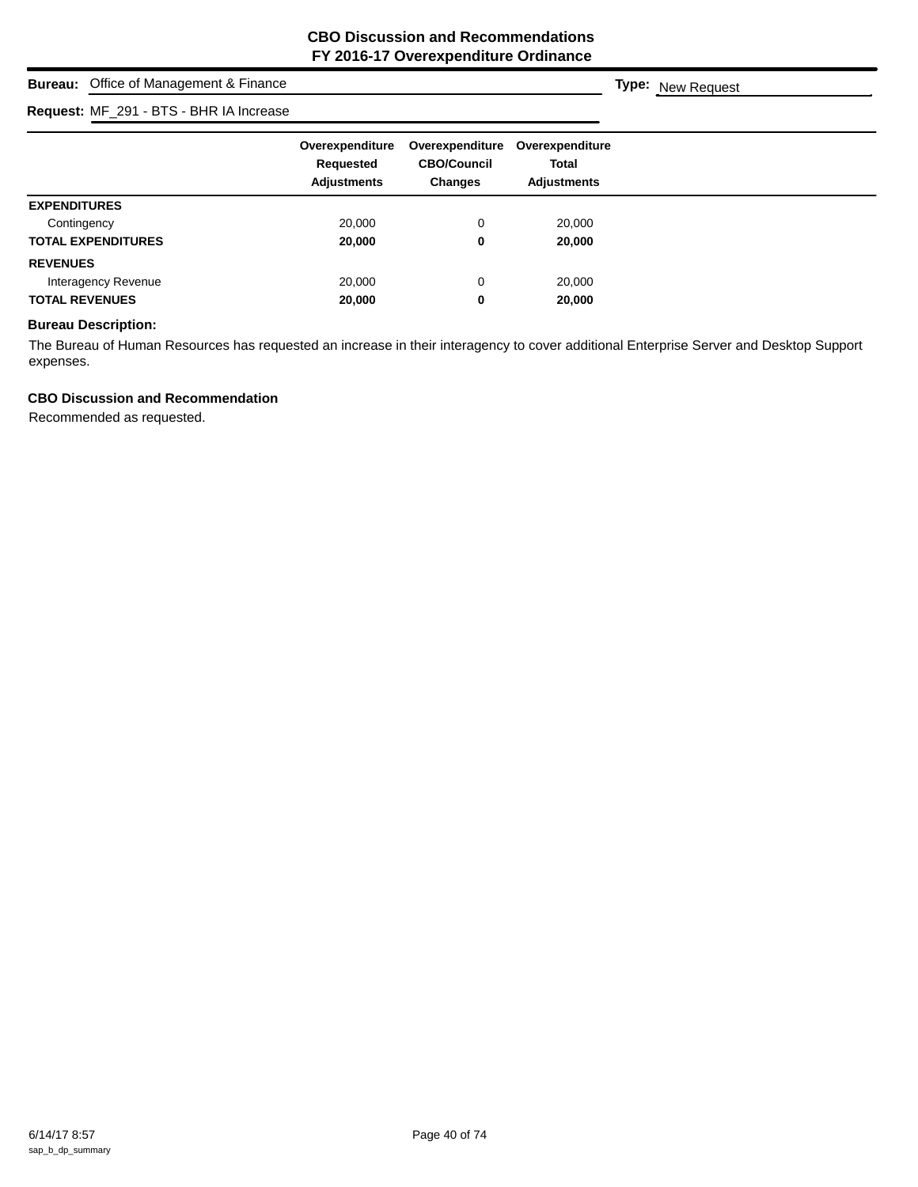# CBO Discussion and Recommendations
## FY 2016-17 Overexpenditure Ordinance

**Bureau:** Office of Management & Finance

**Type:** New Request

**Request:** MF_291 - BTS - BHR IA Increase

| | Overexpenditure Requested Adjustments | Overexpenditure CBO/Council Changes | Overexpenditure Total Adjustments |
|---|---|---|---|
| **EXPENDITURES** | | | |
| Contingency | 20,000 | 0 | 20,000 |
| **TOTAL EXPENDITURES** | **20,000** | **0** | **20,000** |
| **REVENUES** | | | |
| Interagency Revenue | 20,000 | 0 | 20,000 |
| **TOTAL REVENUES** | **20,000** | **0** | **20,000** |

**Bureau Description:**

The Bureau of Human Resources has requested an increase in their interagency to cover additional Enterprise Server and Desktop Support expenses.

**CBO Discussion and Recommendation**

Recommended as requested.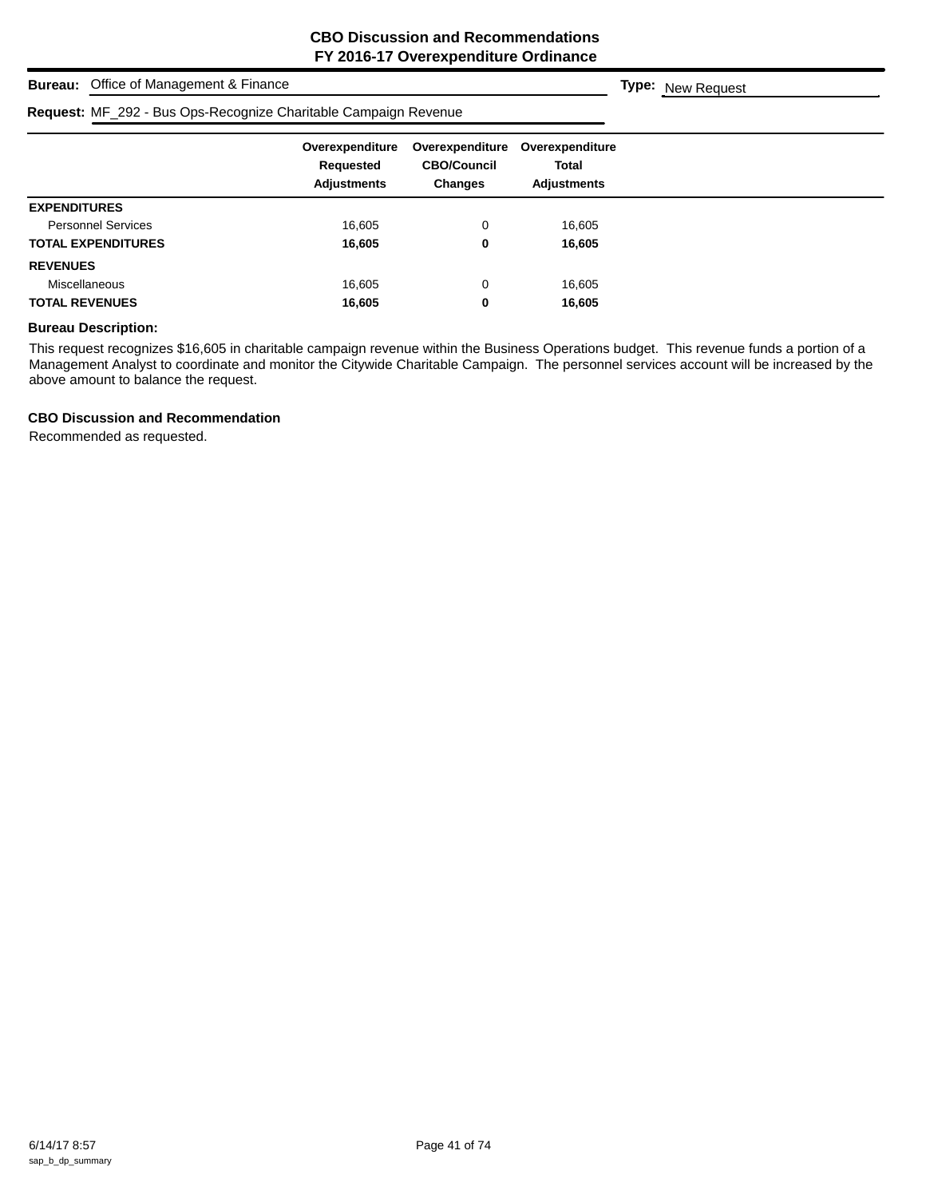# CBO Discussion and Recommendations
## FY 2016-17 Overexpenditure Ordinance

**Bureau:** Office of Management & Finance **Type:** New Request

**Request:** MF_292 - Bus Ops-Recognize Charitable Campaign Revenue

| | Overexpenditure Requested Adjustments | Overexpenditure CBO/Council Changes | Overexpenditure Total Adjustments |
|---|---|---|---|
| **EXPENDITURES** | | | |
| Personnel Services | 16,605 | 0 | 16,605 |
| **TOTAL EXPENDITURES** | **16,605** | **0** | **16,605** |
| **REVENUES** | | | |
| Miscellaneous | 16,605 | 0 | 16,605 |
| **TOTAL REVENUES** | **16,605** | **0** | **16,605** |

**Bureau Description:**

This request recognizes $16,605 in charitable campaign revenue within the Business Operations budget. This revenue funds a portion of a Management Analyst to coordinate and monitor the Citywide Charitable Campaign. The personnel services account will be increased by the above amount to balance the request.

**CBO Discussion and Recommendation**

Recommended as requested.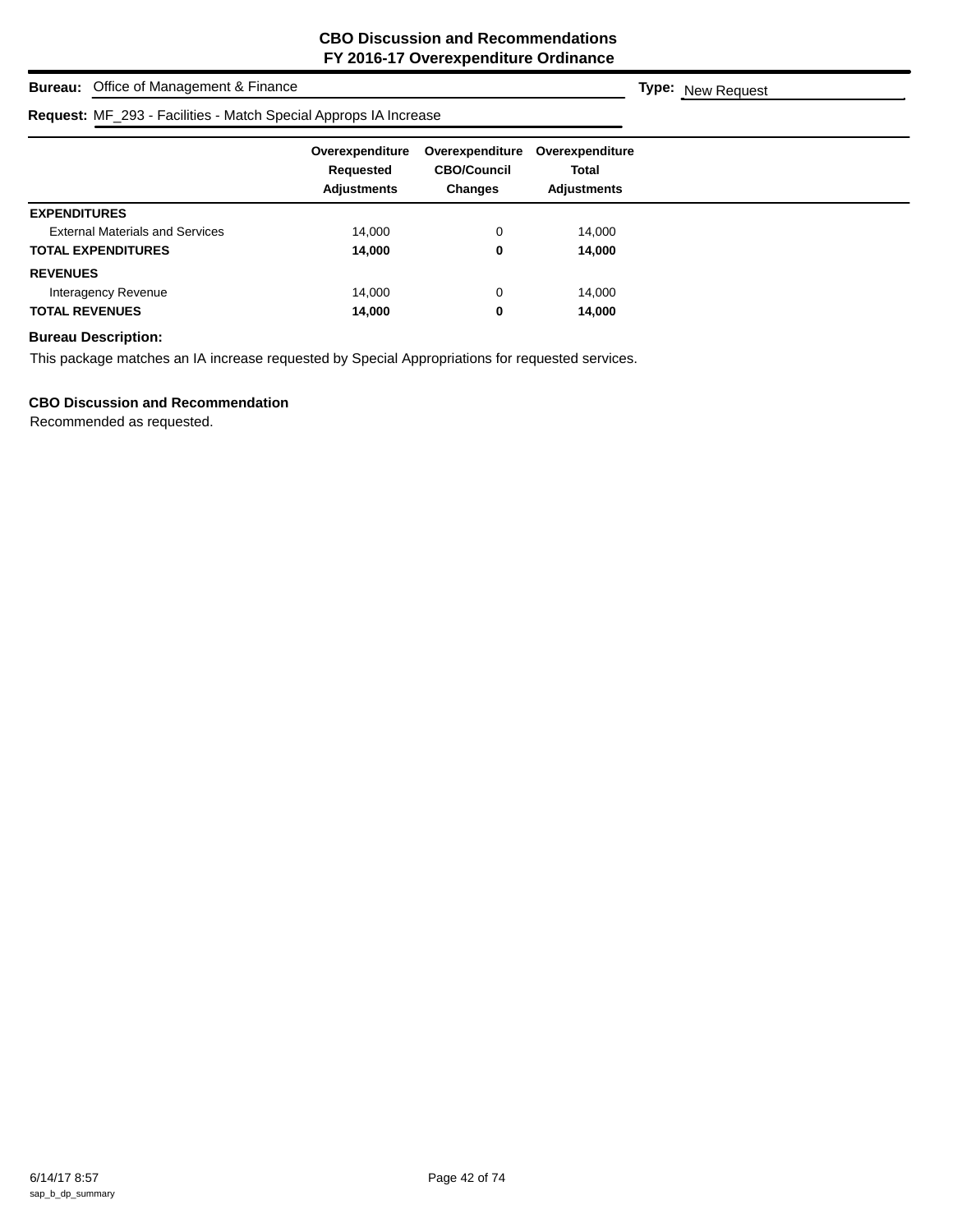## CBO Discussion and Recommendations
## FY 2016-17 Overexpenditure Ordinance

**Bureau:** Office of Management & Finance

**Type:** New Request

**Request:** MF_293 - Facilities - Match Special Approps IA Increase

| | Overexpenditure Requested Adjustments | Overexpenditure CBO/Council Changes | Overexpenditure Total Adjustments |
|---|---|---|---|
| **EXPENDITURES** | | | |
| External Materials and Services | 14,000 | 0 | 14,000 |
| **TOTAL EXPENDITURES** | **14,000** | **0** | **14,000** |
| **REVENUES** | | | |
| Interagency Revenue | 14,000 | 0 | 14,000 |
| **TOTAL REVENUES** | **14,000** | **0** | **14,000** |

**Bureau Description:**

This package matches an IA increase requested by Special Appropriations for requested services.

**CBO Discussion and Recommendation**

Recommended as requested.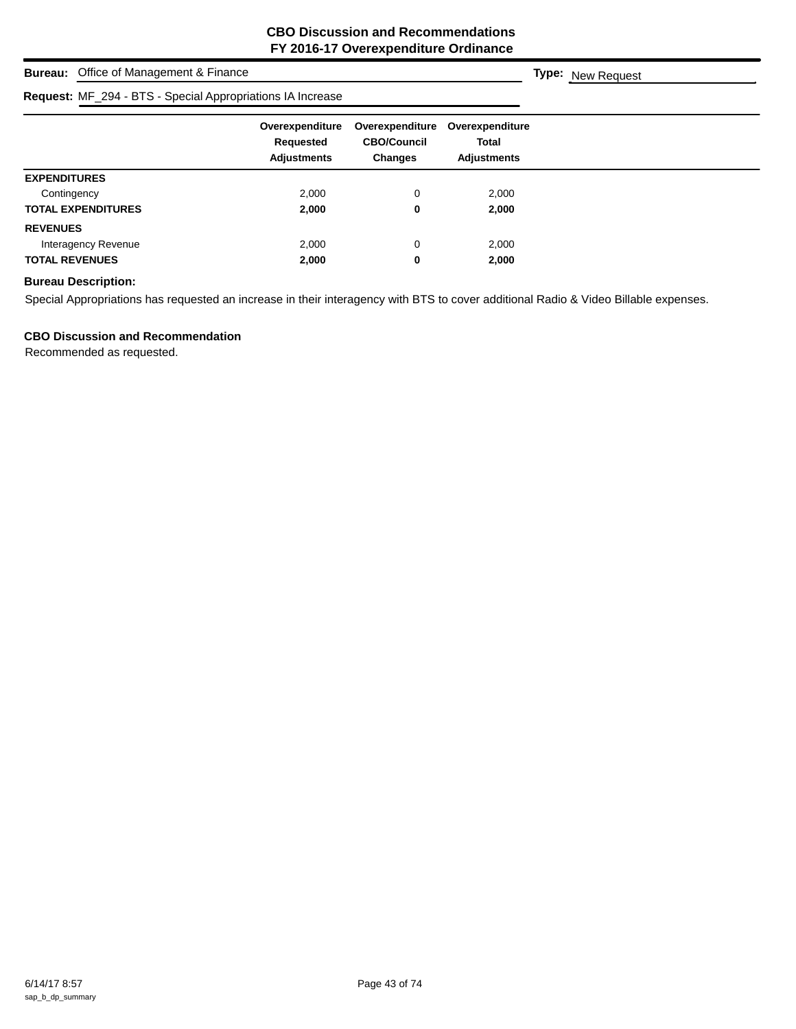**CBO Discussion and Recommendations**
**FY 2016-17 Overexpenditure Ordinance**

**Bureau:** Office of Management & Finance **Type:** New Request

**Request:** MF_294 - BTS - Special Appropriations IA Increase

| | Overexpenditure Requested Adjustments | Overexpenditure CBO/Council Changes | Overexpenditure Total Adjustments |
|---|---|---|---|
| **EXPENDITURES** | | | |
| Contingency | 2,000 | 0 | 2,000 |
| **TOTAL EXPENDITURES** | **2,000** | **0** | **2,000** |
| **REVENUES** | | | |
| Interagency Revenue | 2,000 | 0 | 2,000 |
| **TOTAL REVENUES** | **2,000** | **0** | **2,000** |

**Bureau Description:**

Special Appropriations has requested an increase in their interagency with BTS to cover additional Radio & Video Billable expenses.

**CBO Discussion and Recommendation**

Recommended as requested.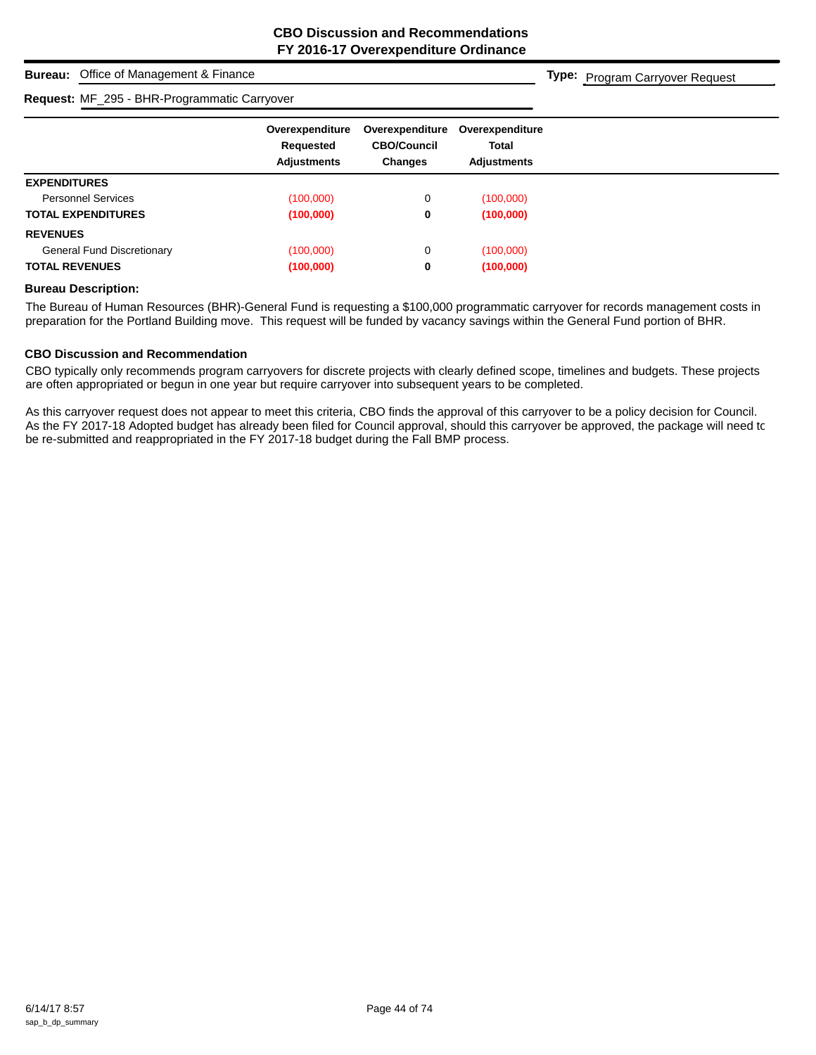**CBO Discussion and Recommendations**
**FY 2016-17 Overexpenditure Ordinance**

**Bureau:** Office of Management & Finance

**Type:** Program Carryover Request

**Request:** MF_295 - BHR-Programmatic Carryover

| | Overexpenditure Requested Adjustments | Overexpenditure CBO/Council Changes | Overexpenditure Total Adjustments |
|---|---|---|---|
| **EXPENDITURES** | | | |
| Personnel Services | (100,000) | 0 | (100,000) |
| **TOTAL EXPENDITURES** | **(100,000)** | **0** | **(100,000)** |
| **REVENUES** | | | |
| General Fund Discretionary | (100,000) | 0 | (100,000) |
| **TOTAL REVENUES** | **(100,000)** | **0** | **(100,000)** |

**Bureau Description:**

The Bureau of Human Resources (BHR)-General Fund is requesting a $100,000 programmatic carryover for records management costs in preparation for the Portland Building move. This request will be funded by vacancy savings within the General Fund portion of BHR.

**CBO Discussion and Recommendation**

CBO typically only recommends program carryovers for discrete projects with clearly defined scope, timelines and budgets. These projects are often appropriated or begun in one year but require carryover into subsequent years to be completed.

As this carryover request does not appear to meet this criteria, CBO finds the approval of this carryover to be a policy decision for Council. As the FY 2017-18 Adopted budget has already been filed for Council approval, should this carryover be approved, the package will need to be re-submitted and reappropriated in the FY 2017-18 budget during the Fall BMP process.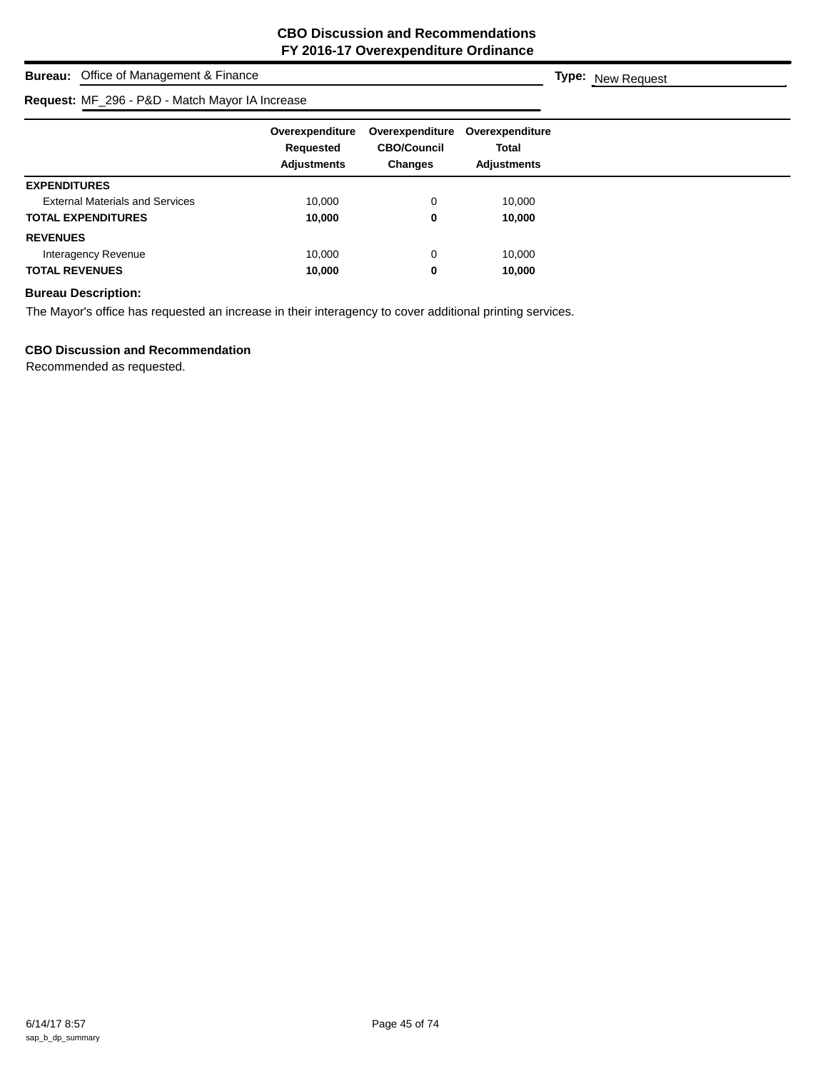# CBO Discussion and Recommendations
## FY 2016-17 Overexpenditure Ordinance

**Bureau:** Office of Management & Finance

**Type:** New Request

**Request:** MF_296 - P&D - Match Mayor IA Increase

| | Overexpenditure Requested Adjustments | Overexpenditure CBO/Council Changes | Overexpenditure Total Adjustments |
|---|---|---|---|
| **EXPENDITURES** | | | |
| External Materials and Services | 10,000 | 0 | 10,000 |
| **TOTAL EXPENDITURES** | **10,000** | **0** | **10,000** |
| **REVENUES** | | | |
| Interagency Revenue | 10,000 | 0 | 10,000 |
| **TOTAL REVENUES** | **10,000** | **0** | **10,000** |

**Bureau Description:**

The Mayor's office has requested an increase in their interagency to cover additional printing services.

**CBO Discussion and Recommendation**

Recommended as requested.

6/14/17 8:57
sap_b_dp_summary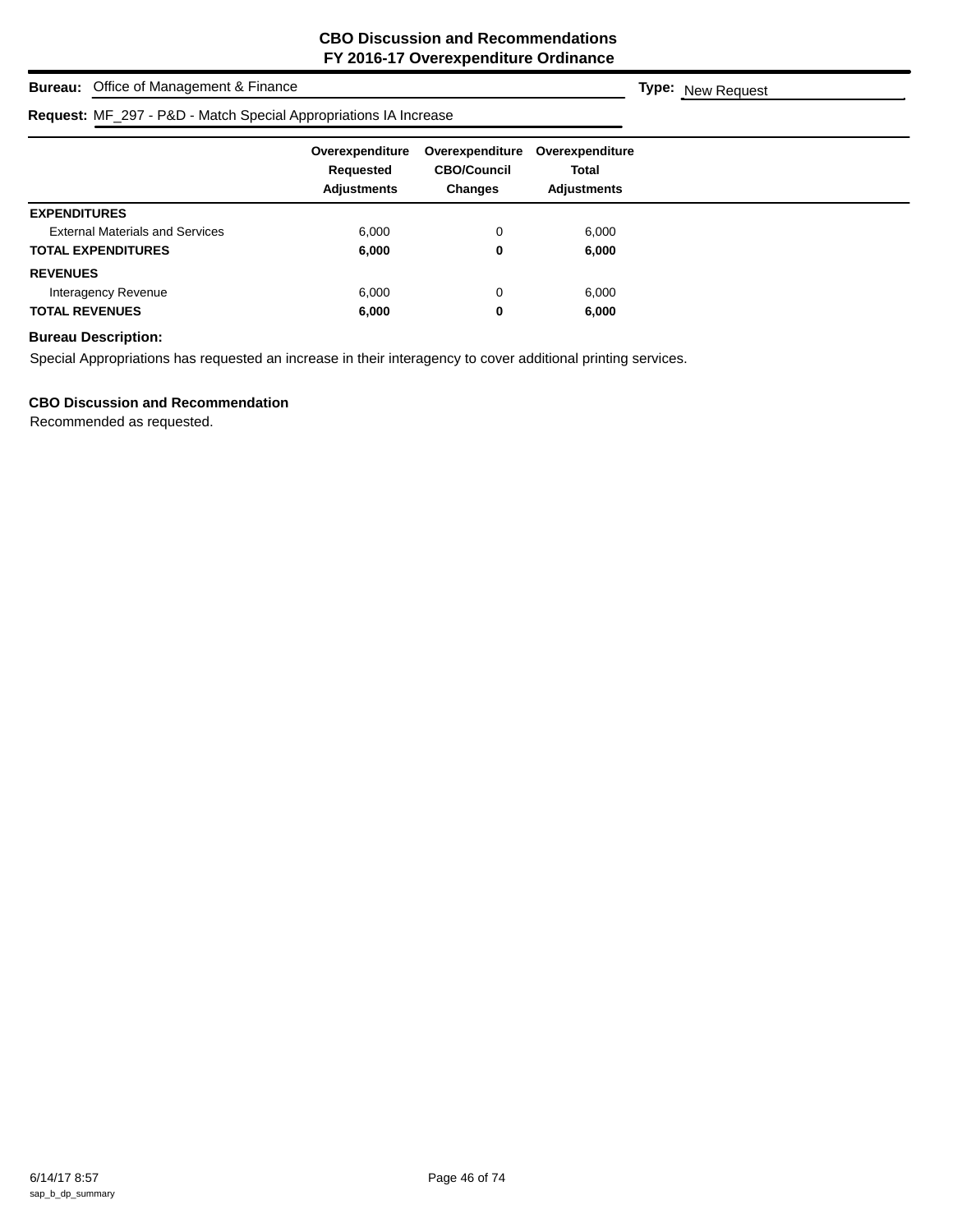## CBO Discussion and Recommendations
## FY 2016-17 Overexpenditure Ordinance

**Bureau:** Office of Management & Finance **Type:** New Request

**Request:** MF_297 - P&D - Match Special Appropriations IA Increase

| | Overexpenditure Requested Adjustments | Overexpenditure CBO/Council Changes | Overexpenditure Total Adjustments |
|---|---|---|---|
| **EXPENDITURES** | | | |
| External Materials and Services | 6,000 | 0 | 6,000 |
| **TOTAL EXPENDITURES** | **6,000** | **0** | **6,000** |
| **REVENUES** | | | |
| Interagency Revenue | 6,000 | 0 | 6,000 |
| **TOTAL REVENUES** | **6,000** | **0** | **6,000** |

**Bureau Description:**

Special Appropriations has requested an increase in their interagency to cover additional printing services.

**CBO Discussion and Recommendation**

Recommended as requested.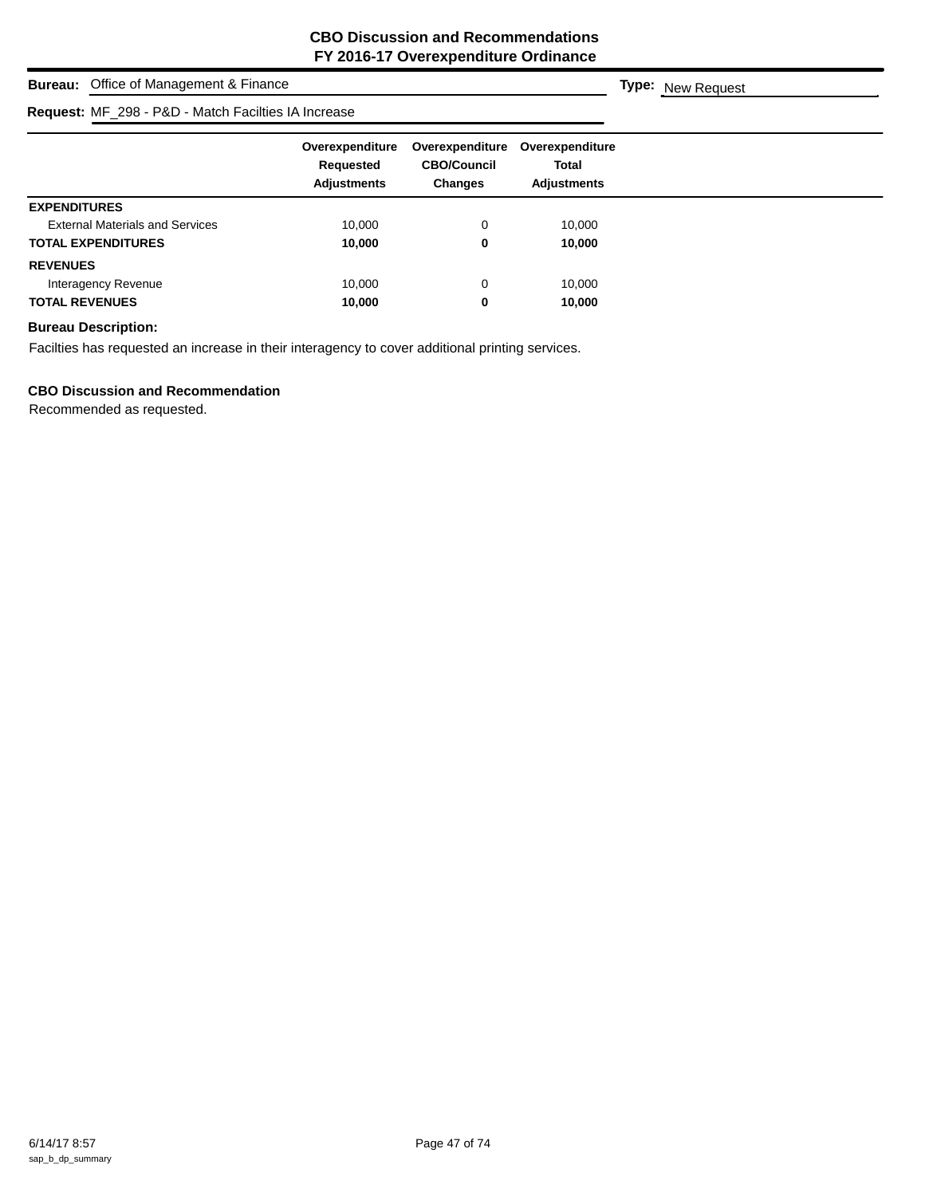# CBO Discussion and Recommendations
## FY 2016-17 Overexpenditure Ordinance

**Bureau:** Office of Management & Finance **Type:** New Request

**Request:** MF_298 - P&D - Match Facilties IA Increase

| | Overexpenditure Requested Adjustments | Overexpenditure CBO/Council Changes | Overexpenditure Total Adjustments |
|---|---|---|---|
| **EXPENDITURES** | | | |
| External Materials and Services | 10,000 | 0 | 10,000 |
| **TOTAL EXPENDITURES** | **10,000** | **0** | **10,000** |
| **REVENUES** | | | |
| Interagency Revenue | 10,000 | 0 | 10,000 |
| **TOTAL REVENUES** | **10,000** | **0** | **10,000** |

**Bureau Description:**

Facilties has requested an increase in their interagency to cover additional printing services.

**CBO Discussion and Recommendation**

Recommended as requested.

6/14/17 8:57
sap_b_dp_summary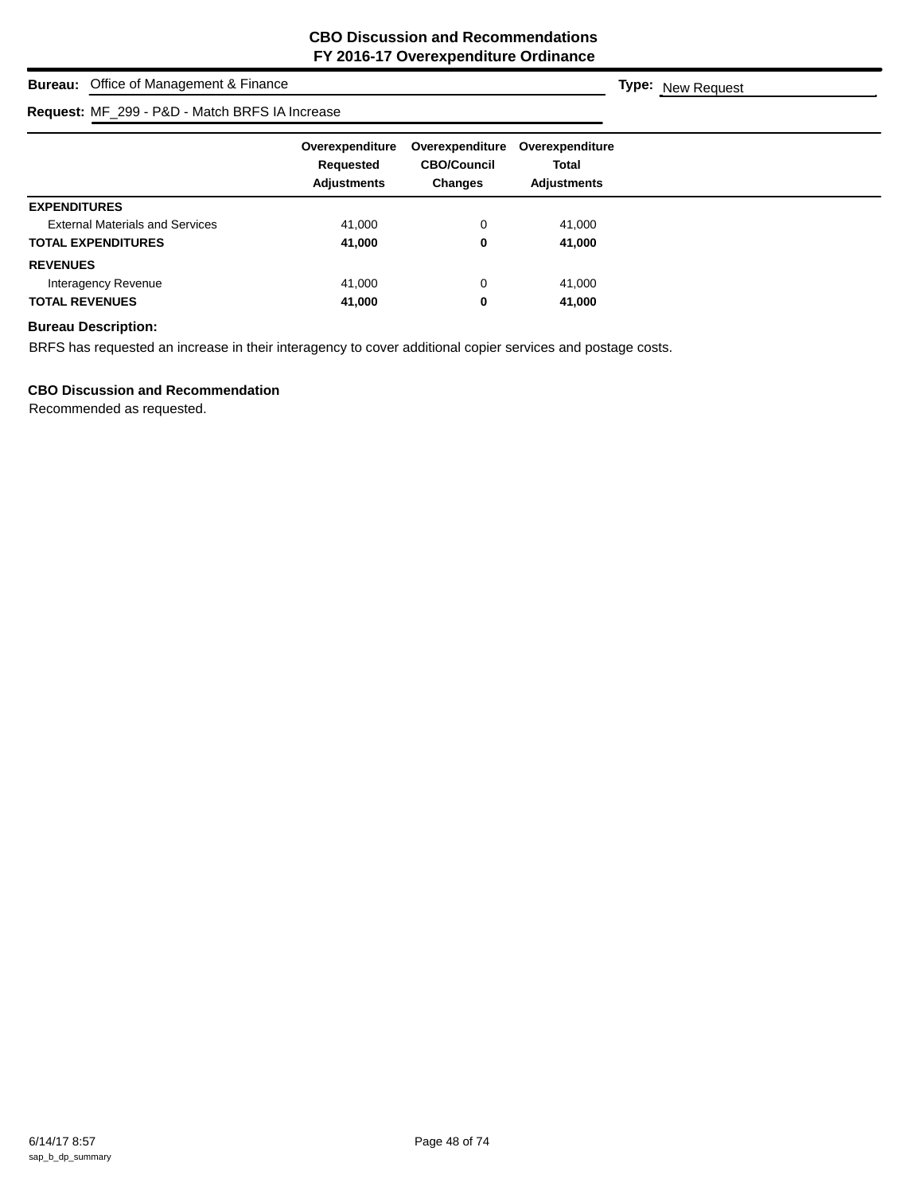**CBO Discussion and Recommendations**
**FY 2016-17 Overexpenditure Ordinance**

**Bureau:** Office of Management & Finance **Type:** New Request

**Request:** MF_299 - P&D - Match BRFS IA Increase

| | Overexpenditure Requested Adjustments | Overexpenditure CBO/Council Changes | Overexpenditure Total Adjustments |
|---|---|---|---|
| **EXPENDITURES** | | | |
| External Materials and Services | 41,000 | 0 | 41,000 |
| **TOTAL EXPENDITURES** | **41,000** | **0** | **41,000** |
| **REVENUES** | | | |
| Interagency Revenue | 41,000 | 0 | 41,000 |
| **TOTAL REVENUES** | **41,000** | **0** | **41,000** |

**Bureau Description:**

BRFS has requested an increase in their interagency to cover additional copier services and postage costs.

**CBO Discussion and Recommendation**

Recommended as requested.

6/14/17 8:57
sap_b_dp_summary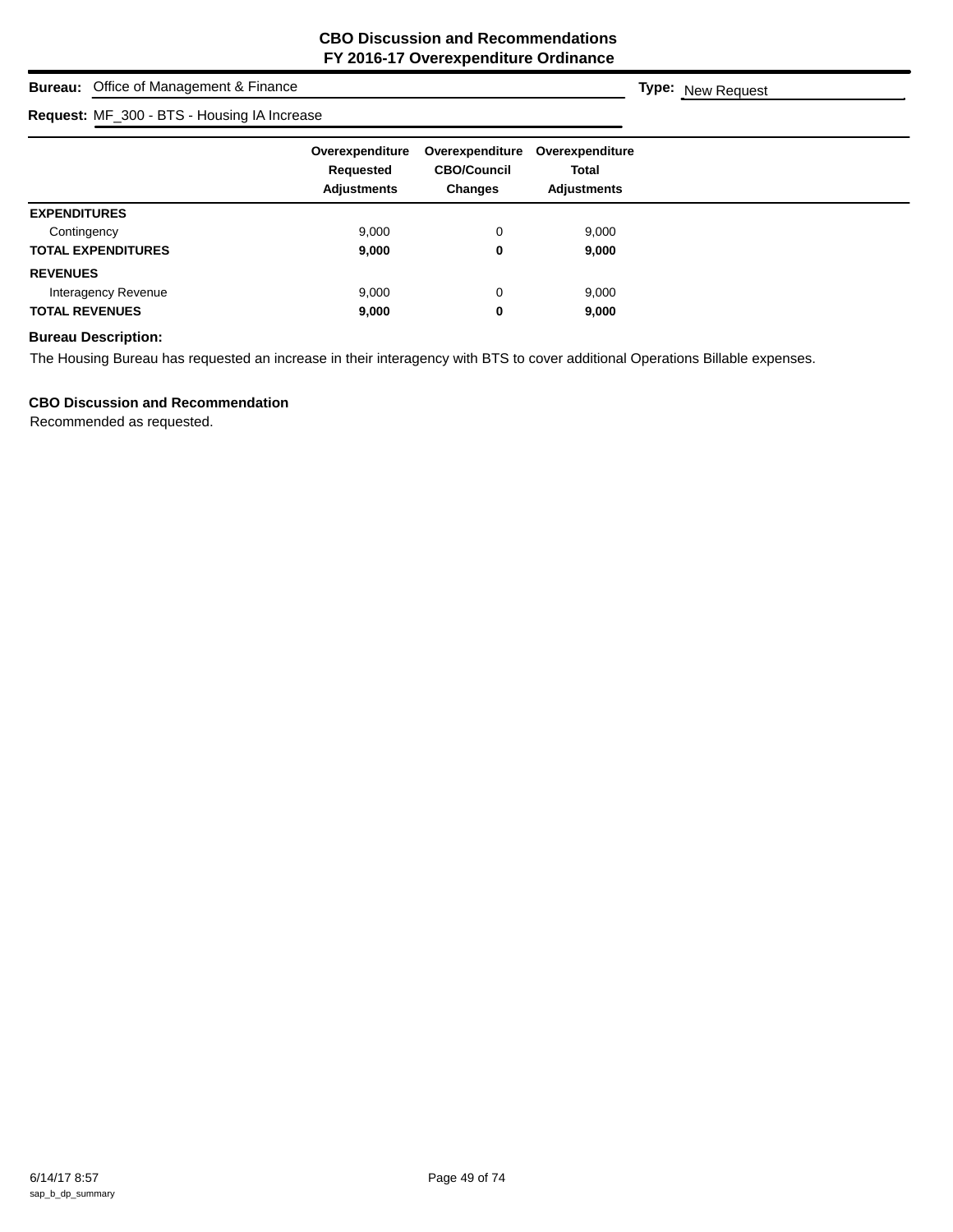**CBO Discussion and Recommendations**
**FY 2016-17 Overexpenditure Ordinance**

**Bureau:** Office of Management & Finance **Type:** New Request

**Request:** MF_300 - BTS - Housing IA Increase

| | Overexpenditure Requested Adjustments | Overexpenditure CBO/Council Changes | Overexpenditure Total Adjustments |
|---|---|---|---|
| **EXPENDITURES** | | | |
| Contingency | 9,000 | 0 | 9,000 |
| **TOTAL EXPENDITURES** | **9,000** | **0** | **9,000** |
| **REVENUES** | | | |
| Interagency Revenue | 9,000 | 0 | 9,000 |
| **TOTAL REVENUES** | **9,000** | **0** | **9,000** |

**Bureau Description:**

The Housing Bureau has requested an increase in their interagency with BTS to cover additional Operations Billable expenses.

**CBO Discussion and Recommendation**

Recommended as requested.

6/14/17 8:57
sap_b_dp_summary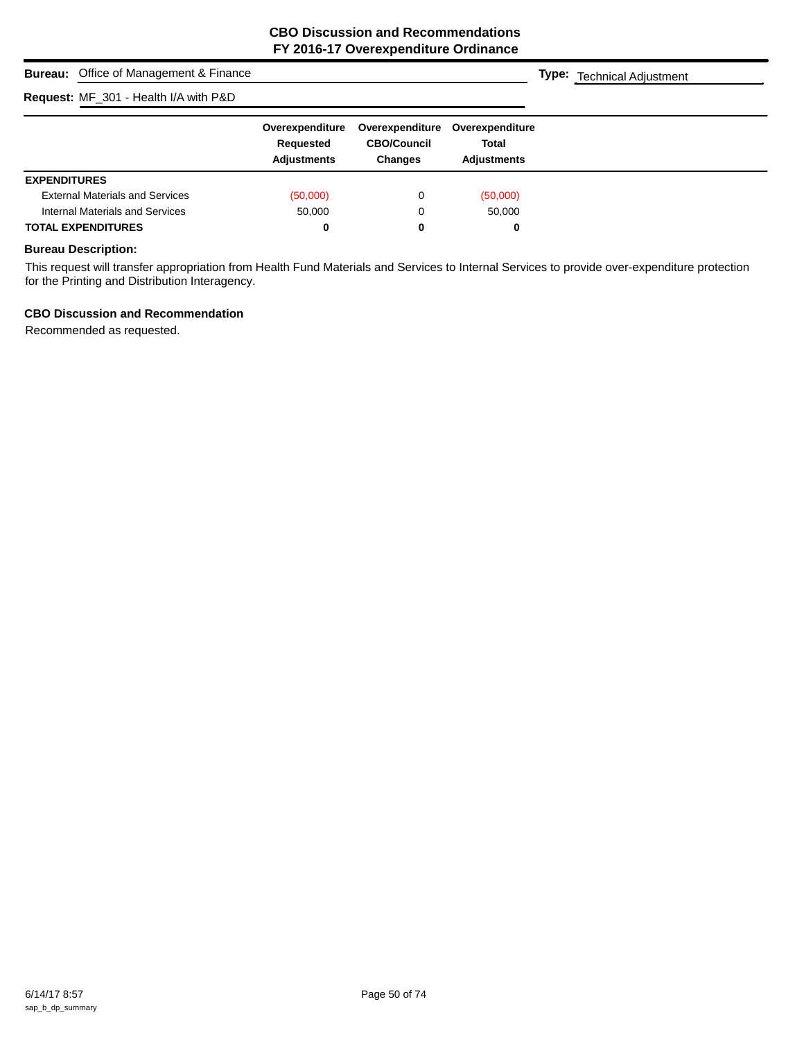**CBO Discussion and Recommendations**
**FY 2016-17 Overexpenditure Ordinance**

**Bureau:** Office of Management & Finance

**Type:** Technical Adjustment

**Request:** MF_301 - Health I/A with P&D

| | Overexpenditure Requested Adjustments | Overexpenditure CBO/Council Changes | Overexpenditure Total Adjustments |
|---|---|---|---|
| **EXPENDITURES** | | | |
| External Materials and Services | (50,000) | 0 | (50,000) |
| Internal Materials and Services | 50,000 | 0 | 50,000 |
| **TOTAL EXPENDITURES** | **0** | **0** | **0** |

**Bureau Description:**

This request will transfer appropriation from Health Fund Materials and Services to Internal Services to provide over-expenditure protection for the Printing and Distribution Interagency.

**CBO Discussion and Recommendation**

Recommended as requested.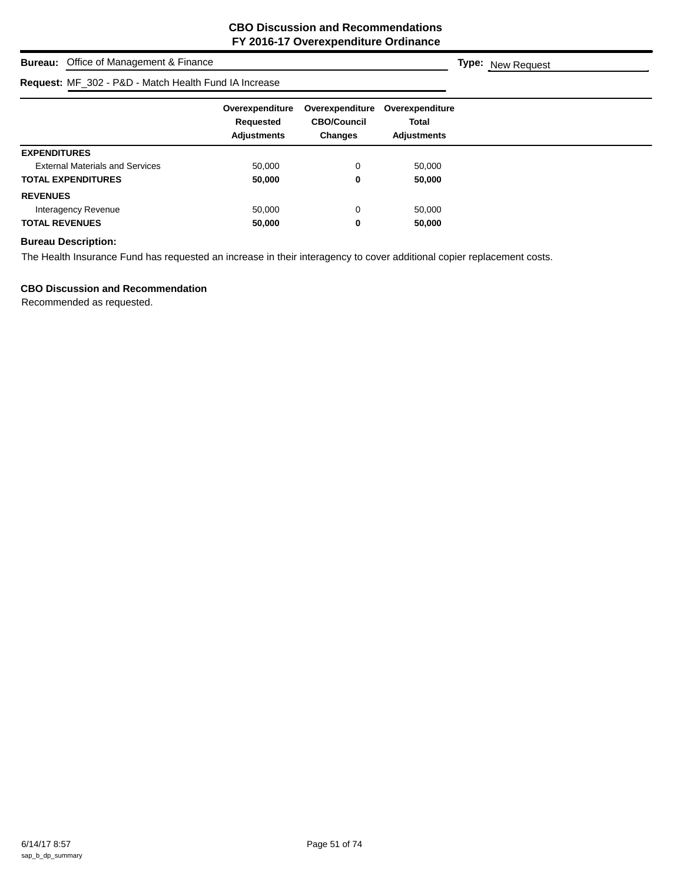# CBO Discussion and Recommendations
# FY 2016-17 Overexpenditure Ordinance

**Bureau:** Office of Management & Finance **Type:** New Request

**Request:** MF_302 - P&D - Match Health Fund IA Increase

| | Overexpenditure Requested Adjustments | Overexpenditure CBO/Council Changes | Overexpenditure Total Adjustments |
|---|---|---|---|
| **EXPENDITURES** | | | |
| External Materials and Services | 50,000 | 0 | 50,000 |
| **TOTAL EXPENDITURES** | **50,000** | **0** | **50,000** |
| **REVENUES** | | | |
| Interagency Revenue | 50,000 | 0 | 50,000 |
| **TOTAL REVENUES** | **50,000** | **0** | **50,000** |

**Bureau Description:**

The Health Insurance Fund has requested an increase in their interagency to cover additional copier replacement costs.

**CBO Discussion and Recommendation**

Recommended as requested.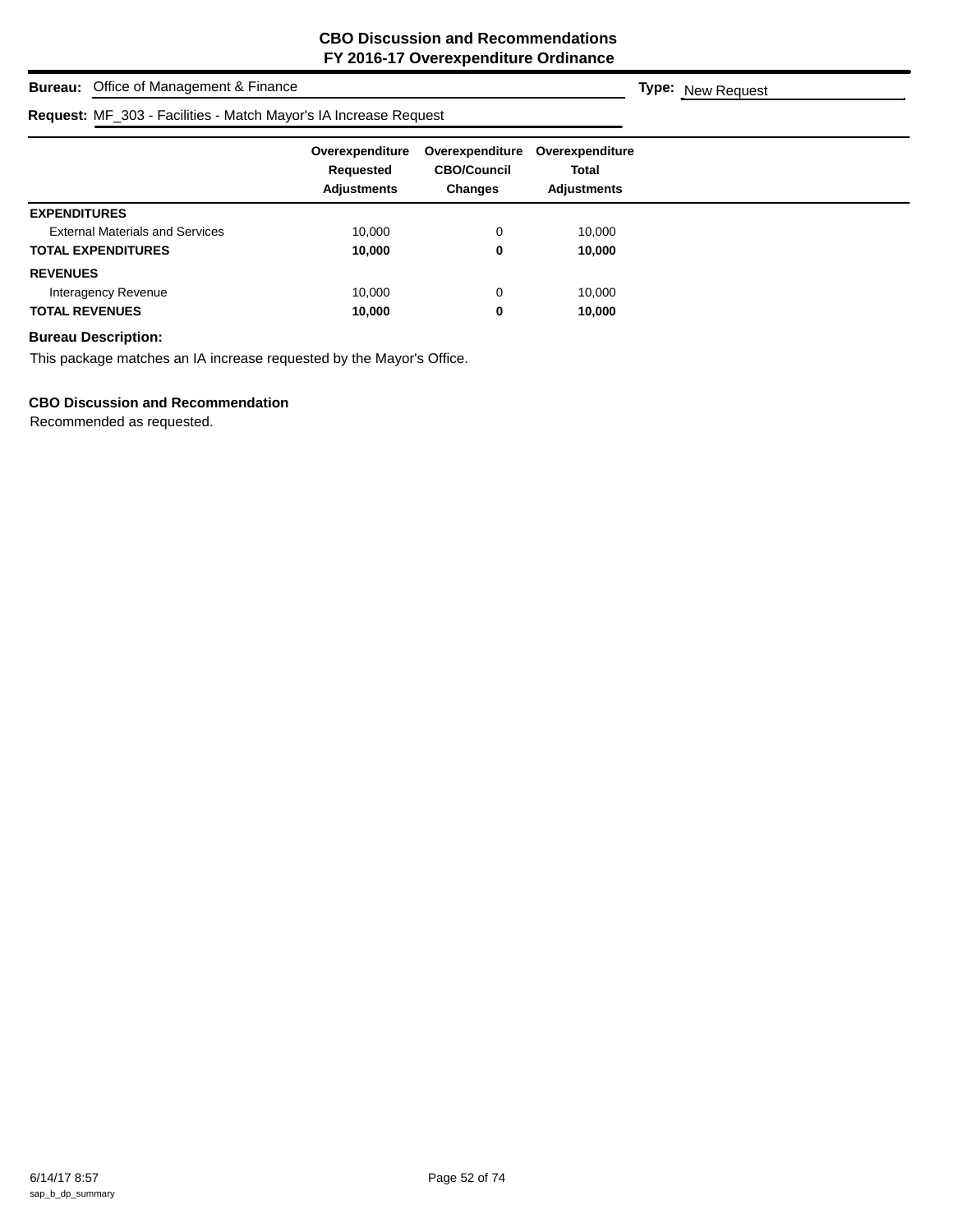# CBO Discussion and Recommendations
## FY 2016-17 Overexpenditure Ordinance

**Bureau:** Office of Management & Finance **Type:** New Request

**Request:** MF_303 - Facilities - Match Mayor's IA Increase Request

| | Overexpenditure Requested Adjustments | Overexpenditure CBO/Council Changes | Overexpenditure Total Adjustments |
|---|---|---|---|
| **EXPENDITURES** | | | |
| External Materials and Services | 10,000 | 0 | 10,000 |
| **TOTAL EXPENDITURES** | **10,000** | **0** | **10,000** |
| **REVENUES** | | | |
| Interagency Revenue | 10,000 | 0 | 10,000 |
| **TOTAL REVENUES** | **10,000** | **0** | **10,000** |

**Bureau Description:**

This package matches an IA increase requested by the Mayor's Office.

**CBO Discussion and Recommendation**

Recommended as requested.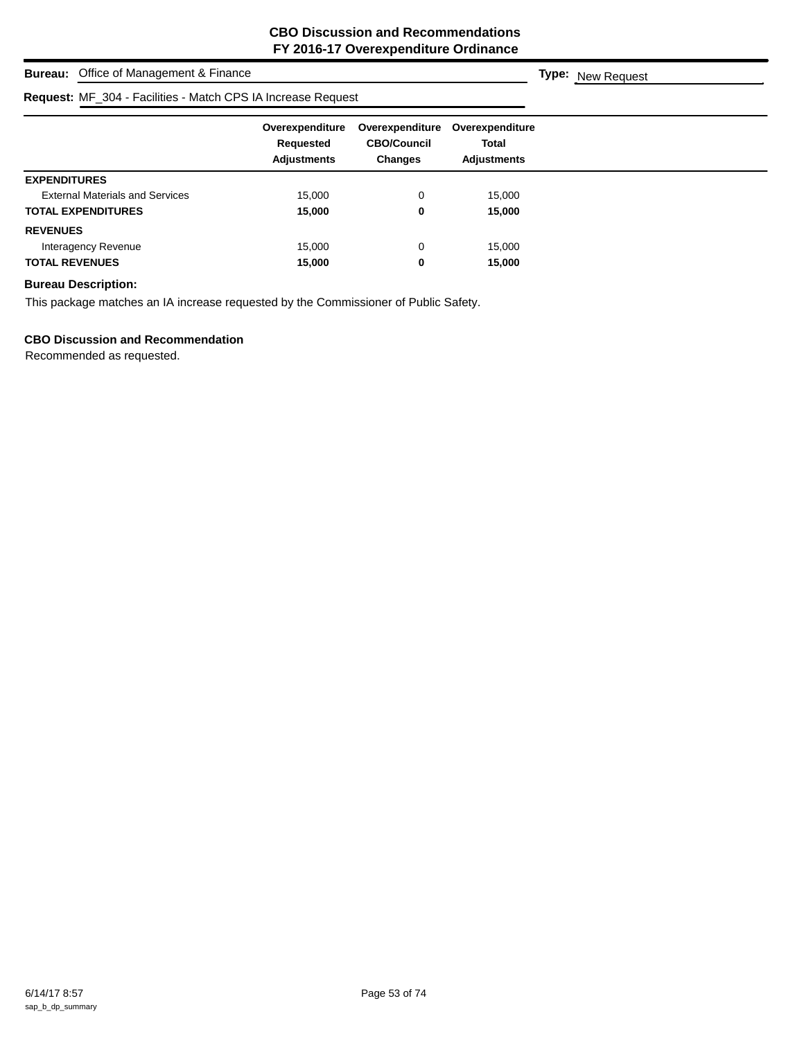# CBO Discussion and Recommendations
## FY 2016-17 Overexpenditure Ordinance

**Bureau:** Office of Management & Finance

**Type:** New Request

**Request:** MF_304 - Facilities - Match CPS IA Increase Request

| | Overexpenditure Requested Adjustments | Overexpenditure CBO/Council Changes | Overexpenditure Total Adjustments |
|---|---|---|---|
| **EXPENDITURES** | | | |
| External Materials and Services | 15,000 | 0 | 15,000 |
| **TOTAL EXPENDITURES** | **15,000** | **0** | **15,000** |
| **REVENUES** | | | |
| Interagency Revenue | 15,000 | 0 | 15,000 |
| **TOTAL REVENUES** | **15,000** | **0** | **15,000** |

**Bureau Description:**

This package matches an IA increase requested by the Commissioner of Public Safety.

**CBO Discussion and Recommendation**

Recommended as requested.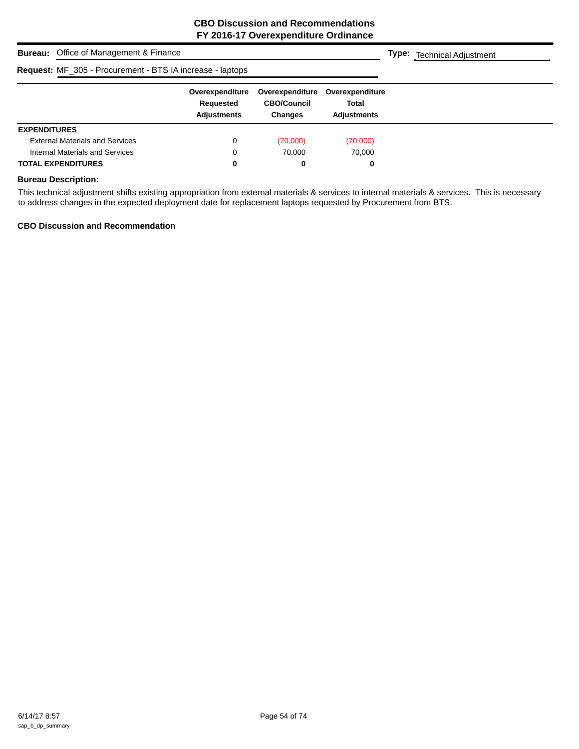# CBO Discussion and Recommendations
## FY 2016-17 Overexpenditure Ordinance

**Bureau:** Office of Management & Finance

**Type:** Technical Adjustment

**Request:** MF_305 - Procurement - BTS IA increase - laptops

| | Overexpenditure Requested Adjustments | Overexpenditure CBO/Council Changes | Overexpenditure Total Adjustments |
|---|---|---|---|
| **EXPENDITURES** | | | |
| External Materials and Services | 0 | (70,000) | (70,000) |
| Internal Materials and Services | 0 | 70,000 | 70,000 |
| **TOTAL EXPENDITURES** | **0** | **0** | **0** |

**Bureau Description:**

This technical adjustment shifts existing appropriation from external materials & services to internal materials & services. This is necessary to address changes in the expected deployment date for replacement laptops requested by Procurement from BTS.

**CBO Discussion and Recommendation**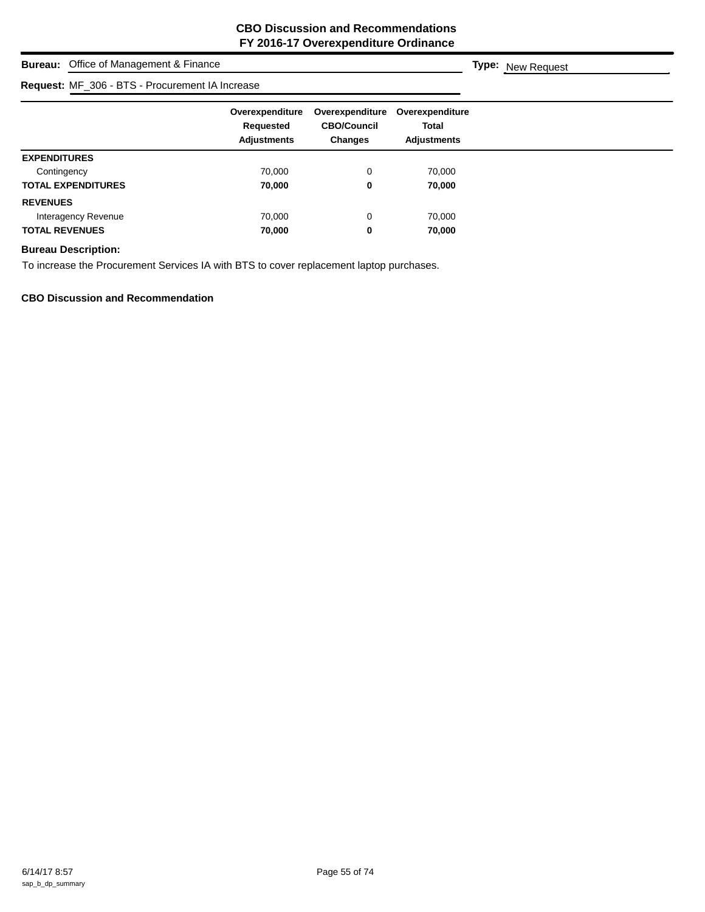# CBO Discussion and Recommendations
## FY 2016-17 Overexpenditure Ordinance

**Bureau:** Office of Management & Finance **Type:** New Request

**Request:** MF_306 - BTS - Procurement IA Increase

| | Overexpenditure Requested Adjustments | Overexpenditure CBO/Council Changes | Overexpenditure Total Adjustments |
|---|---|---|---|
| **EXPENDITURES** | | | |
| Contingency | 70,000 | 0 | 70,000 |
| **TOTAL EXPENDITURES** | **70,000** | **0** | **70,000** |
| **REVENUES** | | | |
| Interagency Revenue | 70,000 | 0 | 70,000 |
| **TOTAL REVENUES** | **70,000** | **0** | **70,000** |

**Bureau Description:**

To increase the Procurement Services IA with BTS to cover replacement laptop purchases.

**CBO Discussion and Recommendation**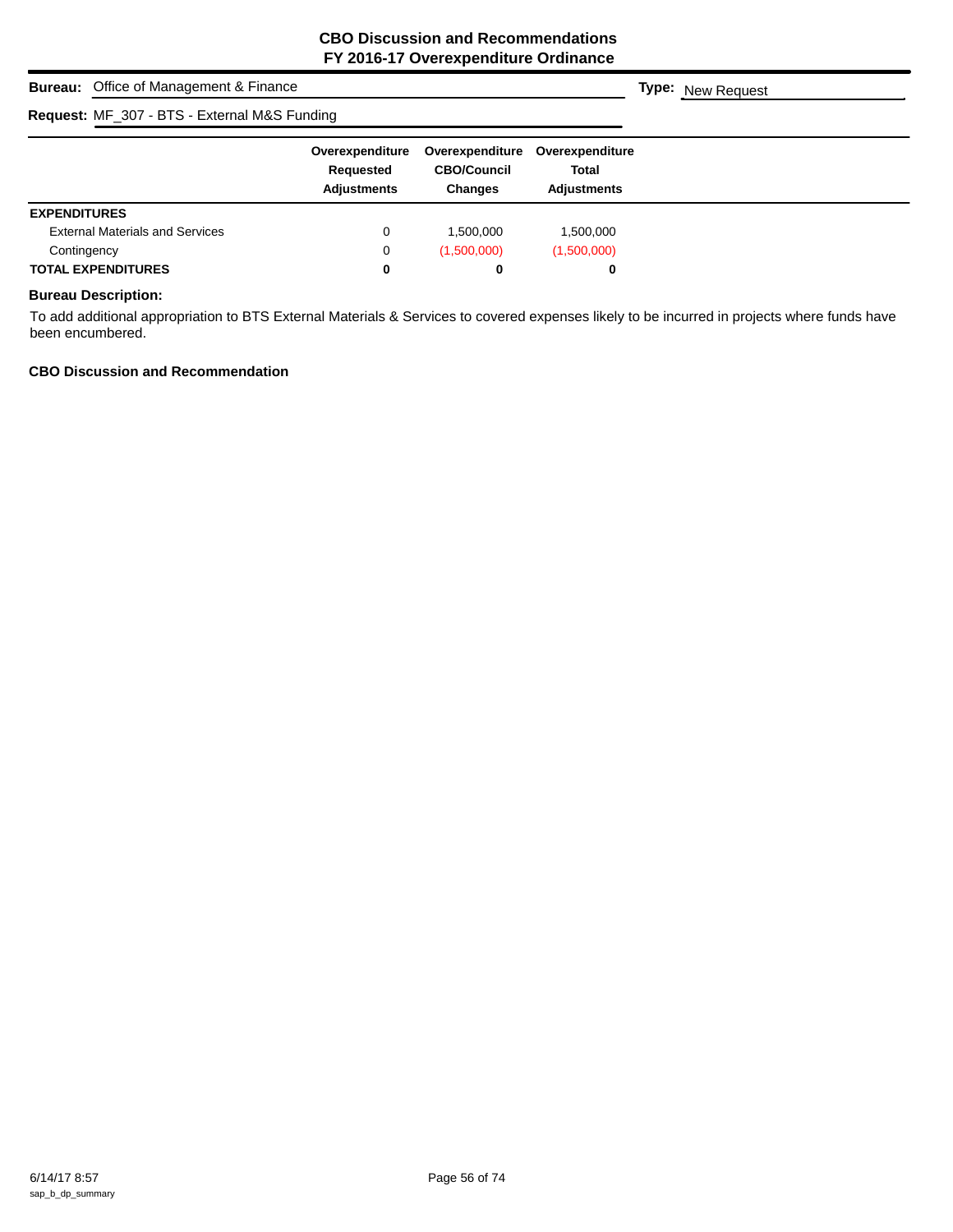## CBO Discussion and Recommendations
## FY 2016-17 Overexpenditure Ordinance

**Bureau:** Office of Management & Finance

**Type:** New Request

**Request:** MF_307 - BTS - External M&S Funding

| | Overexpenditure Requested Adjustments | Overexpenditure CBO/Council Changes | Overexpenditure Total Adjustments |
|---|---|---|---|
| **EXPENDITURES** | | | |
| External Materials and Services | 0 | 1,500,000 | 1,500,000 |
| Contingency | 0 | (1,500,000) | (1,500,000) |
| **TOTAL EXPENDITURES** | **0** | **0** | **0** |

**Bureau Description:**

To add additional appropriation to BTS External Materials & Services to covered expenses likely to be incurred in projects where funds have been encumbered.

**CBO Discussion and Recommendation**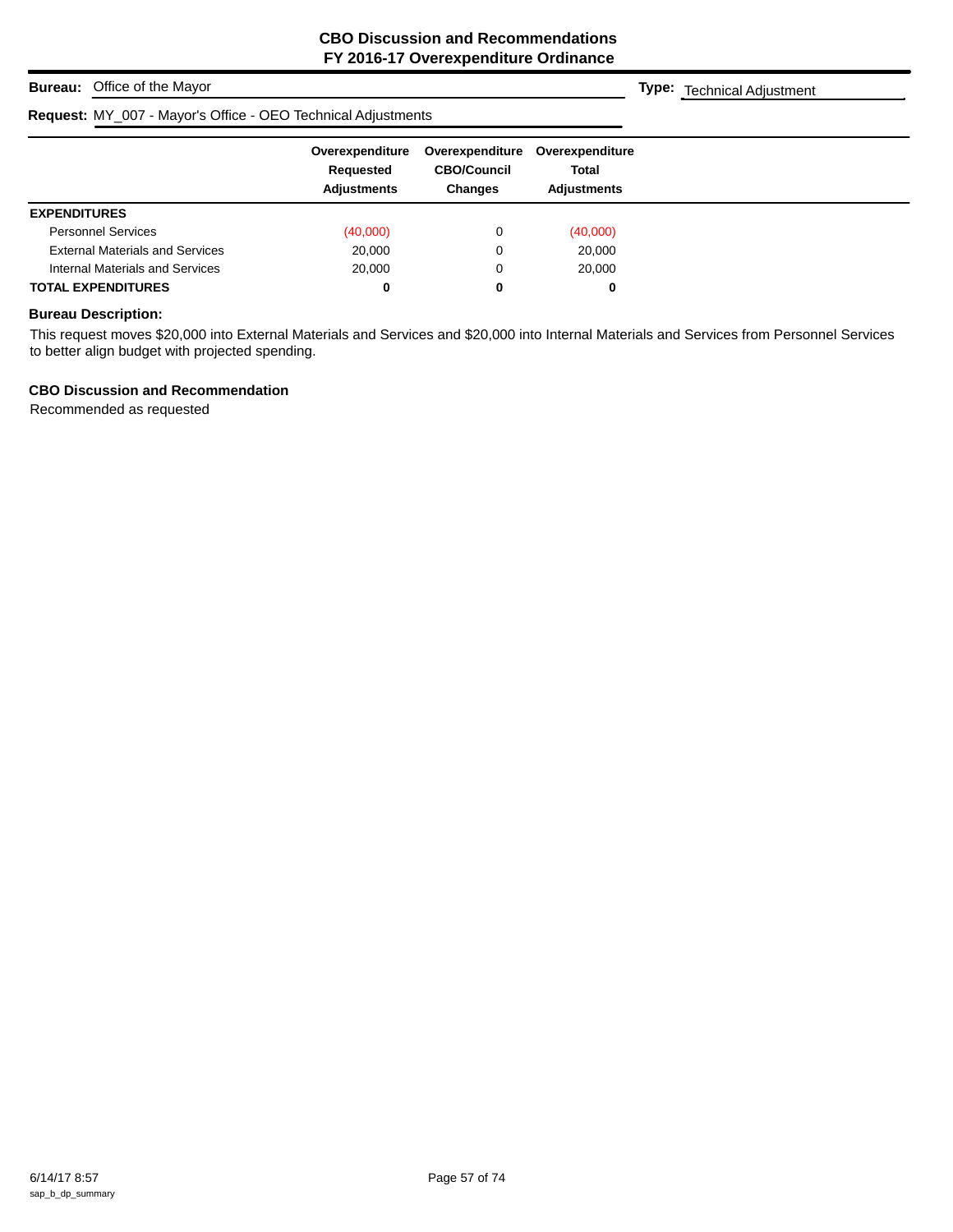## CBO Discussion and Recommendations
## FY 2016-17 Overexpenditure Ordinance

**Bureau:** Office of the Mayor

**Type:** Technical Adjustment

**Request:** MY_007 - Mayor's Office - OEO Technical Adjustments

| | Overexpenditure Requested Adjustments | Overexpenditure CBO/Council Changes | Overexpenditure Total Adjustments |
|---|---|---|---|
| **EXPENDITURES** | | | |
| Personnel Services | (40,000) | 0 | (40,000) |
| External Materials and Services | 20,000 | 0 | 20,000 |
| Internal Materials and Services | 20,000 | 0 | 20,000 |
| **TOTAL EXPENDITURES** | **0** | **0** | **0** |

**Bureau Description:**

This request moves $20,000 into External Materials and Services and $20,000 into Internal Materials and Services from Personnel Services to better align budget with projected spending.

**CBO Discussion and Recommendation**

Recommended as requested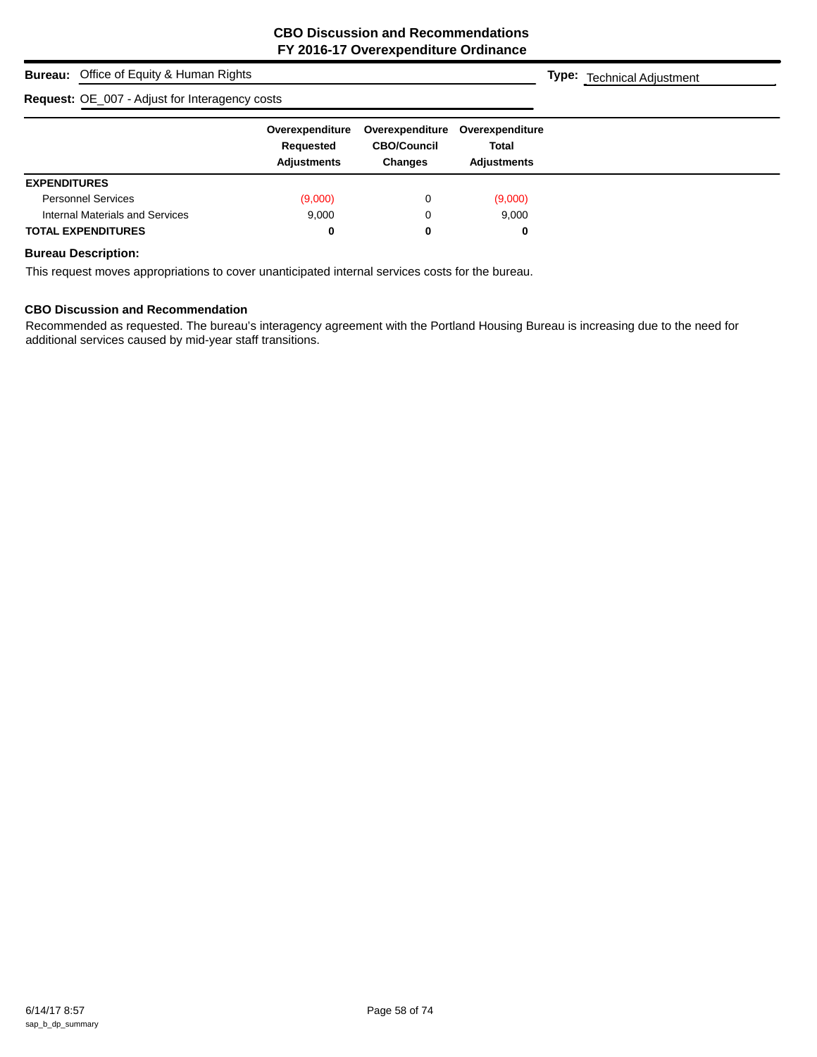## CBO Discussion and Recommendations
## FY 2016-17 Overexpenditure Ordinance

**Bureau:** Office of Equity & Human Rights **Type:** Technical Adjustment

**Request:** OE_007 - Adjust for Interagency costs

| | Overexpenditure Requested Adjustments | Overexpenditure CBO/Council Changes | Overexpenditure Total Adjustments |
|---|---|---|---|
| **EXPENDITURES** | | | |
| Personnel Services | (9,000) | 0 | (9,000) |
| Internal Materials and Services | 9,000 | 0 | 9,000 |
| **TOTAL EXPENDITURES** | **0** | **0** | **0** |

**Bureau Description:**

This request moves appropriations to cover unanticipated internal services costs for the bureau.

**CBO Discussion and Recommendation**

Recommended as requested. The bureau's interagency agreement with the Portland Housing Bureau is increasing due to the need for additional services caused by mid-year staff transitions.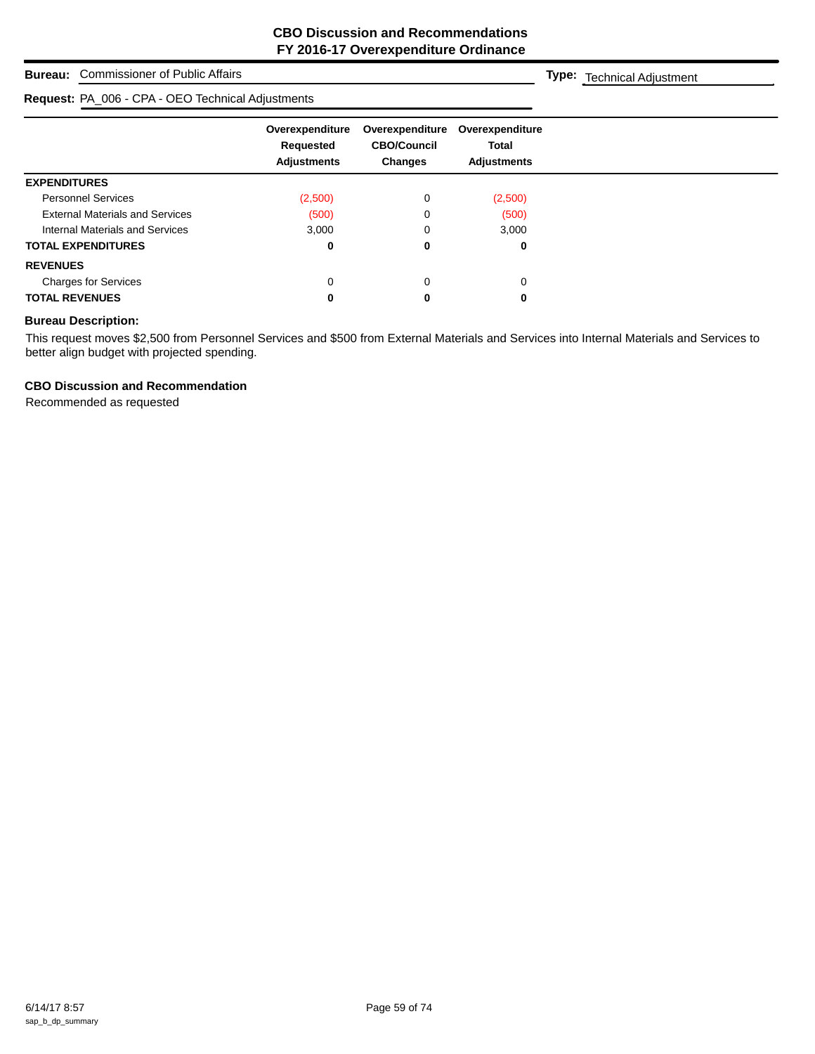# CBO Discussion and Recommendations
## FY 2016-17 Overexpenditure Ordinance

**Bureau:** Commissioner of Public Affairs

**Type:** Technical Adjustment

**Request:** PA_006 - CPA - OEO Technical Adjustments

| | Overexpenditure Requested Adjustments | Overexpenditure CBO/Council Changes | Overexpenditure Total Adjustments |
|---|---|---|---|
| **EXPENDITURES** | | | |
| Personnel Services | (2,500) | 0 | (2,500) |
| External Materials and Services | (500) | 0 | (500) |
| Internal Materials and Services | 3,000 | 0 | 3,000 |
| **TOTAL EXPENDITURES** | **0** | **0** | **0** |
| **REVENUES** | | | |
| Charges for Services | 0 | 0 | 0 |
| **TOTAL REVENUES** | **0** | **0** | **0** |

**Bureau Description:**

This request moves $2,500 from Personnel Services and $500 from External Materials and Services into Internal Materials and Services to better align budget with projected spending.

**CBO Discussion and Recommendation**

Recommended as requested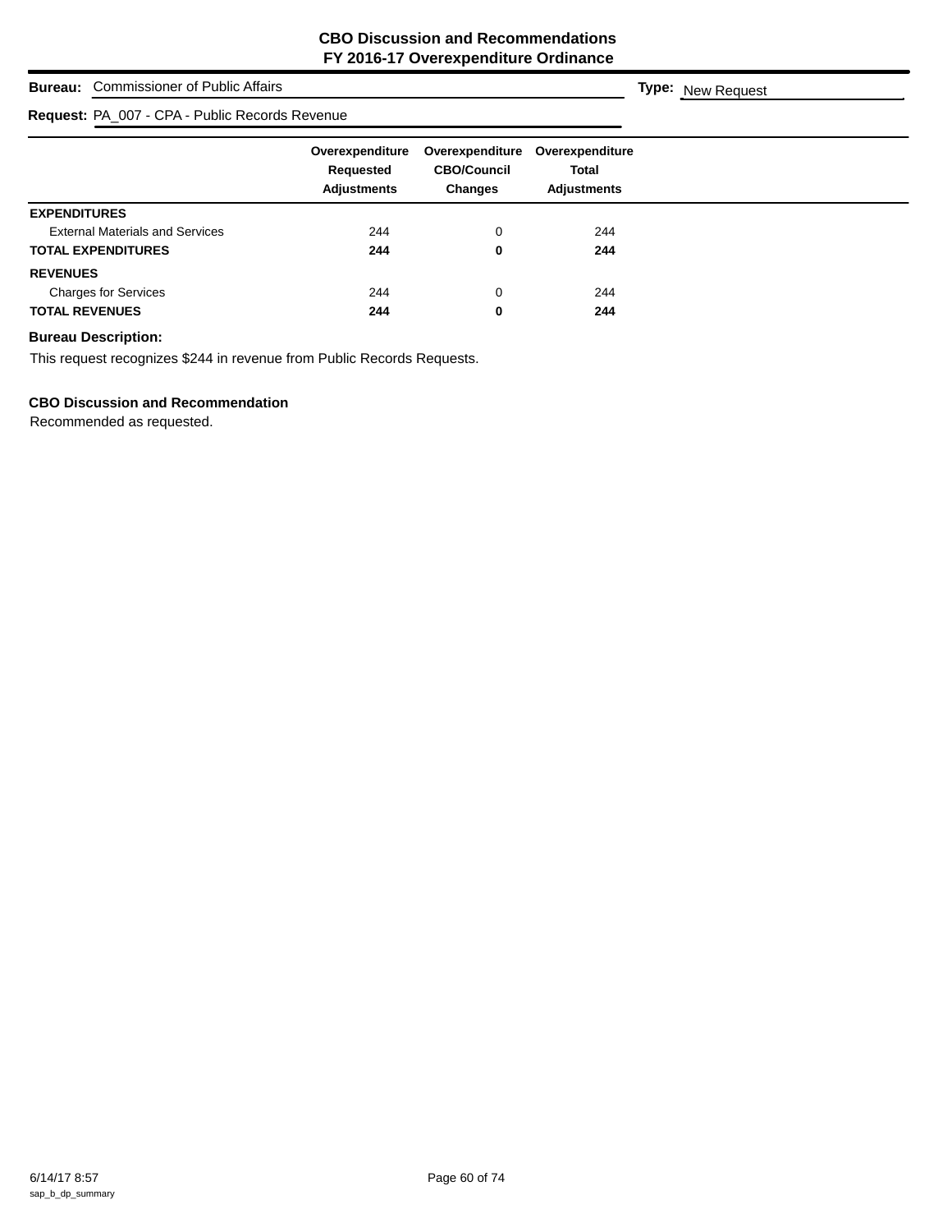# CBO Discussion and Recommendations
## FY 2016-17 Overexpenditure Ordinance

**Bureau:** Commissioner of Public Affairs

**Type:** New Request

**Request:** PA_007 - CPA - Public Records Revenue

| | Overexpenditure Requested Adjustments | Overexpenditure CBO/Council Changes | Overexpenditure Total Adjustments |
|---|---|---|---|
| **EXPENDITURES** | | | |
| External Materials and Services | 244 | 0 | 244 |
| **TOTAL EXPENDITURES** | **244** | **0** | **244** |
| **REVENUES** | | | |
| Charges for Services | 244 | 0 | 244 |
| **TOTAL REVENUES** | **244** | **0** | **244** |

**Bureau Description:**

This request recognizes $244 in revenue from Public Records Requests.

**CBO Discussion and Recommendation**

Recommended as requested.

6/14/17 8:57
sap_b_dp_summary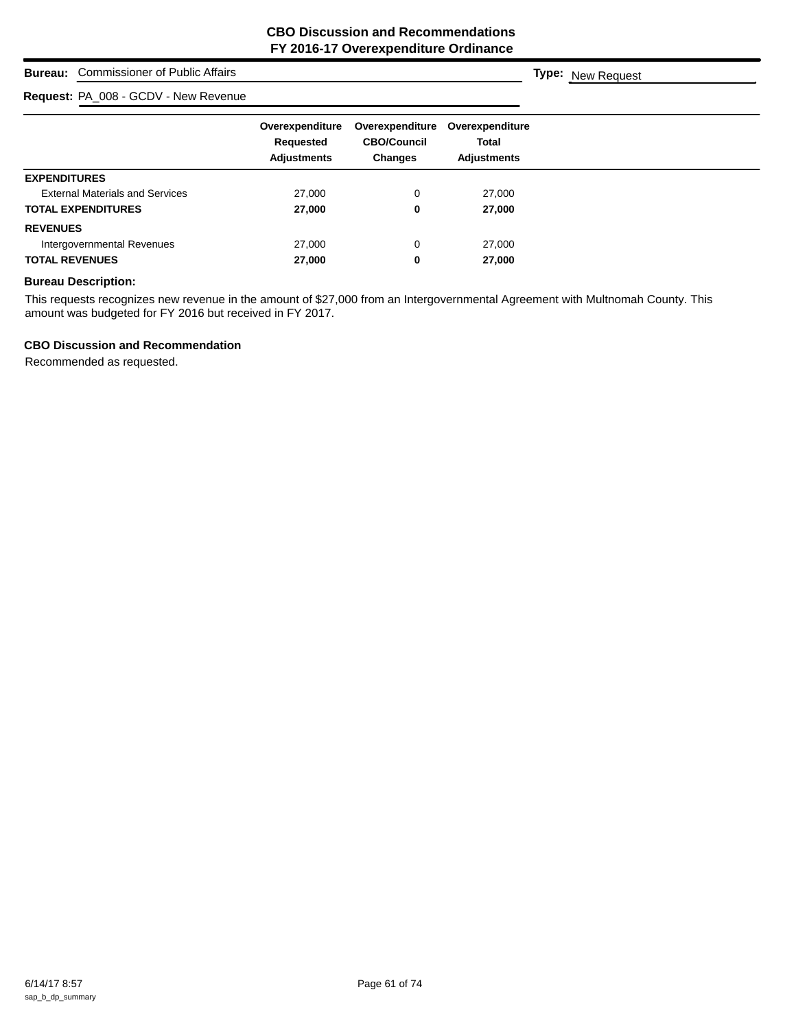## CBO Discussion and Recommendations
## FY 2016-17 Overexpenditure Ordinance

**Bureau:** Commissioner of Public Affairs **Type:** New Request

**Request:** PA_008 - GCDV - New Revenue

| | Overexpenditure Requested Adjustments | Overexpenditure CBO/Council Changes | Overexpenditure Total Adjustments |
|---|---|---|---|
| **EXPENDITURES** | | | |
| External Materials and Services | 27,000 | 0 | 27,000 |
| **TOTAL EXPENDITURES** | **27,000** | **0** | **27,000** |
| **REVENUES** | | | |
| Intergovernmental Revenues | 27,000 | 0 | 27,000 |
| **TOTAL REVENUES** | **27,000** | **0** | **27,000** |

**Bureau Description:**

This requests recognizes new revenue in the amount of $27,000 from an Intergovernmental Agreement with Multnomah County. This amount was budgeted for FY 2016 but received in FY 2017.

**CBO Discussion and Recommendation**

Recommended as requested.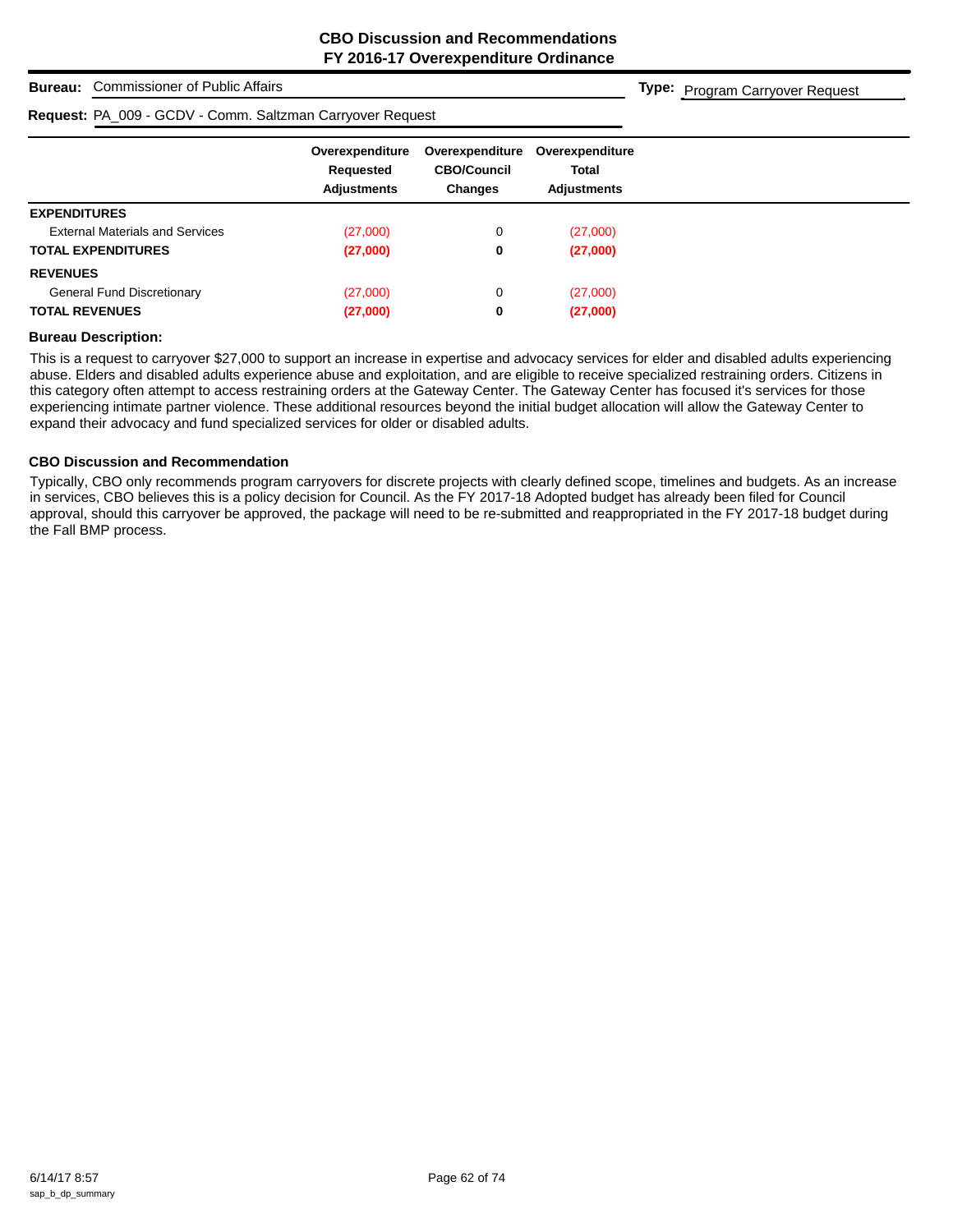**CBO Discussion and Recommendations**
**FY 2016-17 Overexpenditure Ordinance**

**Bureau:** Commissioner of Public Affairs

**Type:** Program Carryover Request

**Request:** PA_009 - GCDV - Comm. Saltzman Carryover Request

| | Overexpenditure Requested Adjustments | Overexpenditure CBO/Council Changes | Overexpenditure Total Adjustments |
|---|---|---|---|
| **EXPENDITURES** | | | |
| External Materials and Services | (27,000) | 0 | (27,000) |
| **TOTAL EXPENDITURES** | **(27,000)** | **0** | **(27,000)** |
| **REVENUES** | | | |
| General Fund Discretionary | (27,000) | 0 | (27,000) |
| **TOTAL REVENUES** | **(27,000)** | **0** | **(27,000)** |

**Bureau Description:**

This is a request to carryover $27,000 to support an increase in expertise and advocacy services for elder and disabled adults experiencing abuse. Elders and disabled adults experience abuse and exploitation, and are eligible to receive specialized restraining orders. Citizens in this category often attempt to access restraining orders at the Gateway Center. The Gateway Center has focused it's services for those experiencing intimate partner violence. These additional resources beyond the initial budget allocation will allow the Gateway Center to expand their advocacy and fund specialized services for older or disabled adults.

**CBO Discussion and Recommendation**

Typically, CBO only recommends program carryovers for discrete projects with clearly defined scope, timelines and budgets. As an increase in services, CBO believes this is a policy decision for Council. As the FY 2017-18 Adopted budget has already been filed for Council approval, should this carryover be approved, the package will need to be re-submitted and reappropriated in the FY 2017-18 budget during the Fall BMP process.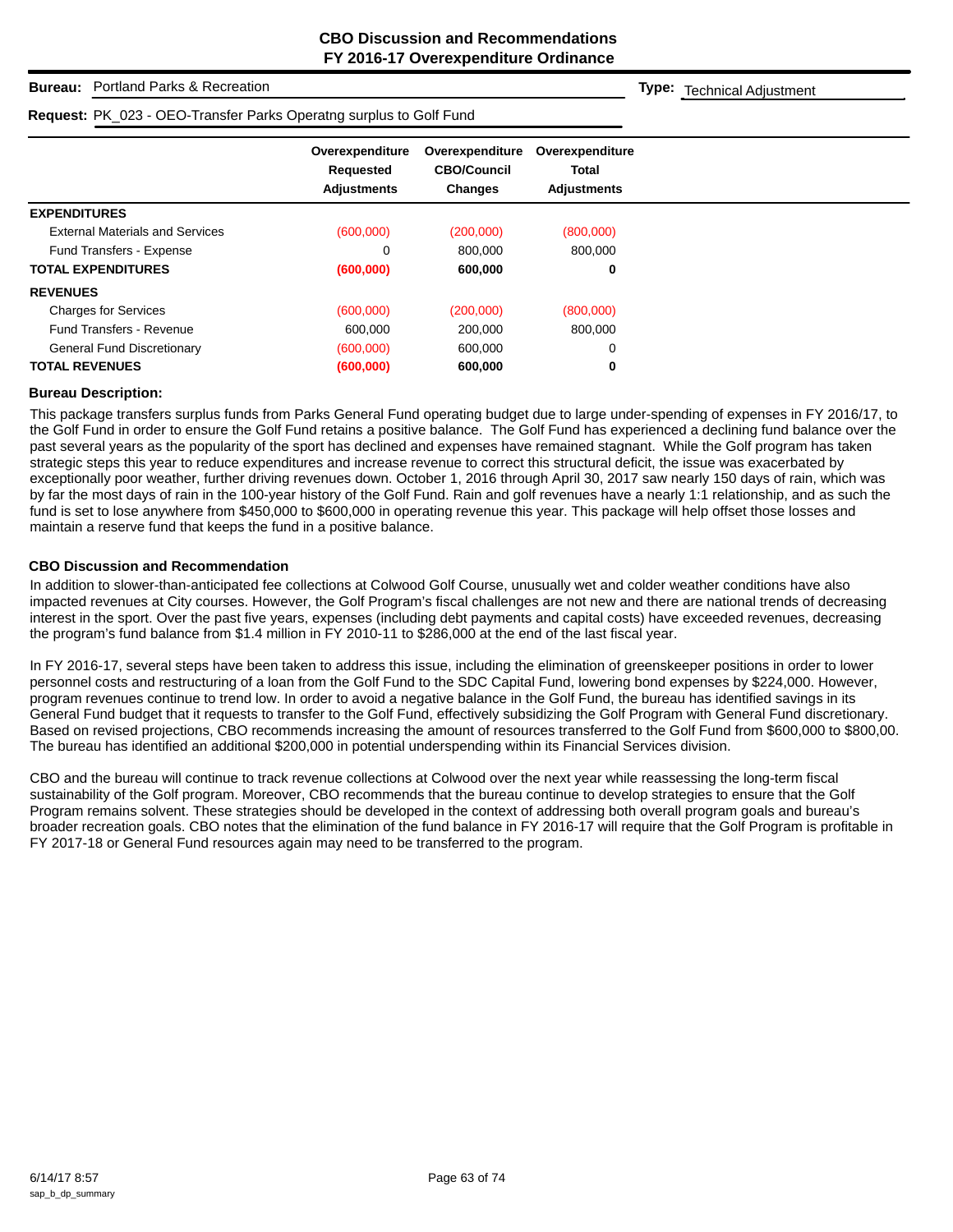## CBO Discussion and Recommendations
## FY 2016-17 Overexpenditure Ordinance

**Bureau:** Portland Parks & Recreation

**Type:** Technical Adjustment

**Request:** PK_023 - OEO-Transfer Parks Operatng surplus to Golf Fund

| | Overexpenditure Requested Adjustments | Overexpenditure CBO/Council Changes | Overexpenditure Total Adjustments |
|---|---|---|---|
| **EXPENDITURES** | | | |
| External Materials and Services | (600,000) | (200,000) | (800,000) |
| Fund Transfers - Expense | 0 | 800,000 | 800,000 |
| **TOTAL EXPENDITURES** | **(600,000)** | **600,000** | **0** |
| **REVENUES** | | | |
| Charges for Services | (600,000) | (200,000) | (800,000) |
| Fund Transfers - Revenue | 600,000 | 200,000 | 800,000 |
| General Fund Discretionary | (600,000) | 600,000 | 0 |
| **TOTAL REVENUES** | **(600,000)** | **600,000** | **0** |

### Bureau Description:

This package transfers surplus funds from Parks General Fund operating budget due to large under-spending of expenses in FY 2016/17, to the Golf Fund in order to ensure the Golf Fund retains a positive balance. The Golf Fund has experienced a declining fund balance over the past several years as the popularity of the sport has declined and expenses have remained stagnant. While the Golf program has taken strategic steps this year to reduce expenditures and increase revenue to correct this structural deficit, the issue was exacerbated by exceptionally poor weather, further driving revenues down. October 1, 2016 through April 30, 2017 saw nearly 150 days of rain, which was by far the most days of rain in the 100-year history of the Golf Fund. Rain and golf revenues have a nearly 1:1 relationship, and as such the fund is set to lose anywhere from $450,000 to $600,000 in operating revenue this year. This package will help offset those losses and maintain a reserve fund that keeps the fund in a positive balance.

### CBO Discussion and Recommendation

In addition to slower-than-anticipated fee collections at Colwood Golf Course, unusually wet and colder weather conditions have also impacted revenues at City courses. However, the Golf Program's fiscal challenges are not new and there are national trends of decreasing interest in the sport. Over the past five years, expenses (including debt payments and capital costs) have exceeded revenues, decreasing the program's fund balance from $1.4 million in FY 2010-11 to $286,000 at the end of the last fiscal year.

In FY 2016-17, several steps have been taken to address this issue, including the elimination of greenskeeper positions in order to lower personnel costs and restructuring of a loan from the Golf Fund to the SDC Capital Fund, lowering bond expenses by $224,000. However, program revenues continue to trend low. In order to avoid a negative balance in the Golf Fund, the bureau has identified savings in its General Fund budget that it requests to transfer to the Golf Fund, effectively subsidizing the Golf Program with General Fund discretionary. Based on revised projections, CBO recommends increasing the amount of resources transferred to the Golf Fund from $600,000 to $800,00. The bureau has identified an additional $200,000 in potential underspending within its Financial Services division.

CBO and the bureau will continue to track revenue collections at Colwood over the next year while reassessing the long-term fiscal sustainability of the Golf program. Moreover, CBO recommends that the bureau continue to develop strategies to ensure that the Golf Program remains solvent. These strategies should be developed in the context of addressing both overall program goals and bureau's broader recreation goals. CBO notes that the elimination of the fund balance in FY 2016-17 will require that the Golf Program is profitable in FY 2017-18 or General Fund resources again may need to be transferred to the program.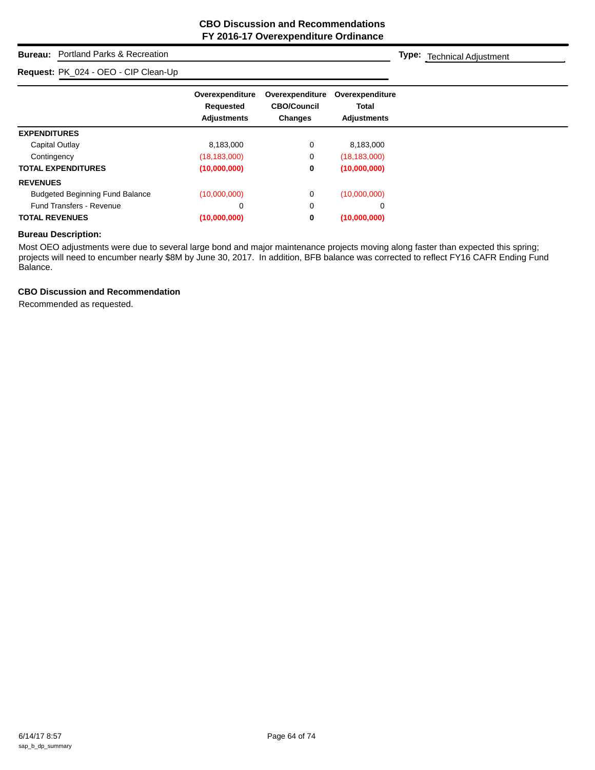# CBO Discussion and Recommendations
## FY 2016-17 Overexpenditure Ordinance

**Bureau:** Portland Parks & Recreation

**Type:** Technical Adjustment

**Request:** PK_024 - OEO - CIP Clean-Up

| | Overexpenditure Requested Adjustments | Overexpenditure CBO/Council Changes | Overexpenditure Total Adjustments |
|---|---|---|---|
| **EXPENDITURES** | | | |
| Capital Outlay | 8,183,000 | 0 | 8,183,000 |
| Contingency | (18,183,000) | 0 | (18,183,000) |
| **TOTAL EXPENDITURES** | **(10,000,000)** | **0** | **(10,000,000)** |
| **REVENUES** | | | |
| Budgeted Beginning Fund Balance | (10,000,000) | 0 | (10,000,000) |
| Fund Transfers - Revenue | 0 | 0 | 0 |
| **TOTAL REVENUES** | **(10,000,000)** | **0** | **(10,000,000)** |

### Bureau Description:

Most OEO adjustments were due to several large bond and major maintenance projects moving along faster than expected this spring; projects will need to encumber nearly $8M by June 30, 2017. In addition, BFB balance was corrected to reflect FY16 CAFR Ending Fund Balance.

### CBO Discussion and Recommendation

Recommended as requested.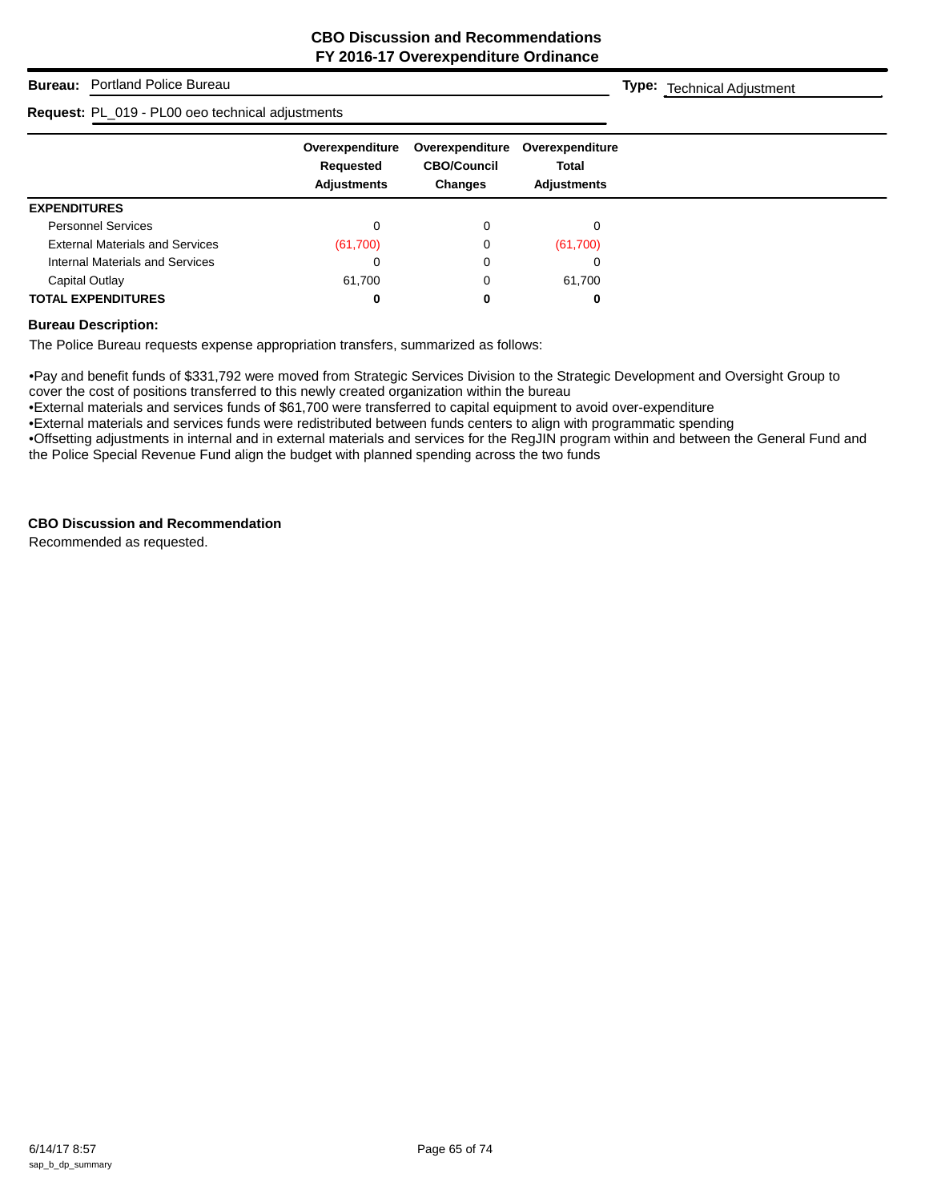## CBO Discussion and Recommendations
## FY 2016-17 Overexpenditure Ordinance

**Bureau:** Portland Police Bureau **Type:** Technical Adjustment

**Request:** PL_019 - PL00 oeo technical adjustments

| | Overexpenditure Requested Adjustments | Overexpenditure CBO/Council Changes | Overexpenditure Total Adjustments |
|---|---|---|---|
| **EXPENDITURES** | | | |
| Personnel Services | 0 | 0 | 0 |
| External Materials and Services | (61,700) | 0 | (61,700) |
| Internal Materials and Services | 0 | 0 | 0 |
| Capital Outlay | 61,700 | 0 | 61,700 |
| **TOTAL EXPENDITURES** | **0** | **0** | **0** |

**Bureau Description:**

The Police Bureau requests expense appropriation transfers, summarized as follows:

•Pay and benefit funds of $331,792 were moved from Strategic Services Division to the Strategic Development and Oversight Group to cover the cost of positions transferred to this newly created organization within the bureau
•External materials and services funds of $61,700 were transferred to capital equipment to avoid over-expenditure
•External materials and services funds were redistributed between funds centers to align with programmatic spending
•Offsetting adjustments in internal and in external materials and services for the RegJIN program within and between the General Fund and the Police Special Revenue Fund align the budget with planned spending across the two funds

**CBO Discussion and Recommendation**

Recommended as requested.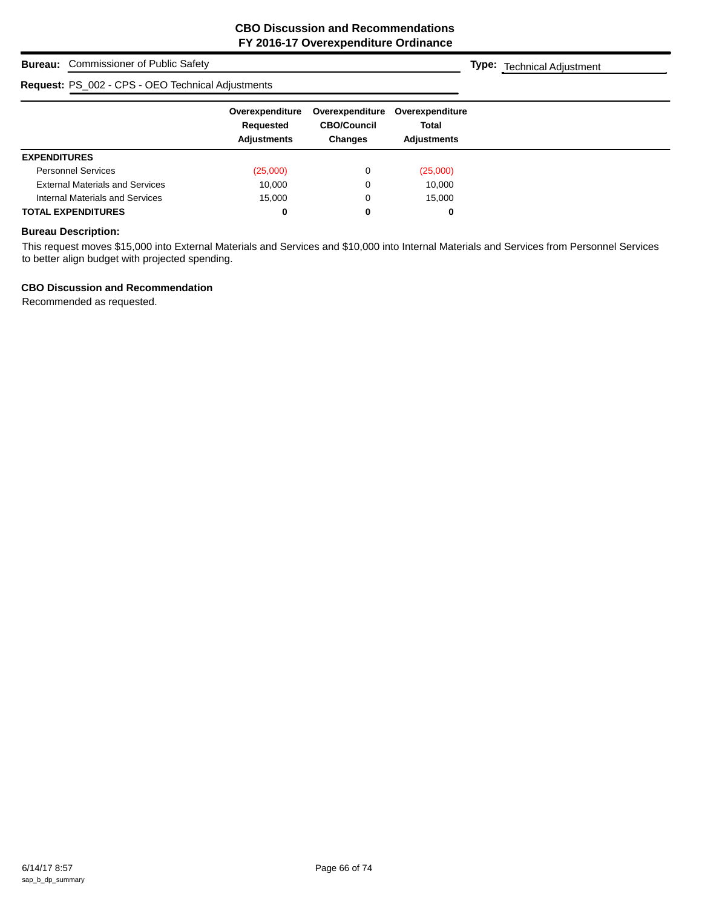# CBO Discussion and Recommendations
## FY 2016-17 Overexpenditure Ordinance

**Bureau:** Commissioner of Public Safety **Type:** Technical Adjustment

**Request:** PS_002 - CPS - OEO Technical Adjustments

| | Overexpenditure Requested Adjustments | Overexpenditure CBO/Council Changes | Overexpenditure Total Adjustments |
|---|---|---|---|
| **EXPENDITURES** | | | |
| Personnel Services | (25,000) | 0 | (25,000) |
| External Materials and Services | 10,000 | 0 | 10,000 |
| Internal Materials and Services | 15,000 | 0 | 15,000 |
| **TOTAL EXPENDITURES** | **0** | **0** | **0** |

**Bureau Description:**

This request moves $15,000 into External Materials and Services and $10,000 into Internal Materials and Services from Personnel Services to better align budget with projected spending.

**CBO Discussion and Recommendation**

Recommended as requested.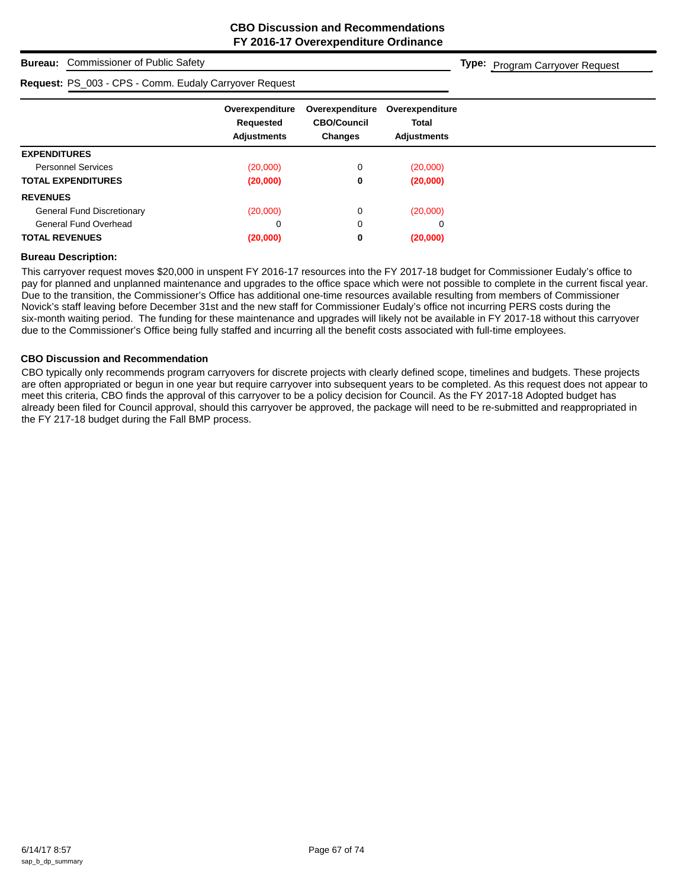# CBO Discussion and Recommendations
## FY 2016-17 Overexpenditure Ordinance

**Bureau:** Commissioner of Public Safety

**Type:** Program Carryover Request

**Request:** PS_003 - CPS - Comm. Eudaly Carryover Request

| | Overexpenditure Requested Adjustments | Overexpenditure CBO/Council Changes | Overexpenditure Total Adjustments |
|---|---|---|---|
| **EXPENDITURES** | | | |
| Personnel Services | (20,000) | 0 | (20,000) |
| **TOTAL EXPENDITURES** | **(20,000)** | **0** | **(20,000)** |
| **REVENUES** | | | |
| General Fund Discretionary | (20,000) | 0 | (20,000) |
| General Fund Overhead | 0 | 0 | 0 |
| **TOTAL REVENUES** | **(20,000)** | **0** | **(20,000)** |

**Bureau Description:**

This carryover request moves $20,000 in unspent FY 2016-17 resources into the FY 2017-18 budget for Commissioner Eudaly's office to pay for planned and unplanned maintenance and upgrades to the office space which were not possible to complete in the current fiscal year. Due to the transition, the Commissioner's Office has additional one-time resources available resulting from members of Commissioner Novick's staff leaving before December 31st and the new staff for Commissioner Eudaly's office not incurring PERS costs during the six-month waiting period. The funding for these maintenance and upgrades will likely not be available in FY 2017-18 without this carryover due to the Commissioner's Office being fully staffed and incurring all the benefit costs associated with full-time employees.

**CBO Discussion and Recommendation**

CBO typically only recommends program carryovers for discrete projects with clearly defined scope, timelines and budgets. These projects are often appropriated or begun in one year but require carryover into subsequent years to be completed. As this request does not appear to meet this criteria, CBO finds the approval of this carryover to be a policy decision for Council. As the FY 2017-18 Adopted budget has already been filed for Council approval, should this carryover be approved, the package will need to be re-submitted and reappropriated in the FY 217-18 budget during the Fall BMP process.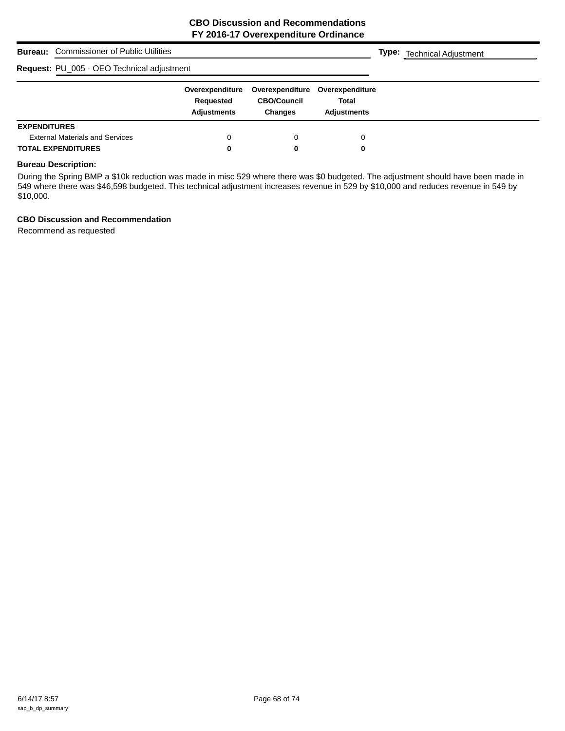# CBO Discussion and Recommendations
## FY 2016-17 Overexpenditure Ordinance

**Bureau:** Commissioner of Public Utilities **Type:** Technical Adjustment

**Request:** PU_005 - OEO Technical adjustment

| | Overexpenditure Requested Adjustments | Overexpenditure CBO/Council Changes | Overexpenditure Total Adjustments |
|---|---|---|---|
| **EXPENDITURES** | | | |
| External Materials and Services | 0 | 0 | 0 |
| **TOTAL EXPENDITURES** | **0** | **0** | **0** |

**Bureau Description:**

During the Spring BMP a $10k reduction was made in misc 529 where there was $0 budgeted. The adjustment should have been made in 549 where there was $46,598 budgeted. This technical adjustment increases revenue in 529 by $10,000 and reduces revenue in 549 by $10,000.

**CBO Discussion and Recommendation**

Recommend as requested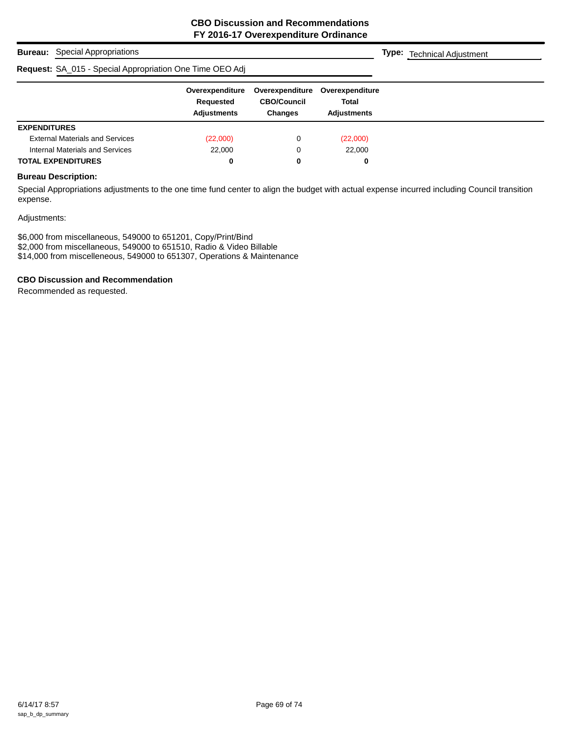## CBO Discussion and Recommendations
## FY 2016-17 Overexpenditure Ordinance

**Bureau:** Special Appropriations **Type:** Technical Adjustment

**Request:** SA_015 - Special Appropriation One Time OEO Adj

| | Overexpenditure Requested Adjustments | Overexpenditure CBO/Council Changes | Overexpenditure Total Adjustments |
|---|---|---|---|
| **EXPENDITURES** | | | |
| External Materials and Services | (22,000) | 0 | (22,000) |
| Internal Materials and Services | 22,000 | 0 | 22,000 |
| **TOTAL EXPENDITURES** | **0** | **0** | **0** |

### Bureau Description:

Special Appropriations adjustments to the one time fund center to align the budget with actual expense incurred including Council transition expense.

Adjustments:

$6,000 from miscellaneous, 549000 to 651201, Copy/Print/Bind
$2,000 from miscellaneous, 549000 to 651510, Radio & Video Billable
$14,000 from miscelleneous, 549000 to 651307, Operations & Maintenance

### CBO Discussion and Recommendation

Recommended as requested.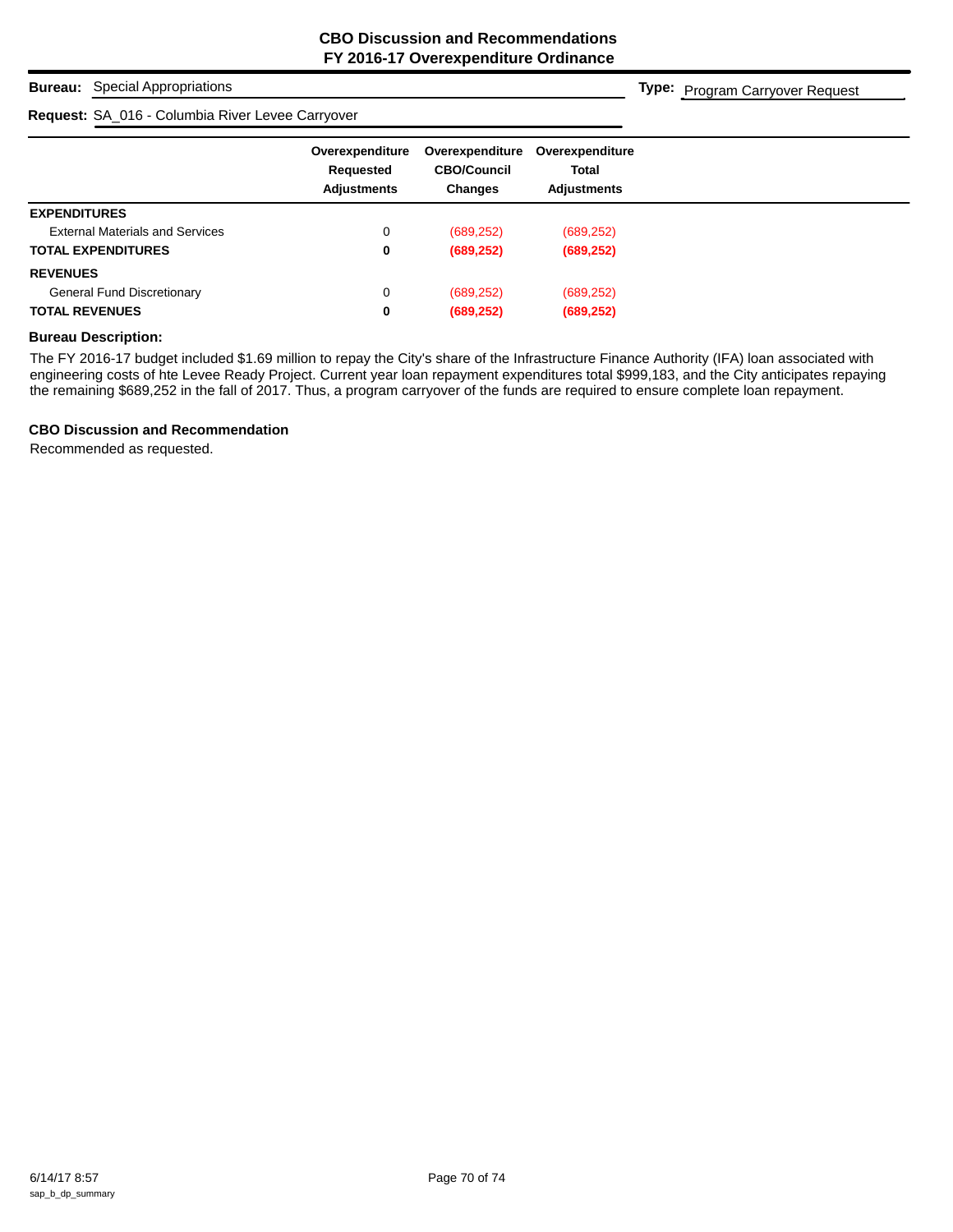# CBO Discussion and Recommendations
## FY 2016-17 Overexpenditure Ordinance

**Bureau:** Special Appropriations

**Type:** Program Carryover Request

**Request:** SA_016 - Columbia River Levee Carryover

| | Overexpenditure Requested Adjustments | Overexpenditure CBO/Council Changes | Overexpenditure Total Adjustments |
|---|---|---|---|
| **EXPENDITURES** | | | |
| External Materials and Services | 0 | (689,252) | (689,252) |
| **TOTAL EXPENDITURES** | **0** | **(689,252)** | **(689,252)** |
| **REVENUES** | | | |
| General Fund Discretionary | 0 | (689,252) | (689,252) |
| **TOTAL REVENUES** | **0** | **(689,252)** | **(689,252)** |

**Bureau Description:**

The FY 2016-17 budget included $1.69 million to repay the City's share of the Infrastructure Finance Authority (IFA) loan associated with engineering costs of hte Levee Ready Project. Current year loan repayment expenditures total $999,183, and the City anticipates repaying the remaining $689,252 in the fall of 2017. Thus, a program carryover of the funds are required to ensure complete loan repayment.

**CBO Discussion and Recommendation**

Recommended as requested.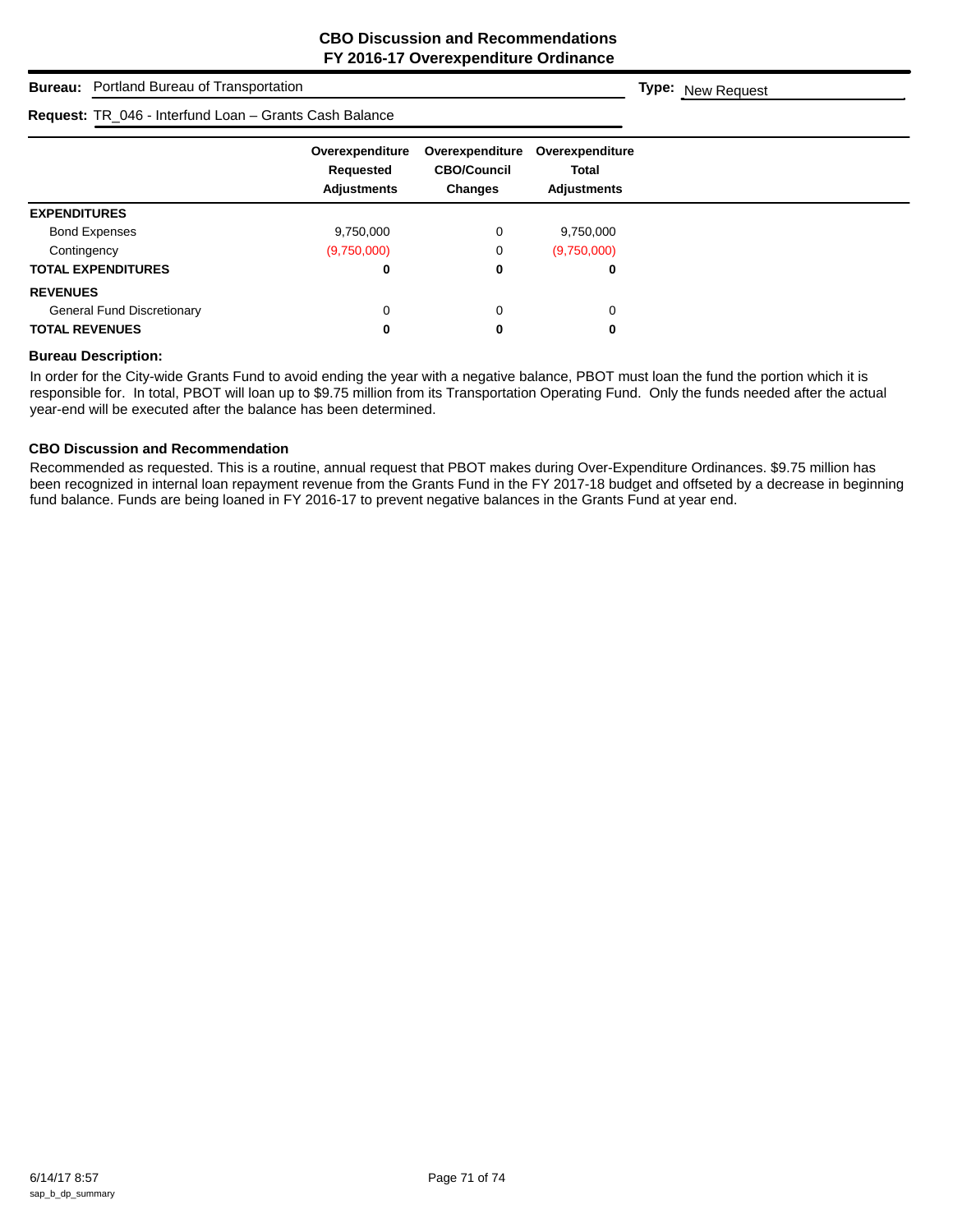# CBO Discussion and Recommendations
## FY 2016-17 Overexpenditure Ordinance

**Bureau:** Portland Bureau of Transportation

**Type:** New Request

**Request:** TR_046 - Interfund Loan – Grants Cash Balance

| | Overexpenditure Requested Adjustments | Overexpenditure CBO/Council Changes | Overexpenditure Total Adjustments |
|---|---|---|---|
| **EXPENDITURES** | | | |
| Bond Expenses | 9,750,000 | 0 | 9,750,000 |
| Contingency | (9,750,000) | 0 | (9,750,000) |
| **TOTAL EXPENDITURES** | **0** | **0** | **0** |
| **REVENUES** | | | |
| General Fund Discretionary | 0 | 0 | 0 |
| **TOTAL REVENUES** | **0** | **0** | **0** |

**Bureau Description:**

In order for the City-wide Grants Fund to avoid ending the year with a negative balance, PBOT must loan the fund the portion which it is responsible for. In total, PBOT will loan up to $9.75 million from its Transportation Operating Fund. Only the funds needed after the actual year-end will be executed after the balance has been determined.

**CBO Discussion and Recommendation**

Recommended as requested. This is a routine, annual request that PBOT makes during Over-Expenditure Ordinances. $9.75 million has been recognized in internal loan repayment revenue from the Grants Fund in the FY 2017-18 budget and offseted by a decrease in beginning fund balance. Funds are being loaned in FY 2016-17 to prevent negative balances in the Grants Fund at year end.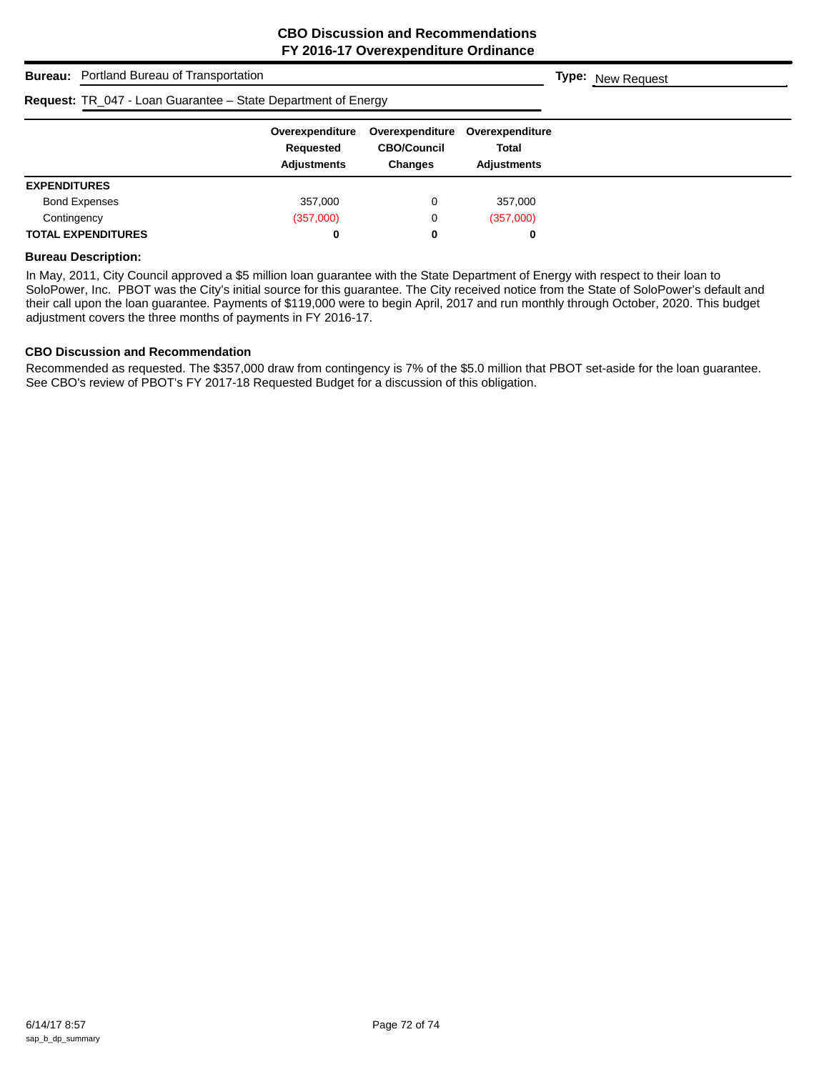## CBO Discussion and Recommendations
## FY 2016-17 Overexpenditure Ordinance

**Bureau:** Portland Bureau of Transportation

**Type:** New Request

**Request:** TR_047 - Loan Guarantee – State Department of Energy

| | Overexpenditure Requested Adjustments | Overexpenditure CBO/Council Changes | Overexpenditure Total Adjustments |
|---|---|---|---|
| **EXPENDITURES** | | | |
| Bond Expenses | 357,000 | 0 | 357,000 |
| Contingency | (357,000) | 0 | (357,000) |
| **TOTAL EXPENDITURES** | **0** | **0** | **0** |

**Bureau Description:**

In May, 2011, City Council approved a $5 million loan guarantee with the State Department of Energy with respect to their loan to SoloPower, Inc. PBOT was the City's initial source for this guarantee. The City received notice from the State of SoloPower's default and their call upon the loan guarantee. Payments of $119,000 were to begin April, 2017 and run monthly through October, 2020. This budget adjustment covers the three months of payments in FY 2016-17.

**CBO Discussion and Recommendation**

Recommended as requested. The $357,000 draw from contingency is 7% of the $5.0 million that PBOT set-aside for the loan guarantee. See CBO's review of PBOT's FY 2017-18 Requested Budget for a discussion of this obligation.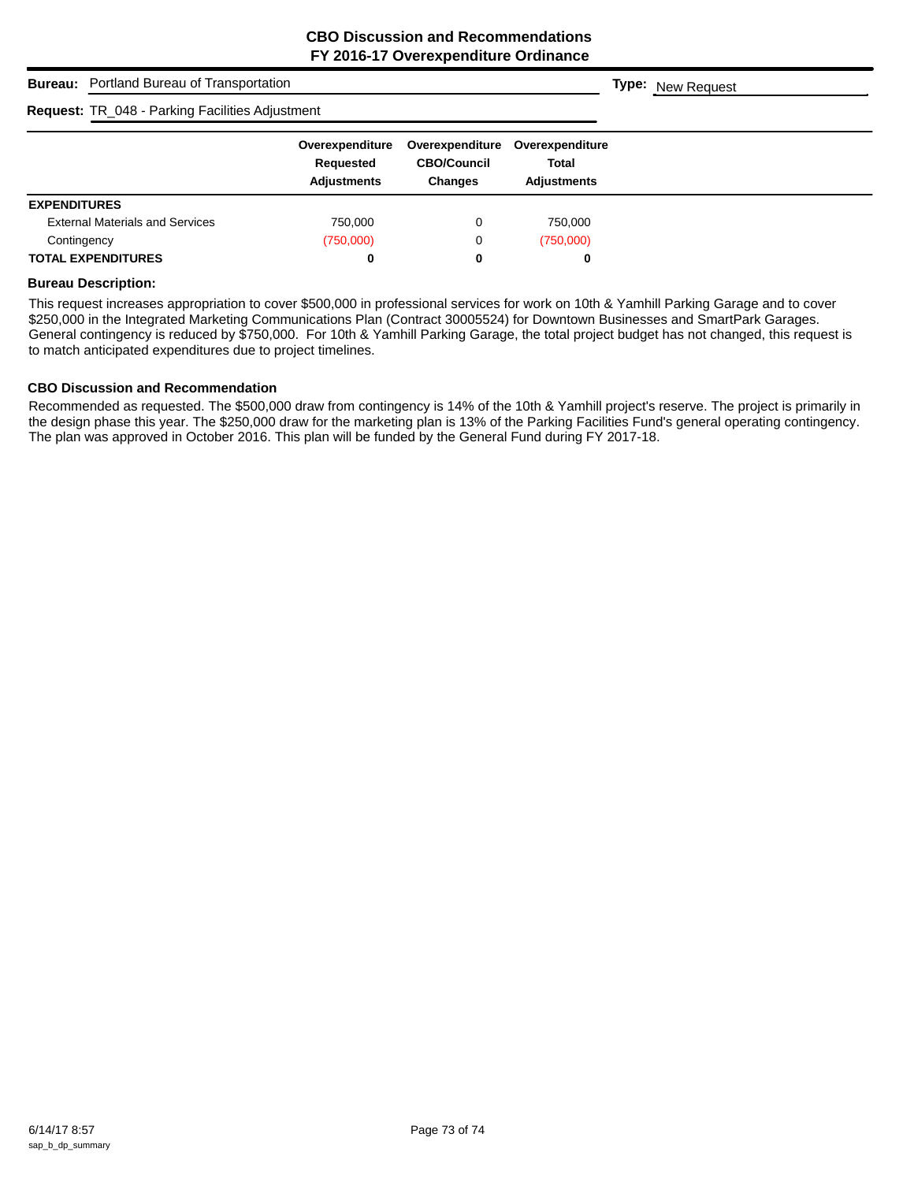## CBO Discussion and Recommendations
## FY 2016-17 Overexpenditure Ordinance

**Bureau:** Portland Bureau of Transportation

**Type:** New Request

**Request:** TR_048 - Parking Facilities Adjustment

| | Overexpenditure Requested Adjustments | Overexpenditure CBO/Council Changes | Overexpenditure Total Adjustments |
|---|---|---|---|
| **EXPENDITURES** | | | |
| External Materials and Services | 750,000 | 0 | 750,000 |
| Contingency | (750,000) | 0 | (750,000) |
| **TOTAL EXPENDITURES** | **0** | **0** | **0** |

**Bureau Description:**

This request increases appropriation to cover $500,000 in professional services for work on 10th & Yamhill Parking Garage and to cover $250,000 in the Integrated Marketing Communications Plan (Contract 30005524) for Downtown Businesses and SmartPark Garages. General contingency is reduced by $750,000. For 10th & Yamhill Parking Garage, the total project budget has not changed, this request is to match anticipated expenditures due to project timelines.

**CBO Discussion and Recommendation**

Recommended as requested. The $500,000 draw from contingency is 14% of the 10th & Yamhill project's reserve. The project is primarily in the design phase this year. The $250,000 draw for the marketing plan is 13% of the Parking Facilities Fund's general operating contingency. The plan was approved in October 2016. This plan will be funded by the General Fund during FY 2017-18.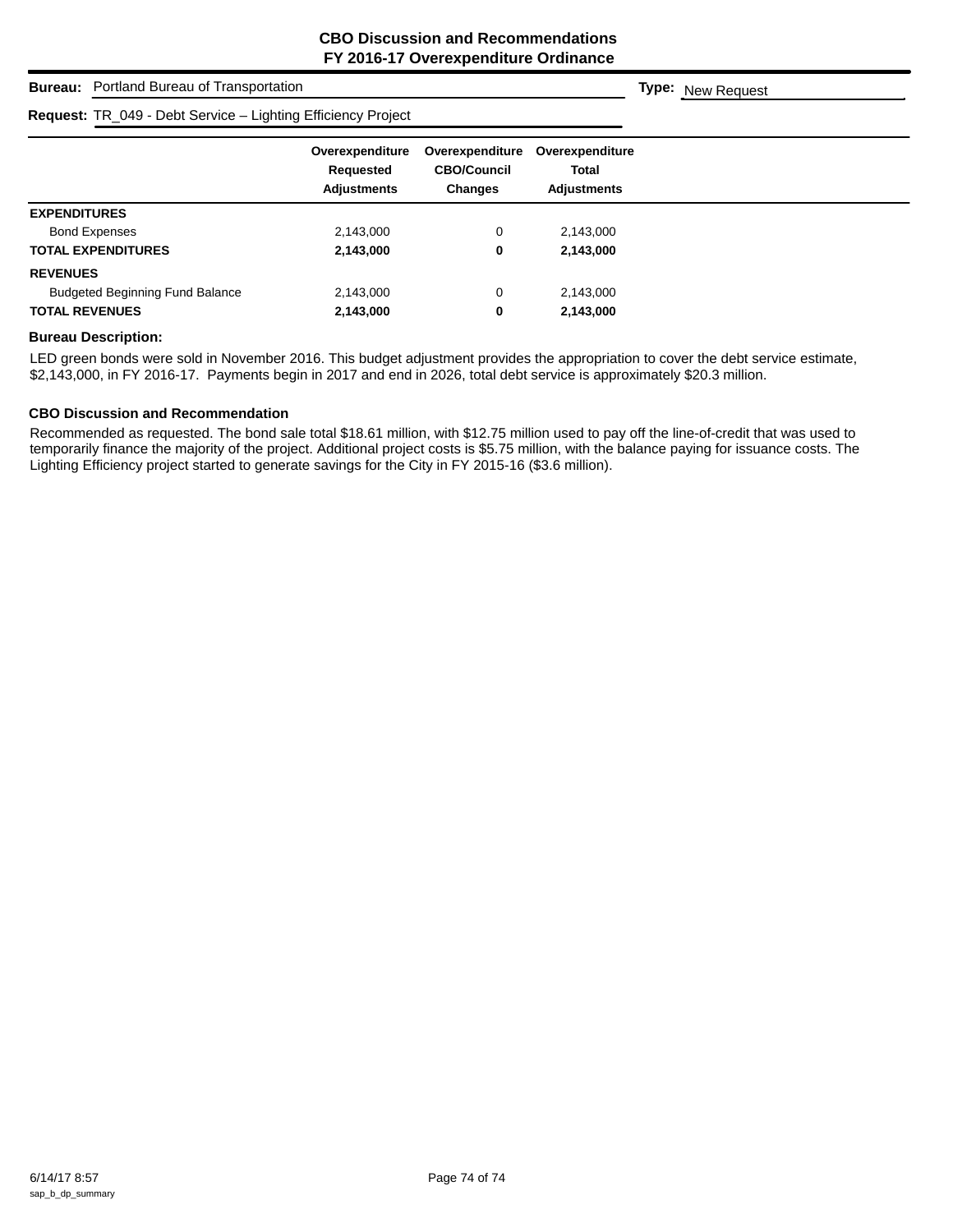# CBO Discussion and Recommendations
## FY 2016-17 Overexpenditure Ordinance

**Bureau:** Portland Bureau of Transportation

**Type:** New Request

**Request:** TR_049 - Debt Service – Lighting Efficiency Project

| | Overexpenditure Requested Adjustments | Overexpenditure CBO/Council Changes | Overexpenditure Total Adjustments |
|---|---|---|---|
| **EXPENDITURES** | | | |
| Bond Expenses | 2,143,000 | 0 | 2,143,000 |
| **TOTAL EXPENDITURES** | **2,143,000** | **0** | **2,143,000** |
| **REVENUES** | | | |
| Budgeted Beginning Fund Balance | 2,143,000 | 0 | 2,143,000 |
| **TOTAL REVENUES** | **2,143,000** | **0** | **2,143,000** |

**Bureau Description:**

LED green bonds were sold in November 2016. This budget adjustment provides the appropriation to cover the debt service estimate, $2,143,000, in FY 2016-17. Payments begin in 2017 and end in 2026, total debt service is approximately $20.3 million.

**CBO Discussion and Recommendation**

Recommended as requested. The bond sale total $18.61 million, with $12.75 million used to pay off the line-of-credit that was used to temporarily finance the majority of the project. Additional project costs is $5.75 million, with the balance paying for issuance costs. The Lighting Efficiency project started to generate savings for the City in FY 2015-16 ($3.6 million).

6/14/17 8:57
sap_b_dp_summary